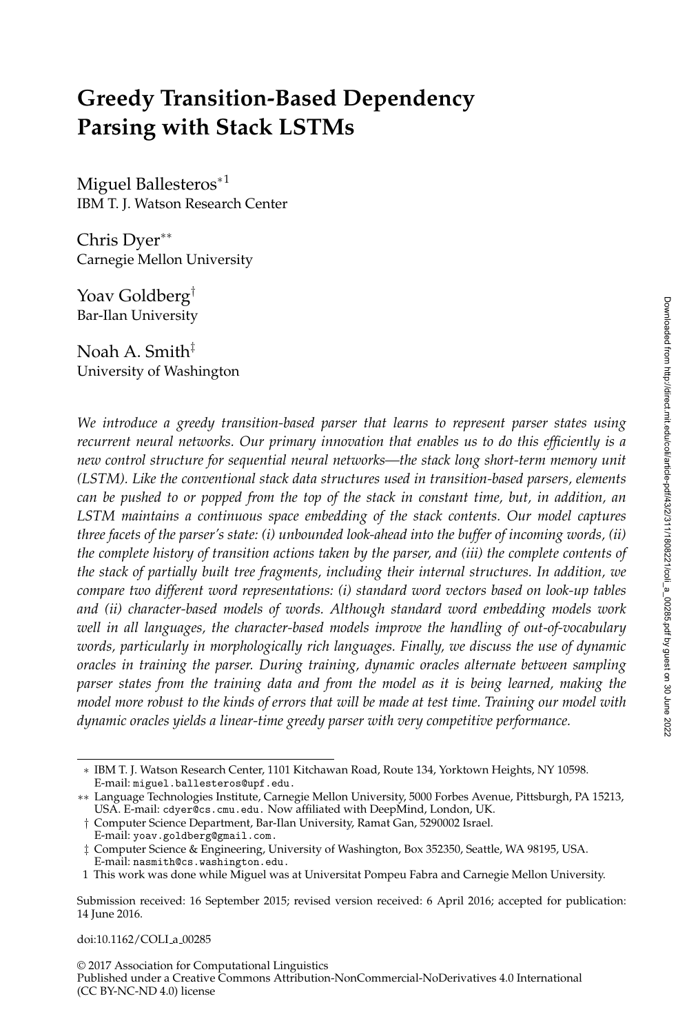# Greedy Transition-Based Dependency Parsing with Stack LSTMs

Miguel Ballesteros[*1]
IBM T. J. Watson Research Center

Chris Dyer[**]
Carnegie Mellon University

Yoav Goldberg[†]
Bar-Ilan University

Noah A. Smith[‡]
University of Washington

*We introduce a greedy transition-based parser that learns to represent parser states using recurrent neural networks. Our primary innovation that enables us to do this efficiently is a new control structure for sequential neural networks—the stack long short-term memory unit (LSTM). Like the conventional stack data structures used in transition-based parsers, elements can be pushed to or popped from the top of the stack in constant time, but, in addition, an LSTM maintains a continuous space embedding of the stack contents. Our model captures three facets of the parser's state: (i) unbounded look-ahead into the buffer of incoming words, (ii) the complete history of transition actions taken by the parser, and (iii) the complete contents of the stack of partially built tree fragments, including their internal structures. In addition, we compare two different word representations: (i) standard word vectors based on look-up tables and (ii) character-based models of words. Although standard word embedding models work well in all languages, the character-based models improve the handling of out-of-vocabulary words, particularly in morphologically rich languages. Finally, we discuss the use of dynamic oracles in training the parser. During training, dynamic oracles alternate between sampling parser states from the training data and from the model as it is being learned, making the model more robust to the kinds of errors that will be made at test time. Training our model with dynamic oracles yields a linear-time greedy parser with very competitive performance.*

---

[*] IBM T. J. Watson Research Center, 1101 Kitchawan Road, Route 134, Yorktown Heights, NY 10598. E-mail: `miguel.ballesteros@upf.edu`.

[**] Language Technologies Institute, Carnegie Mellon University, 5000 Forbes Avenue, Pittsburgh, PA 15213, USA. E-mail: `cdyer@cs.cmu.edu`. Now affiliated with DeepMind, London, UK.

[†] Computer Science Department, Bar-Ilan University, Ramat Gan, 5290002 Israel. E-mail: `yoav.goldberg@gmail.com`.

[‡] Computer Science & Engineering, University of Washington, Box 352350, Seattle, WA 98195, USA. E-mail: `nasmith@cs.washington.edu`.

[1] This work was done while Miguel was at Universitat Pompeu Fabra and Carnegie Mellon University.

Submission received: 16 September 2015; revised version received: 6 April 2016; accepted for publication: 14 June 2016.

doi:10.1162/COLI_a_00285

© 2017 Association for Computational Linguistics
Published under a Creative Commons Attribution-NonCommercial-NoDerivatives 4.0 International (CC BY-NC-ND 4.0) license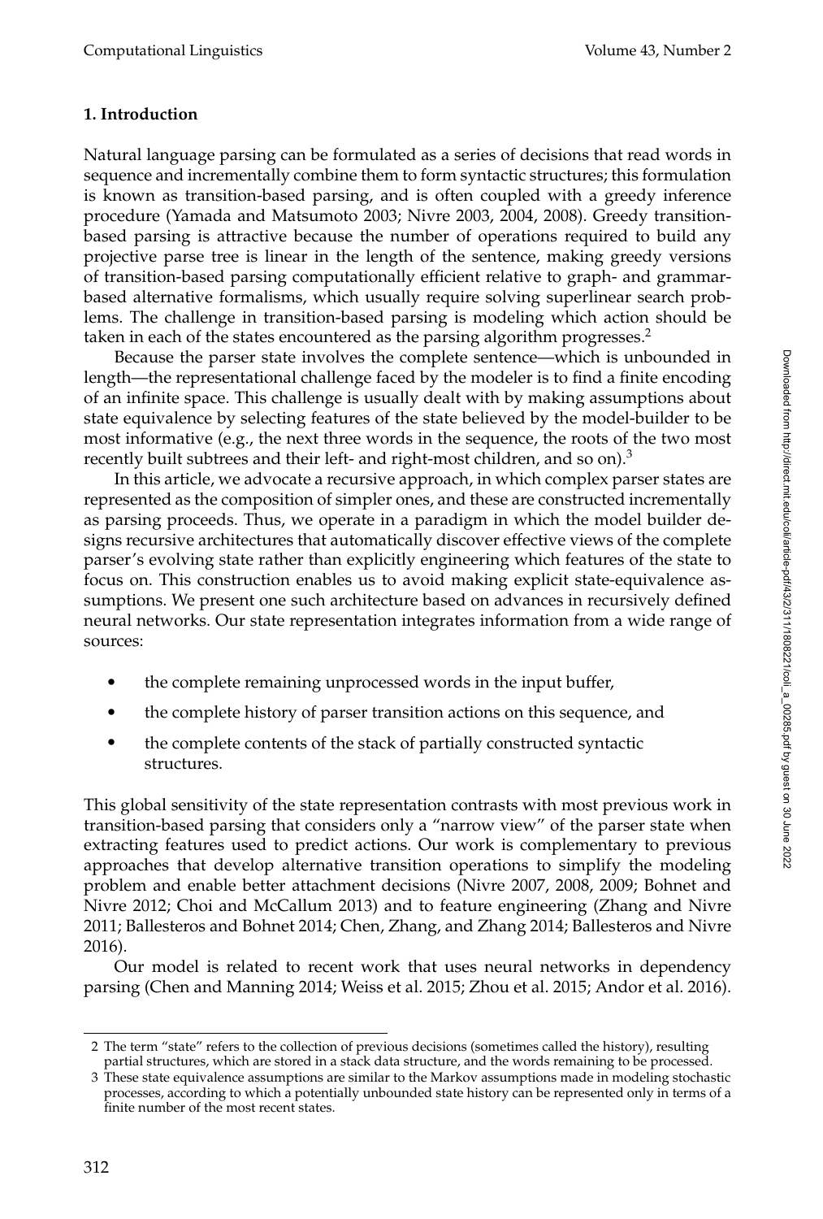## 1. Introduction

Natural language parsing can be formulated as a series of decisions that read words in sequence and incrementally combine them to form syntactic structures; this formulation is known as transition-based parsing, and is often coupled with a greedy inference procedure (Yamada and Matsumoto 2003; Nivre 2003, 2004, 2008). Greedy transition-based parsing is attractive because the number of operations required to build any projective parse tree is linear in the length of the sentence, making greedy versions of transition-based parsing computationally efficient relative to graph- and grammar-based alternative formalisms, which usually require solving superlinear search problems. The challenge in transition-based parsing is modeling which action should be taken in each of the states encountered as the parsing algorithm progresses.[2]

Because the parser state involves the complete sentence—which is unbounded in length—the representational challenge faced by the modeler is to find a finite encoding of an infinite space. This challenge is usually dealt with by making assumptions about state equivalence by selecting features of the state believed by the model-builder to be most informative (e.g., the next three words in the sequence, the roots of the two most recently built subtrees and their left- and right-most children, and so on).[3]

In this article, we advocate a recursive approach, in which complex parser states are represented as the composition of simpler ones, and these are constructed incrementally as parsing proceeds. Thus, we operate in a paradigm in which the model builder designs recursive architectures that automatically discover effective views of the complete parser's evolving state rather than explicitly engineering which features of the state to focus on. This construction enables us to avoid making explicit state-equivalence assumptions. We present one such architecture based on advances in recursively defined neural networks. Our state representation integrates information from a wide range of sources:

- the complete remaining unprocessed words in the input buffer,
- the complete history of parser transition actions on this sequence, and
- the complete contents of the stack of partially constructed syntactic structures.

This global sensitivity of the state representation contrasts with most previous work in transition-based parsing that considers only a "narrow view" of the parser state when extracting features used to predict actions. Our work is complementary to previous approaches that develop alternative transition operations to simplify the modeling problem and enable better attachment decisions (Nivre 2007, 2008, 2009; Bohnet and Nivre 2012; Choi and McCallum 2013) and to feature engineering (Zhang and Nivre 2011; Ballesteros and Bohnet 2014; Chen, Zhang, and Zhang 2014; Ballesteros and Nivre 2016).

Our model is related to recent work that uses neural networks in dependency parsing (Chen and Manning 2014; Weiss et al. 2015; Zhou et al. 2015; Andor et al. 2016).

---

2 The term "state" refers to the collection of previous decisions (sometimes called the history), resulting partial structures, which are stored in a stack data structure, and the words remaining to be processed.

3 These state equivalence assumptions are similar to the Markov assumptions made in modeling stochastic processes, according to which a potentially unbounded state history can be represented only in terms of a finite number of the most recent states.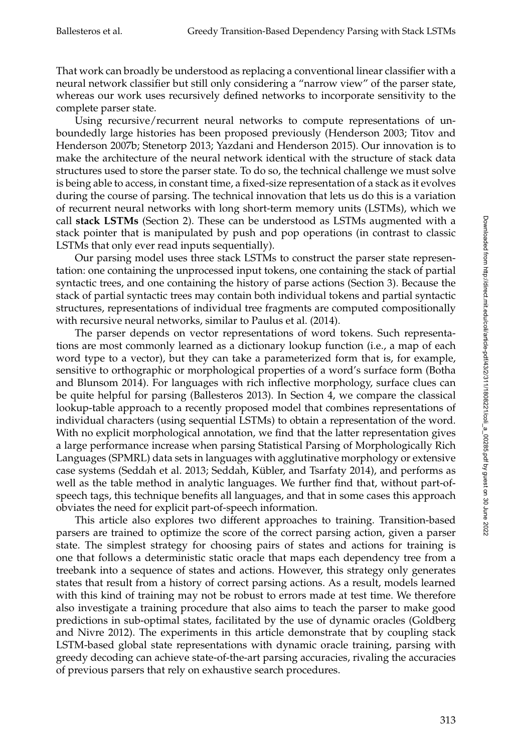That work can broadly be understood as replacing a conventional linear classifier with a neural network classifier but still only considering a "narrow view" of the parser state, whereas our work uses recursively defined networks to incorporate sensitivity to the complete parser state.

Using recursive/recurrent neural networks to compute representations of unboundedly large histories has been proposed previously (Henderson 2003; Titov and Henderson 2007b; Stenetorp 2013; Yazdani and Henderson 2015). Our innovation is to make the architecture of the neural network identical with the structure of stack data structures used to store the parser state. To do so, the technical challenge we must solve is being able to access, in constant time, a fixed-size representation of a stack as it evolves during the course of parsing. The technical innovation that lets us do this is a variation of recurrent neural networks with long short-term memory units (LSTMs), which we call **stack LSTMs** (Section 2). These can be understood as LSTMs augmented with a stack pointer that is manipulated by push and pop operations (in contrast to classic LSTMs that only ever read inputs sequentially).

Our parsing model uses three stack LSTMs to construct the parser state representation: one containing the unprocessed input tokens, one containing the stack of partial syntactic trees, and one containing the history of parse actions (Section 3). Because the stack of partial syntactic trees may contain both individual tokens and partial syntactic structures, representations of individual tree fragments are computed compositionally with recursive neural networks, similar to Paulus et al. (2014).

The parser depends on vector representations of word tokens. Such representations are most commonly learned as a dictionary lookup function (i.e., a map of each word type to a vector), but they can take a parameterized form that is, for example, sensitive to orthographic or morphological properties of a word's surface form (Botha and Blunsom 2014). For languages with rich inflective morphology, surface clues can be quite helpful for parsing (Ballesteros 2013). In Section 4, we compare the classical lookup-table approach to a recently proposed model that combines representations of individual characters (using sequential LSTMs) to obtain a representation of the word. With no explicit morphological annotation, we find that the latter representation gives a large performance increase when parsing Statistical Parsing of Morphologically Rich Languages (SPMRL) data sets in languages with agglutinative morphology or extensive case systems (Seddah et al. 2013; Seddah, Kübler, and Tsarfaty 2014), and performs as well as the table method in analytic languages. We further find that, without part-of-speech tags, this technique benefits all languages, and that in some cases this approach obviates the need for explicit part-of-speech information.

This article also explores two different approaches to training. Transition-based parsers are trained to optimize the score of the correct parsing action, given a parser state. The simplest strategy for choosing pairs of states and actions for training is one that follows a deterministic static oracle that maps each dependency tree from a treebank into a sequence of states and actions. However, this strategy only generates states that result from a history of correct parsing actions. As a result, models learned with this kind of training may not be robust to errors made at test time. We therefore also investigate a training procedure that also aims to teach the parser to make good predictions in sub-optimal states, facilitated by the use of dynamic oracles (Goldberg and Nivre 2012). The experiments in this article demonstrate that by coupling stack LSTM-based global state representations with dynamic oracle training, parsing with greedy decoding can achieve state-of-the-art parsing accuracies, rivaling the accuracies of previous parsers that rely on exhaustive search procedures.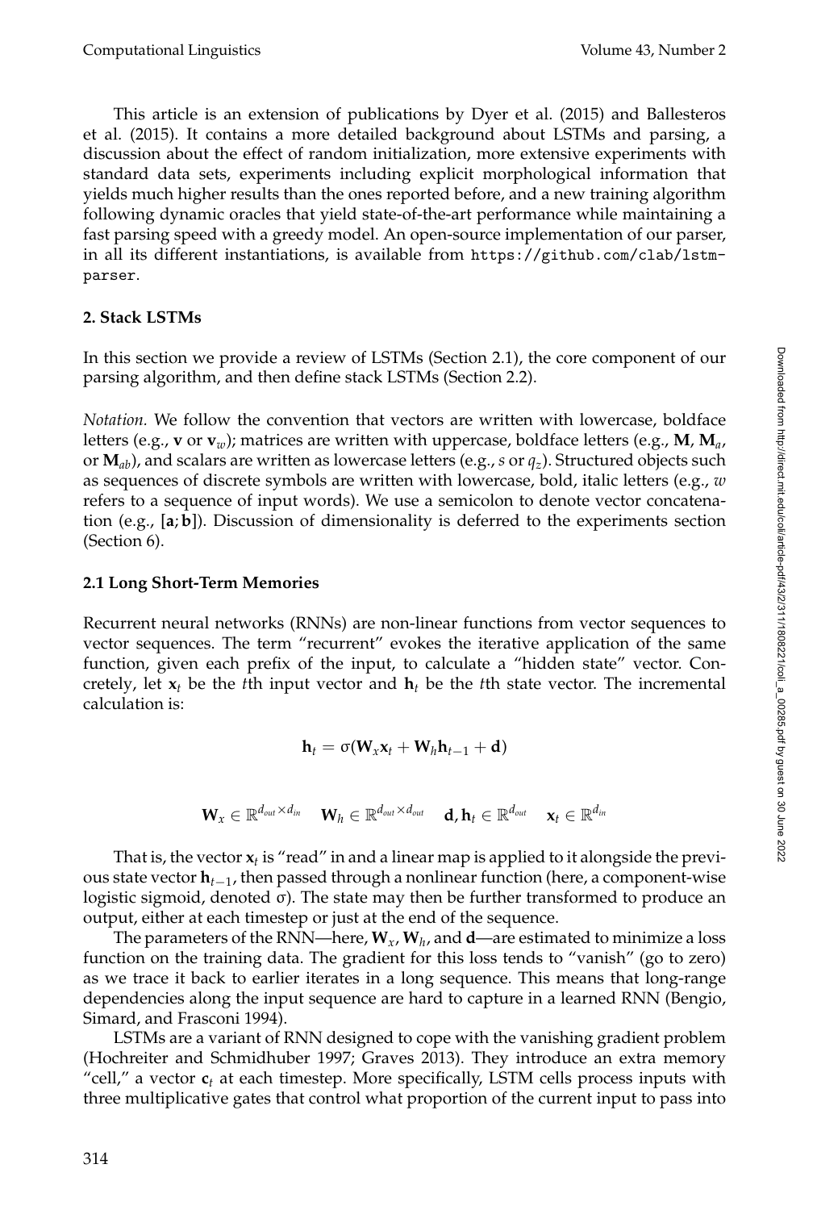This article is an extension of publications by Dyer et al. (2015) and Ballesteros et al. (2015). It contains a more detailed background about LSTMs and parsing, a discussion about the effect of random initialization, more extensive experiments with standard data sets, experiments including explicit morphological information that yields much higher results than the ones reported before, and a new training algorithm following dynamic oracles that yield state-of-the-art performance while maintaining a fast parsing speed with a greedy model. An open-source implementation of our parser, in all its different instantiations, is available from `https://github.com/clab/lstm-parser`.

## 2. Stack LSTMs

In this section we provide a review of LSTMs (Section 2.1), the core component of our parsing algorithm, and then define stack LSTMs (Section 2.2).

*Notation.* We follow the convention that vectors are written with lowercase, boldface letters (e.g., $\mathbf{v}$ or $\mathbf{v}_w$); matrices are written with uppercase, boldface letters (e.g., $\mathbf{M}$, $\mathbf{M}_a$, or $\mathbf{M}_{ab}$), and scalars are written as lowercase letters (e.g., $s$ or $q_z$). Structured objects such as sequences of discrete symbols are written with lowercase, bold, italic letters (e.g., $\boldsymbol{w}$ refers to a sequence of input words). We use a semicolon to denote vector concatenation (e.g., $[\mathbf{a}; \mathbf{b}]$). Discussion of dimensionality is deferred to the experiments section (Section 6).

### 2.1 Long Short-Term Memories

Recurrent neural networks (RNNs) are non-linear functions from vector sequences to vector sequences. The term "recurrent" evokes the iterative application of the same function, given each prefix of the input, to calculate a "hidden state" vector. Concretely, let $\mathbf{x}_t$ be the $t$th input vector and $\mathbf{h}_t$ be the $t$th state vector. The incremental calculation is:

$$\mathbf{h}_t = \sigma(\mathbf{W}_x \mathbf{x}_t + \mathbf{W}_h \mathbf{h}_{t-1} + \mathbf{d})$$

$$\mathbf{W}_x \in \mathbb{R}^{d_{out} \times d_{in}} \quad \mathbf{W}_h \in \mathbb{R}^{d_{out} \times d_{out}} \quad \mathbf{d}, \mathbf{h}_t \in \mathbb{R}^{d_{out}} \quad \mathbf{x}_t \in \mathbb{R}^{d_{in}}$$

That is, the vector $\mathbf{x}_t$ is "read" in and a linear map is applied to it alongside the previous state vector $\mathbf{h}_{t-1}$, then passed through a nonlinear function (here, a component-wise logistic sigmoid, denoted $\sigma$). The state may then be further transformed to produce an output, either at each timestep or just at the end of the sequence.

The parameters of the RNN—here, $\mathbf{W}_x$, $\mathbf{W}_h$, and $\mathbf{d}$—are estimated to minimize a loss function on the training data. The gradient for this loss tends to "vanish" (go to zero) as we trace it back to earlier iterates in a long sequence. This means that long-range dependencies along the input sequence are hard to capture in a learned RNN (Bengio, Simard, and Frasconi 1994).

LSTMs are a variant of RNN designed to cope with the vanishing gradient problem (Hochreiter and Schmidhuber 1997; Graves 2013). They introduce an extra memory "cell," a vector $\mathbf{c}_t$ at each timestep. More specifically, LSTM cells process inputs with three multiplicative gates that control what proportion of the current input to pass into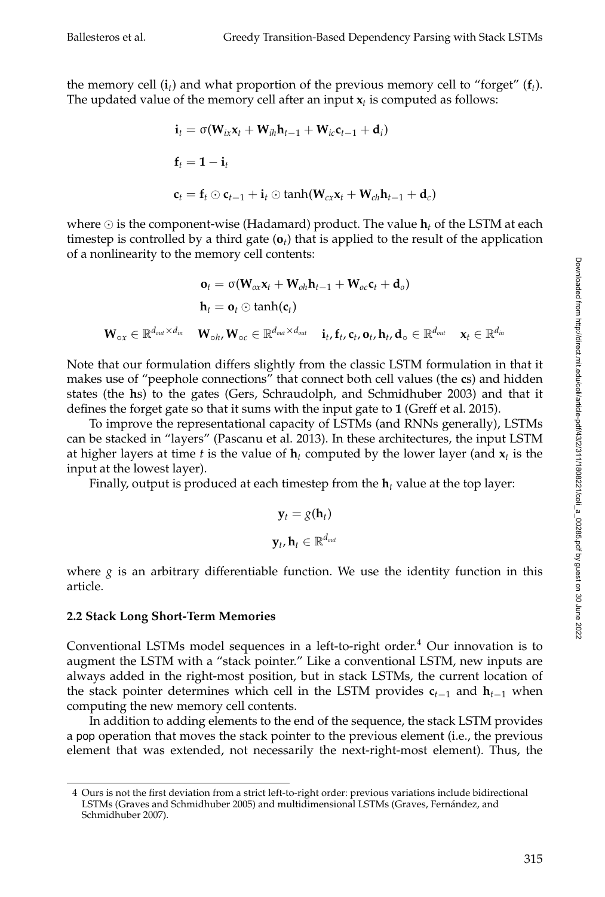the memory cell ($\mathbf{i}_t$) and what proportion of the previous memory cell to "forget" ($\mathbf{f}_t$). The updated value of the memory cell after an input $\mathbf{x}_t$ is computed as follows:

$$\mathbf{i}_t = \sigma(\mathbf{W}_{ix}\mathbf{x}_t + \mathbf{W}_{ih}\mathbf{h}_{t-1} + \mathbf{W}_{ic}\mathbf{c}_{t-1} + \mathbf{d}_i)$$

$$\mathbf{f}_t = \mathbf{1} - \mathbf{i}_t$$

$$\mathbf{c}_t = \mathbf{f}_t \odot \mathbf{c}_{t-1} + \mathbf{i}_t \odot \tanh(\mathbf{W}_{cx}\mathbf{x}_t + \mathbf{W}_{ch}\mathbf{h}_{t-1} + \mathbf{d}_c)$$

where $\odot$ is the component-wise (Hadamard) product. The value $\mathbf{h}_t$ of the LSTM at each timestep is controlled by a third gate ($\mathbf{o}_t$) that is applied to the result of the application of a nonlinearity to the memory cell contents:

$$\mathbf{o}_t = \sigma(\mathbf{W}_{ox}\mathbf{x}_t + \mathbf{W}_{oh}\mathbf{h}_{t-1} + \mathbf{W}_{oc}\mathbf{c}_t + \mathbf{d}_o)$$

$$\mathbf{h}_t = \mathbf{o}_t \odot \tanh(\mathbf{c}_t)$$

$$\mathbf{W}_{\circ x} \in \mathbb{R}^{d_{out} \times d_{in}} \quad \mathbf{W}_{\circ h}, \mathbf{W}_{\circ c} \in \mathbb{R}^{d_{out} \times d_{out}} \quad \mathbf{i}_t, \mathbf{f}_t, \mathbf{c}_t, \mathbf{o}_t, \mathbf{h}_t, \mathbf{d}_\circ \in \mathbb{R}^{d_{out}} \quad \mathbf{x}_t \in \mathbb{R}^{d_{in}}$$

Note that our formulation differs slightly from the classic LSTM formulation in that it makes use of "peephole connections" that connect both cell values (the **c**s) and hidden states (the **h**s) to the gates (Gers, Schraudolph, and Schmidhuber 2003) and that it defines the forget gate so that it sums with the input gate to **1** (Greff et al. 2015).

To improve the representational capacity of LSTMs (and RNNs generally), LSTMs can be stacked in "layers" (Pascanu et al. 2013). In these architectures, the input LSTM at higher layers at time $t$ is the value of $\mathbf{h}_t$ computed by the lower layer (and $\mathbf{x}_t$ is the input at the lowest layer).

Finally, output is produced at each timestep from the $\mathbf{h}_t$ value at the top layer:

$$\mathbf{y}_t = g(\mathbf{h}_t)$$

$$\mathbf{y}_t, \mathbf{h}_t \in \mathbb{R}^{d_{out}}$$

where $g$ is an arbitrary differentiable function. We use the identity function in this article.

### 2.2 Stack Long Short-Term Memories

Conventional LSTMs model sequences in a left-to-right order.[4] Our innovation is to augment the LSTM with a "stack pointer." Like a conventional LSTM, new inputs are always added in the right-most position, but in stack LSTMs, the current location of the stack pointer determines which cell in the LSTM provides $\mathbf{c}_{t-1}$ and $\mathbf{h}_{t-1}$ when computing the new memory cell contents.

In addition to adding elements to the end of the sequence, the stack LSTM provides a pop operation that moves the stack pointer to the previous element (i.e., the previous element that was extended, not necessarily the next-right-most element). Thus, the

4 Ours is not the first deviation from a strict left-to-right order: previous variations include bidirectional LSTMs (Graves and Schmidhuber 2005) and multidimensional LSTMs (Graves, Fernández, and Schmidhuber 2007).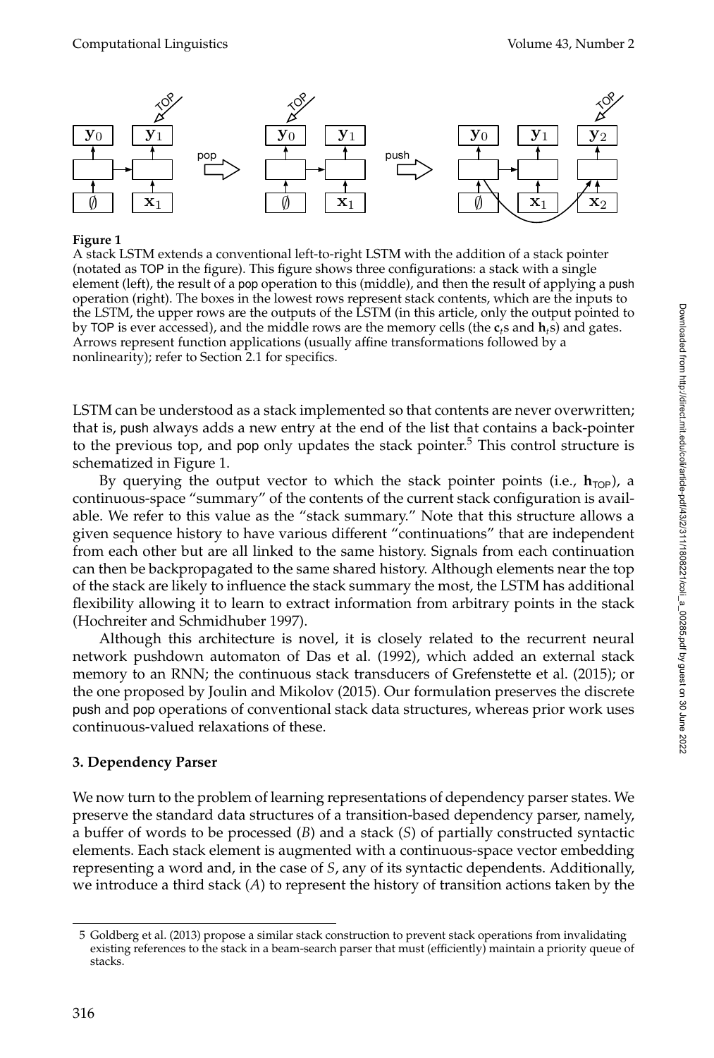**Figure 1**
A stack LSTM extends a conventional left-to-right LSTM with the addition of a stack pointer (notated as TOP in the figure). This figure shows three configurations: a stack with a single element (left), the result of a pop operation to this (middle), and then the result of applying a push operation (right). The boxes in the lowest rows represent stack contents, which are the inputs to the LSTM, the upper rows are the outputs of the LSTM (in this article, only the output pointed to by TOP is ever accessed), and the middle rows are the memory cells (the $\mathbf{c}_t$s and $\mathbf{h}_t$s) and gates. Arrows represent function applications (usually affine transformations followed by a nonlinearity); refer to Section 2.1 for specifics.

LSTM can be understood as a stack implemented so that contents are never overwritten; that is, push always adds a new entry at the end of the list that contains a back-pointer to the previous top, and pop only updates the stack pointer.[5] This control structure is schematized in Figure 1.

By querying the output vector to which the stack pointer points (i.e., $\mathbf{h}_{\mathsf{TOP}}$), a continuous-space "summary" of the contents of the current stack configuration is available. We refer to this value as the "stack summary." Note that this structure allows a given sequence history to have various different "continuations" that are independent from each other but are all linked to the same history. Signals from each continuation can then be backpropagated to the same shared history. Although elements near the top of the stack are likely to influence the stack summary the most, the LSTM has additional flexibility allowing it to learn to extract information from arbitrary points in the stack (Hochreiter and Schmidhuber 1997).

Although this architecture is novel, it is closely related to the recurrent neural network pushdown automaton of Das et al. (1992), which added an external stack memory to an RNN; the continuous stack transducers of Grefenstette et al. (2015); or the one proposed by Joulin and Mikolov (2015). Our formulation preserves the discrete push and pop operations of conventional stack data structures, whereas prior work uses continuous-valued relaxations of these.

## 3. Dependency Parser

We now turn to the problem of learning representations of dependency parser states. We preserve the standard data structures of a transition-based dependency parser, namely, a buffer of words to be processed ($B$) and a stack ($S$) of partially constructed syntactic elements. Each stack element is augmented with a continuous-space vector embedding representing a word and, in the case of $S$, any of its syntactic dependents. Additionally, we introduce a third stack ($A$) to represent the history of transition actions taken by the

5 Goldberg et al. (2013) propose a similar stack construction to prevent stack operations from invalidating existing references to the stack in a beam-search parser that must (efficiently) maintain a priority queue of stacks.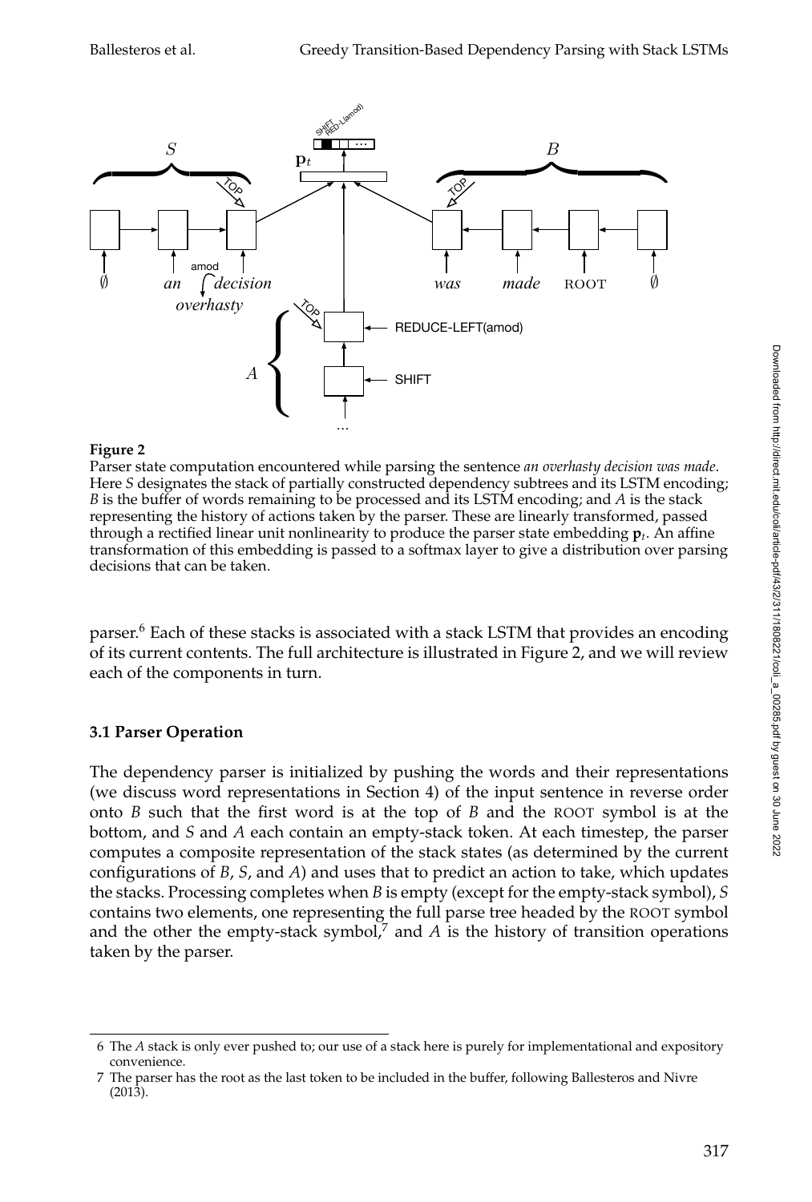**Figure 2**
Parser state computation encountered while parsing the sentence *an overhasty decision was made*. Here *S* designates the stack of partially constructed dependency subtrees and its LSTM encoding; *B* is the buffer of words remaining to be processed and its LSTM encoding; and *A* is the stack representing the history of actions taken by the parser. These are linearly transformed, passed through a rectified linear unit nonlinearity to produce the parser state embedding $\mathbf{p}_t$. An affine transformation of this embedding is passed to a softmax layer to give a distribution over parsing decisions that can be taken.

parser.[6] Each of these stacks is associated with a stack LSTM that provides an encoding of its current contents. The full architecture is illustrated in Figure 2, and we will review each of the components in turn.

### 3.1 Parser Operation

The dependency parser is initialized by pushing the words and their representations (we discuss word representations in Section 4) of the input sentence in reverse order onto *B* such that the first word is at the top of *B* and the ROOT symbol is at the bottom, and *S* and *A* each contain an empty-stack token. At each timestep, the parser computes a composite representation of the stack states (as determined by the current configurations of *B*, *S*, and *A*) and uses that to predict an action to take, which updates the stacks. Processing completes when *B* is empty (except for the empty-stack symbol), *S* contains two elements, one representing the full parse tree headed by the ROOT symbol and the other the empty-stack symbol,[7] and *A* is the history of transition operations taken by the parser.

[6] The *A* stack is only ever pushed to; our use of a stack here is purely for implementational and expository convenience.

[7] The parser has the root as the last token to be included in the buffer, following Ballesteros and Nivre (2013).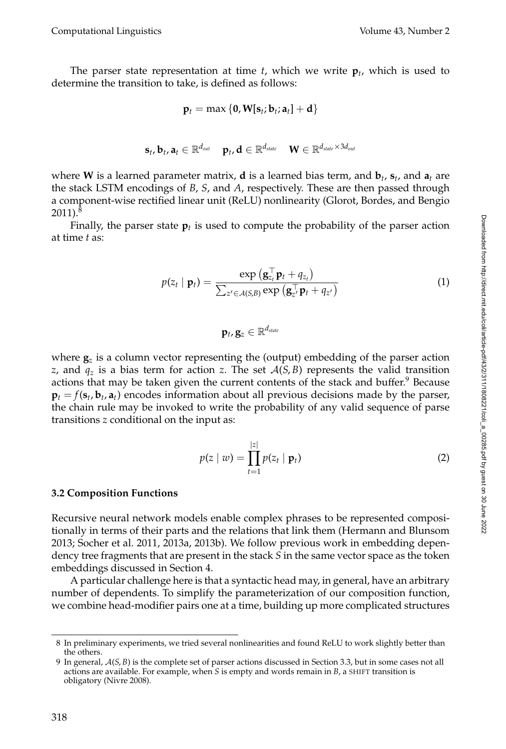The parser state representation at time $t$, which we write $\mathbf{p}_t$, which is used to determine the transition to take, is defined as follows:

$$\mathbf{p}_t = \max\left\{\mathbf{0}, \mathbf{W}[\mathbf{s}_t; \mathbf{b}_t; \mathbf{a}_t] + \mathbf{d}\right\}$$

$$\mathbf{s}_t, \mathbf{b}_t, \mathbf{a}_t \in \mathbb{R}^{d_{out}} \quad \mathbf{p}_t, \mathbf{d} \in \mathbb{R}^{d_{state}} \quad \mathbf{W} \in \mathbb{R}^{d_{state} \times 3d_{out}}$$

where $\mathbf{W}$ is a learned parameter matrix, $\mathbf{d}$ is a learned bias term, and $\mathbf{b}_t$, $\mathbf{s}_t$, and $\mathbf{a}_t$ are the stack LSTM encodings of $B$, $S$, and $A$, respectively. These are then passed through a component-wise rectified linear unit (ReLU) nonlinearity (Glorot, Bordes, and Bengio 2011).[8]

Finally, the parser state $\mathbf{p}_t$ is used to compute the probability of the parser action at time $t$ as:

$$p(z_t \mid \mathbf{p}_t) = \frac{\exp\left(\mathbf{g}_{z_t}^{\top} \mathbf{p}_t + q_{z_t}\right)}{\sum_{z' \in \mathcal{A}(S,B)} \exp\left(\mathbf{g}_{z'}^{\top} \mathbf{p}_t + q_{z'}\right)} \tag{1}$$

$$\mathbf{p}_t, \mathbf{g}_z \in \mathbb{R}^{d_{state}}$$

where $\mathbf{g}_z$ is a column vector representing the (output) embedding of the parser action $z$, and $q_z$ is a bias term for action $z$. The set $\mathcal{A}(S, B)$ represents the valid transition actions that may be taken given the current contents of the stack and buffer.[9] Because $\mathbf{p}_t = f(\mathbf{s}_t, \mathbf{b}_t, \mathbf{a}_t)$ encodes information about all previous decisions made by the parser, the chain rule may be invoked to write the probability of any valid sequence of parse transitions $z$ conditional on the input as:

$$p(z \mid w) = \prod_{t=1}^{|z|} p(z_t \mid \mathbf{p}_t) \tag{2}$$

### 3.2 Composition Functions

Recursive neural network models enable complex phrases to be represented compositionally in terms of their parts and the relations that link them (Hermann and Blunsom 2013; Socher et al. 2011, 2013a, 2013b). We follow previous work in embedding dependency tree fragments that are present in the stack $S$ in the same vector space as the token embeddings discussed in Section 4.

A particular challenge here is that a syntactic head may, in general, have an arbitrary number of dependents. To simplify the parameterization of our composition function, we combine head-modifier pairs one at a time, building up more complicated structures

---

8 In preliminary experiments, we tried several nonlinearities and found ReLU to work slightly better than the others.

9 In general, $\mathcal{A}(S, B)$ is the complete set of parser actions discussed in Section 3.3, but in some cases not all actions are available. For example, when $S$ is empty and words remain in $B$, a SHIFT transition is obligatory (Nivre 2008).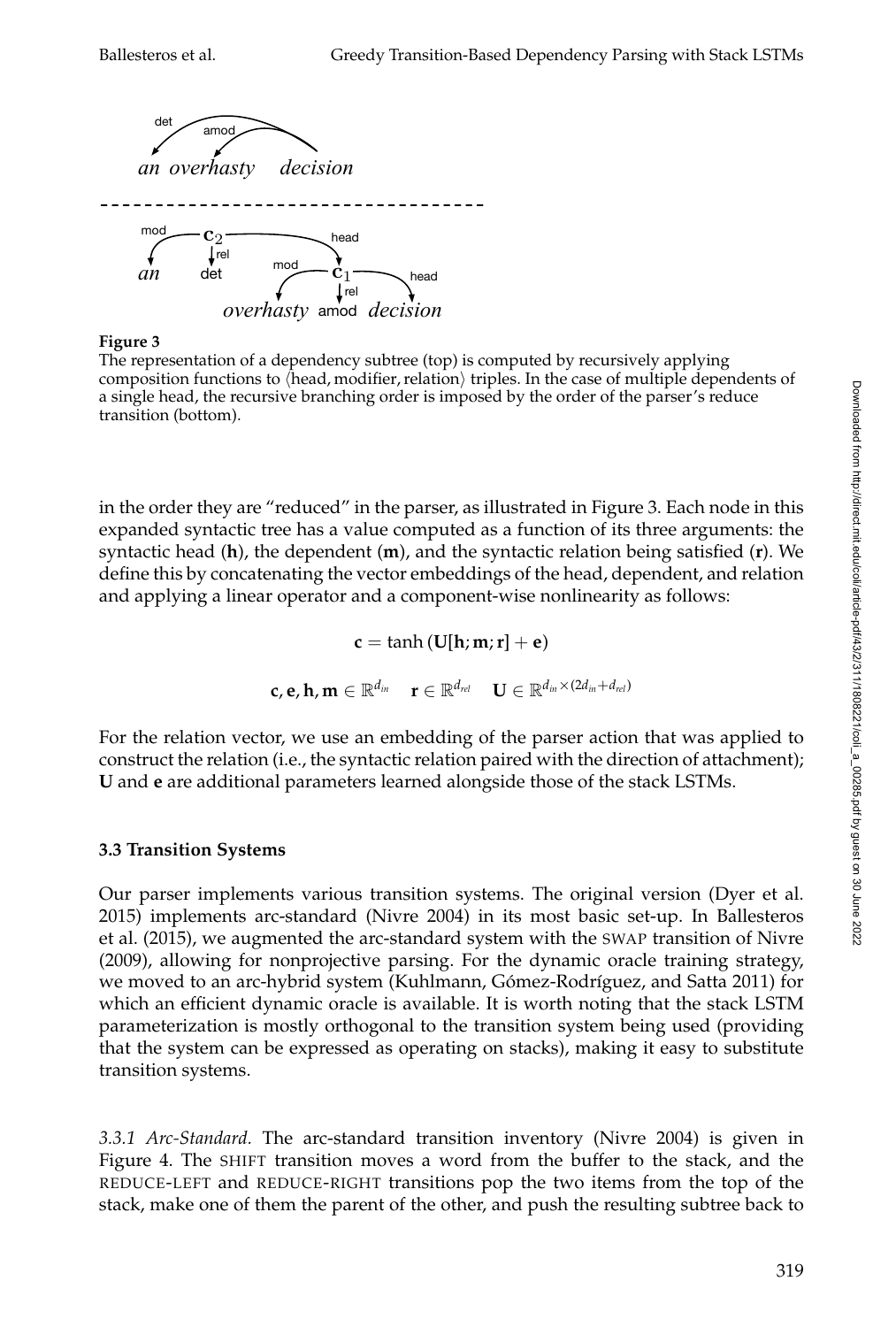**Figure 3**
The representation of a dependency subtree (top) is computed by recursively applying composition functions to ⟨head, modifier, relation⟩ triples. In the case of multiple dependents of a single head, the recursive branching order is imposed by the order of the parser's reduce transition (bottom).

in the order they are "reduced" in the parser, as illustrated in Figure 3. Each node in this expanded syntactic tree has a value computed as a function of its three arguments: the syntactic head ($\mathbf{h}$), the dependent ($\mathbf{m}$), and the syntactic relation being satisfied ($\mathbf{r}$). We define this by concatenating the vector embeddings of the head, dependent, and relation and applying a linear operator and a component-wise nonlinearity as follows:

$$\mathbf{c} = \tanh\left(\mathbf{U}[\mathbf{h}; \mathbf{m}; \mathbf{r}] + \mathbf{e}\right)$$

$$\mathbf{c}, \mathbf{e}, \mathbf{h}, \mathbf{m} \in \mathbb{R}^{d_{in}} \quad \mathbf{r} \in \mathbb{R}^{d_{rel}} \quad \mathbf{U} \in \mathbb{R}^{d_{in} \times (2d_{in} + d_{rel})}$$

For the relation vector, we use an embedding of the parser action that was applied to construct the relation (i.e., the syntactic relation paired with the direction of attachment); $\mathbf{U}$ and $\mathbf{e}$ are additional parameters learned alongside those of the stack LSTMs.

### 3.3 Transition Systems

Our parser implements various transition systems. The original version (Dyer et al. 2015) implements arc-standard (Nivre 2004) in its most basic set-up. In Ballesteros et al. (2015), we augmented the arc-standard system with the SWAP transition of Nivre (2009), allowing for nonprojective parsing. For the dynamic oracle training strategy, we moved to an arc-hybrid system (Kuhlmann, Gómez-Rodríguez, and Satta 2011) for which an efficient dynamic oracle is available. It is worth noting that the stack LSTM parameterization is mostly orthogonal to the transition system being used (providing that the system can be expressed as operating on stacks), making it easy to substitute transition systems.

*3.3.1 Arc-Standard.* The arc-standard transition inventory (Nivre 2004) is given in Figure 4. The SHIFT transition moves a word from the buffer to the stack, and the REDUCE-LEFT and REDUCE-RIGHT transitions pop the two items from the top of the stack, make one of them the parent of the other, and push the resulting subtree back to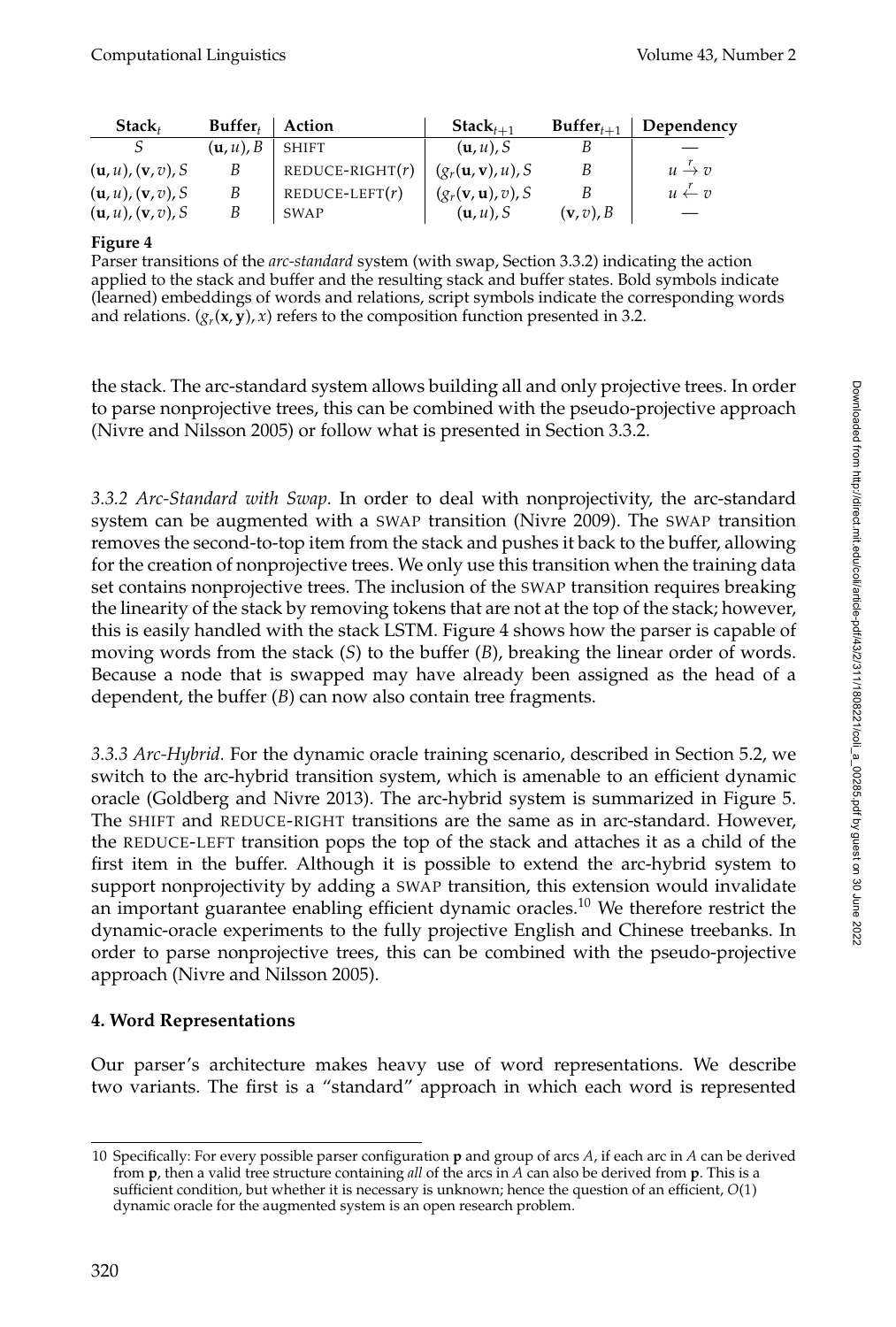| $\mathbf{Stack}_t$ | $\mathbf{Buffer}_t$ | Action | $\mathbf{Stack}_{t+1}$ | $\mathbf{Buffer}_{t+1}$ | Dependency |
|---|---|---|---|---|---|
| $S$ | $(\mathbf{u}, u), B$ | SHIFT | $(\mathbf{u}, u), S$ | $B$ | — |
| $(\mathbf{u}, u), (\mathbf{v}, v), S$ | $B$ | REDUCE-RIGHT($r$) | $(g_r(\mathbf{u}, \mathbf{v}), u), S$ | $B$ | $u \xrightarrow{r} v$ |
| $(\mathbf{u}, u), (\mathbf{v}, v), S$ | $B$ | REDUCE-LEFT($r$) | $(g_r(\mathbf{v}, \mathbf{u}), v), S$ | $B$ | $u \xleftarrow{r} v$ |
| $(\mathbf{u}, u), (\mathbf{v}, v), S$ | $B$ | SWAP | $(\mathbf{u}, u), S$ | $(\mathbf{v}, v), B$ | — |

**Figure 4**
Parser transitions of the *arc-standard* system (with swap, Section 3.3.2) indicating the action applied to the stack and buffer and the resulting stack and buffer states. Bold symbols indicate (learned) embeddings of words and relations, script symbols indicate the corresponding words and relations. $(g_r(\mathbf{x}, \mathbf{y}), x)$ refers to the composition function presented in 3.2.

the stack. The arc-standard system allows building all and only projective trees. In order to parse nonprojective trees, this can be combined with the pseudo-projective approach (Nivre and Nilsson 2005) or follow what is presented in Section 3.3.2.

*3.3.2 Arc-Standard with Swap.* In order to deal with nonprojectivity, the arc-standard system can be augmented with a SWAP transition (Nivre 2009). The SWAP transition removes the second-to-top item from the stack and pushes it back to the buffer, allowing for the creation of nonprojective trees. We only use this transition when the training data set contains nonprojective trees. The inclusion of the SWAP transition requires breaking the linearity of the stack by removing tokens that are not at the top of the stack; however, this is easily handled with the stack LSTM. Figure 4 shows how the parser is capable of moving words from the stack ($S$) to the buffer ($B$), breaking the linear order of words. Because a node that is swapped may have already been assigned as the head of a dependent, the buffer ($B$) can now also contain tree fragments.

*3.3.3 Arc-Hybrid.* For the dynamic oracle training scenario, described in Section 5.2, we switch to the arc-hybrid transition system, which is amenable to an efficient dynamic oracle (Goldberg and Nivre 2013). The arc-hybrid system is summarized in Figure 5. The SHIFT and REDUCE-RIGHT transitions are the same as in arc-standard. However, the REDUCE-LEFT transition pops the top of the stack and attaches it as a child of the first item in the buffer. Although it is possible to extend the arc-hybrid system to support nonprojectivity by adding a SWAP transition, this extension would invalidate an important guarantee enabling efficient dynamic oracles.[10] We therefore restrict the dynamic-oracle experiments to the fully projective English and Chinese treebanks. In order to parse nonprojective trees, this can be combined with the pseudo-projective approach (Nivre and Nilsson 2005).

## 4. Word Representations

Our parser's architecture makes heavy use of word representations. We describe two variants. The first is a "standard" approach in which each word is represented

---

10 Specifically: For every possible parser configuration $\mathbf{p}$ and group of arcs $A$, if each arc in $A$ can be derived from $\mathbf{p}$, then a valid tree structure containing *all* of the arcs in $A$ can also be derived from $\mathbf{p}$. This is a sufficient condition, but whether it is necessary is unknown; hence the question of an efficient, $O(1)$ dynamic oracle for the augmented system is an open research problem.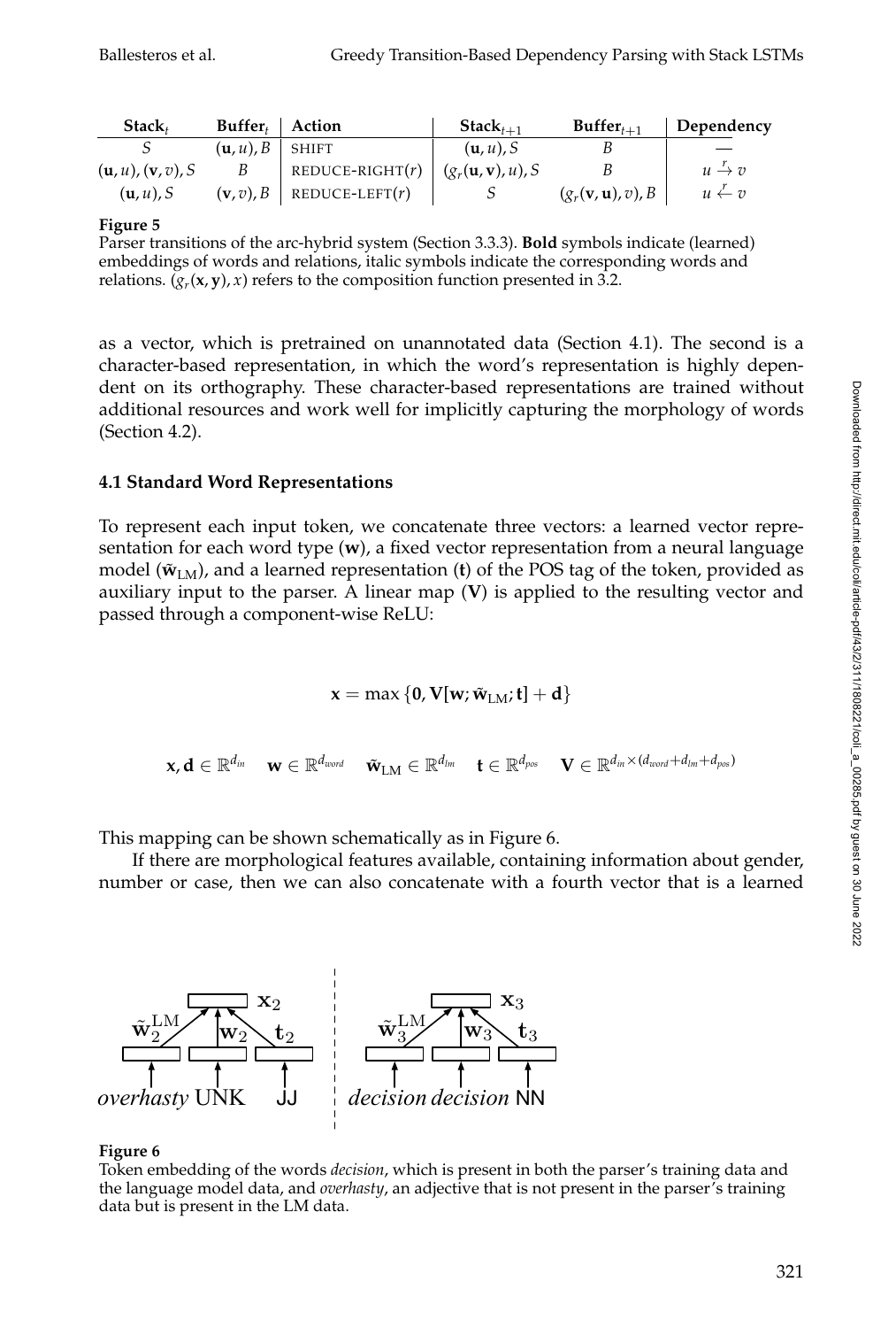| $\mathbf{Stack}_t$ | $\mathbf{Buffer}_t$ | Action | $\mathbf{Stack}_{t+1}$ | $\mathbf{Buffer}_{t+1}$ | Dependency |
|---|---|---|---|---|---|
| $S$ | $(\mathbf{u}, u), B$ | SHIFT | $(\mathbf{u}, u), S$ | $B$ | — |
| $(\mathbf{u}, u), (\mathbf{v}, v), S$ | $B$ | REDUCE-RIGHT$(r)$ | $(g_r(\mathbf{u}, \mathbf{v}), u), S$ | $B$ | $u \xrightarrow{r} v$ |
| $(\mathbf{u}, u), S$ | $(\mathbf{v}, v), B$ | REDUCE-LEFT$(r)$ | $S$ | $(g_r(\mathbf{v}, \mathbf{u}), v), B$ | $u \xleftarrow{r} v$ |

**Figure 5**
Parser transitions of the arc-hybrid system (Section 3.3.3). **Bold** symbols indicate (learned) embeddings of words and relations, italic symbols indicate the corresponding words and relations. $(g_r(\mathbf{x}, \mathbf{y}), x)$ refers to the composition function presented in 3.2.

as a vector, which is pretrained on unannotated data (Section 4.1). The second is a character-based representation, in which the word's representation is highly dependent on its orthography. These character-based representations are trained without additional resources and work well for implicitly capturing the morphology of words (Section 4.2).

### 4.1 Standard Word Representations

To represent each input token, we concatenate three vectors: a learned vector representation for each word type ($\mathbf{w}$), a fixed vector representation from a neural language model ($\tilde{\mathbf{w}}_{\text{LM}}$), and a learned representation ($\mathbf{t}$) of the POS tag of the token, provided as auxiliary input to the parser. A linear map ($\mathbf{V}$) is applied to the resulting vector and passed through a component-wise ReLU:

$$\mathbf{x} = \max\{\mathbf{0}, \mathbf{V}[\mathbf{w}; \tilde{\mathbf{w}}_{\text{LM}}; \mathbf{t}] + \mathbf{d}\}$$

$$\mathbf{x}, \mathbf{d} \in \mathbb{R}^{d_{in}} \quad \mathbf{w} \in \mathbb{R}^{d_{word}} \quad \tilde{\mathbf{w}}_{\text{LM}} \in \mathbb{R}^{d_{lm}} \quad \mathbf{t} \in \mathbb{R}^{d_{pos}} \quad \mathbf{V} \in \mathbb{R}^{d_{in} \times (d_{word} + d_{lm} + d_{pos})}$$

This mapping can be shown schematically as in Figure 6.

If there are morphological features available, containing information about gender, number or case, then we can also concatenate with a fourth vector that is a learned

**Figure 6**
Token embedding of the words *decision*, which is present in both the parser's training data and the language model data, and *overhasty*, an adjective that is not present in the parser's training data but is present in the LM data.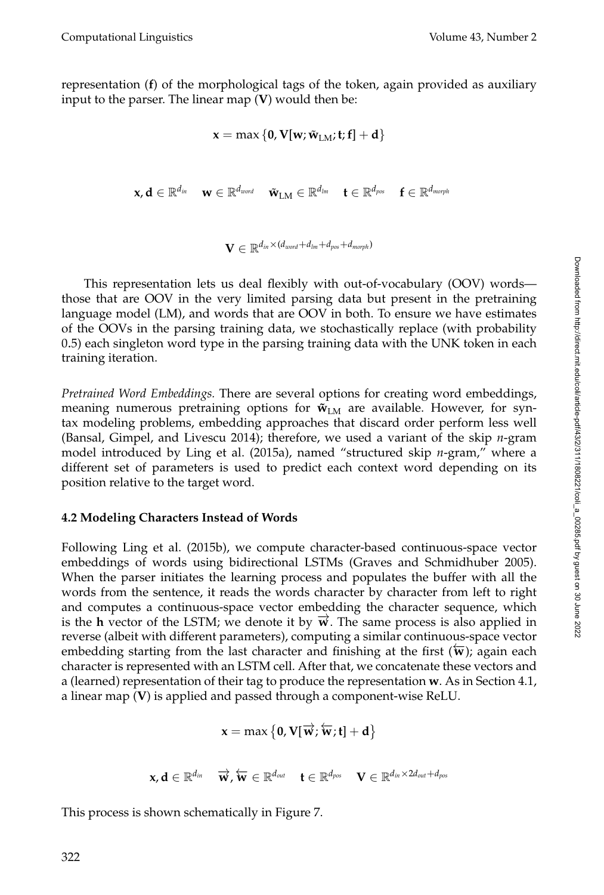representation ($\mathbf{f}$) of the morphological tags of the token, again provided as auxiliary input to the parser. The linear map ($\mathbf{V}$) would then be:

$$\mathbf{x} = \max\{\mathbf{0}, \mathbf{V}[\mathbf{w}; \tilde{\mathbf{w}}_{\text{LM}}; \mathbf{t}; \mathbf{f}] + \mathbf{d}\}$$

$$\mathbf{x}, \mathbf{d} \in \mathbb{R}^{d_{in}} \quad \mathbf{w} \in \mathbb{R}^{d_{word}} \quad \tilde{\mathbf{w}}_{\text{LM}} \in \mathbb{R}^{d_{lm}} \quad \mathbf{t} \in \mathbb{R}^{d_{pos}} \quad \mathbf{f} \in \mathbb{R}^{d_{morph}}$$

$$\mathbf{V} \in \mathbb{R}^{d_{in} \times (d_{word} + d_{lm} + d_{pos} + d_{morph})}$$

This representation lets us deal flexibly with out-of-vocabulary (OOV) words—those that are OOV in the very limited parsing data but present in the pretraining language model (LM), and words that are OOV in both. To ensure we have estimates of the OOVs in the parsing training data, we stochastically replace (with probability 0.5) each singleton word type in the parsing training data with the UNK token in each training iteration.

*Pretrained Word Embeddings.* There are several options for creating word embeddings, meaning numerous pretraining options for $\tilde{\mathbf{w}}_{\text{LM}}$ are available. However, for syntax modeling problems, embedding approaches that discard order perform less well (Bansal, Gimpel, and Livescu 2014); therefore, we used a variant of the skip *n*-gram model introduced by Ling et al. (2015a), named "structured skip *n*-gram," where a different set of parameters is used to predict each context word depending on its position relative to the target word.

### 4.2 Modeling Characters Instead of Words

Following Ling et al. (2015b), we compute character-based continuous-space vector embeddings of words using bidirectional LSTMs (Graves and Schmidhuber 2005). When the parser initiates the learning process and populates the buffer with all the words from the sentence, it reads the words character by character from left to right and computes a continuous-space vector embedding the character sequence, which is the $\mathbf{h}$ vector of the LSTM; we denote it by $\overrightarrow{\mathbf{w}}$. The same process is also applied in reverse (albeit with different parameters), computing a similar continuous-space vector embedding starting from the last character and finishing at the first ($\overleftarrow{\mathbf{w}}$); again each character is represented with an LSTM cell. After that, we concatenate these vectors and a (learned) representation of their tag to produce the representation $\mathbf{w}$. As in Section 4.1, a linear map ($\mathbf{V}$) is applied and passed through a component-wise ReLU.

$$\mathbf{x} = \max\{\mathbf{0}, \mathbf{V}[\overrightarrow{\mathbf{w}}; \overleftarrow{\mathbf{w}}; \mathbf{t}] + \mathbf{d}\}$$

$$\mathbf{x}, \mathbf{d} \in \mathbb{R}^{d_{in}} \quad \overrightarrow{\mathbf{w}}, \overleftarrow{\mathbf{w}} \in \mathbb{R}^{d_{out}} \quad \mathbf{t} \in \mathbb{R}^{d_{pos}} \quad \mathbf{V} \in \mathbb{R}^{d_{in} \times 2d_{out} + d_{pos}}$$

This process is shown schematically in Figure 7.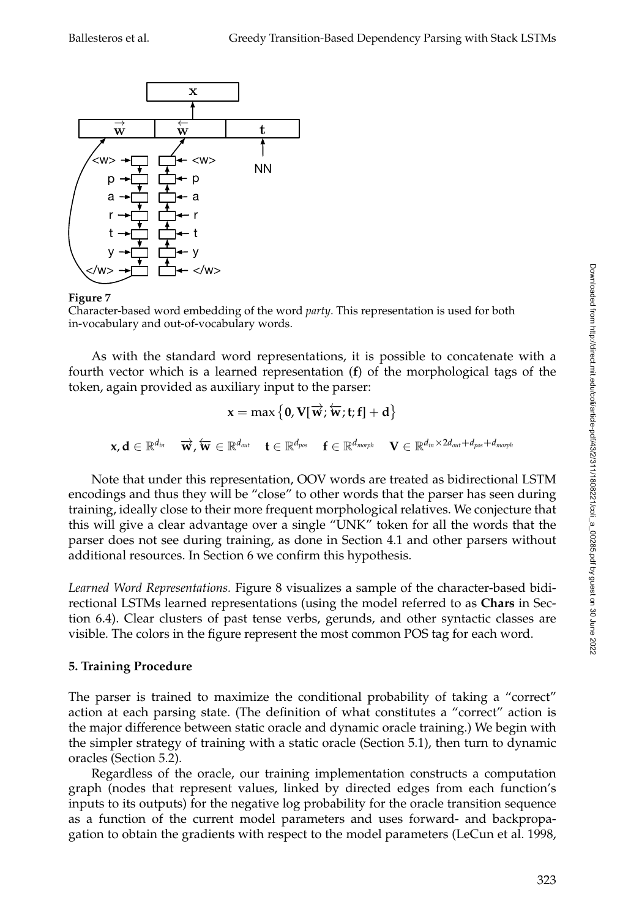**Figure 7**
Character-based word embedding of the word *party*. This representation is used for both in-vocabulary and out-of-vocabulary words.

As with the standard word representations, it is possible to concatenate with a fourth vector which is a learned representation (**f**) of the morphological tags of the token, again provided as auxiliary input to the parser:

$$\mathbf{x} = \max\left\{\mathbf{0}, \mathbf{V}[\overrightarrow{\mathbf{w}}; \overleftarrow{\mathbf{w}}; \mathbf{t}; \mathbf{f}] + \mathbf{d}\right\}$$

$$\mathbf{x}, \mathbf{d} \in \mathbb{R}^{d_{in}} \quad \overrightarrow{\mathbf{w}}, \overleftarrow{\mathbf{w}} \in \mathbb{R}^{d_{out}} \quad \mathbf{t} \in \mathbb{R}^{d_{pos}} \quad \mathbf{f} \in \mathbb{R}^{d_{morph}} \quad \mathbf{V} \in \mathbb{R}^{d_{in} \times 2d_{out} + d_{pos} + d_{morph}}$$

Note that under this representation, OOV words are treated as bidirectional LSTM encodings and thus they will be "close" to other words that the parser has seen during training, ideally close to their more frequent morphological relatives. We conjecture that this will give a clear advantage over a single "UNK" token for all the words that the parser does not see during training, as done in Section 4.1 and other parsers without additional resources. In Section 6 we confirm this hypothesis.

*Learned Word Representations.* Figure 8 visualizes a sample of the character-based bidirectional LSTMs learned representations (using the model referred to as **Chars** in Section 6.4). Clear clusters of past tense verbs, gerunds, and other syntactic classes are visible. The colors in the figure represent the most common POS tag for each word.

## 5. Training Procedure

The parser is trained to maximize the conditional probability of taking a "correct" action at each parsing state. (The definition of what constitutes a "correct" action is the major difference between static oracle and dynamic oracle training.) We begin with the simpler strategy of training with a static oracle (Section 5.1), then turn to dynamic oracles (Section 5.2).

Regardless of the oracle, our training implementation constructs a computation graph (nodes that represent values, linked by directed edges from each function's inputs to its outputs) for the negative log probability for the oracle transition sequence as a function of the current model parameters and uses forward- and backpropagation to obtain the gradients with respect to the model parameters (LeCun et al. 1998,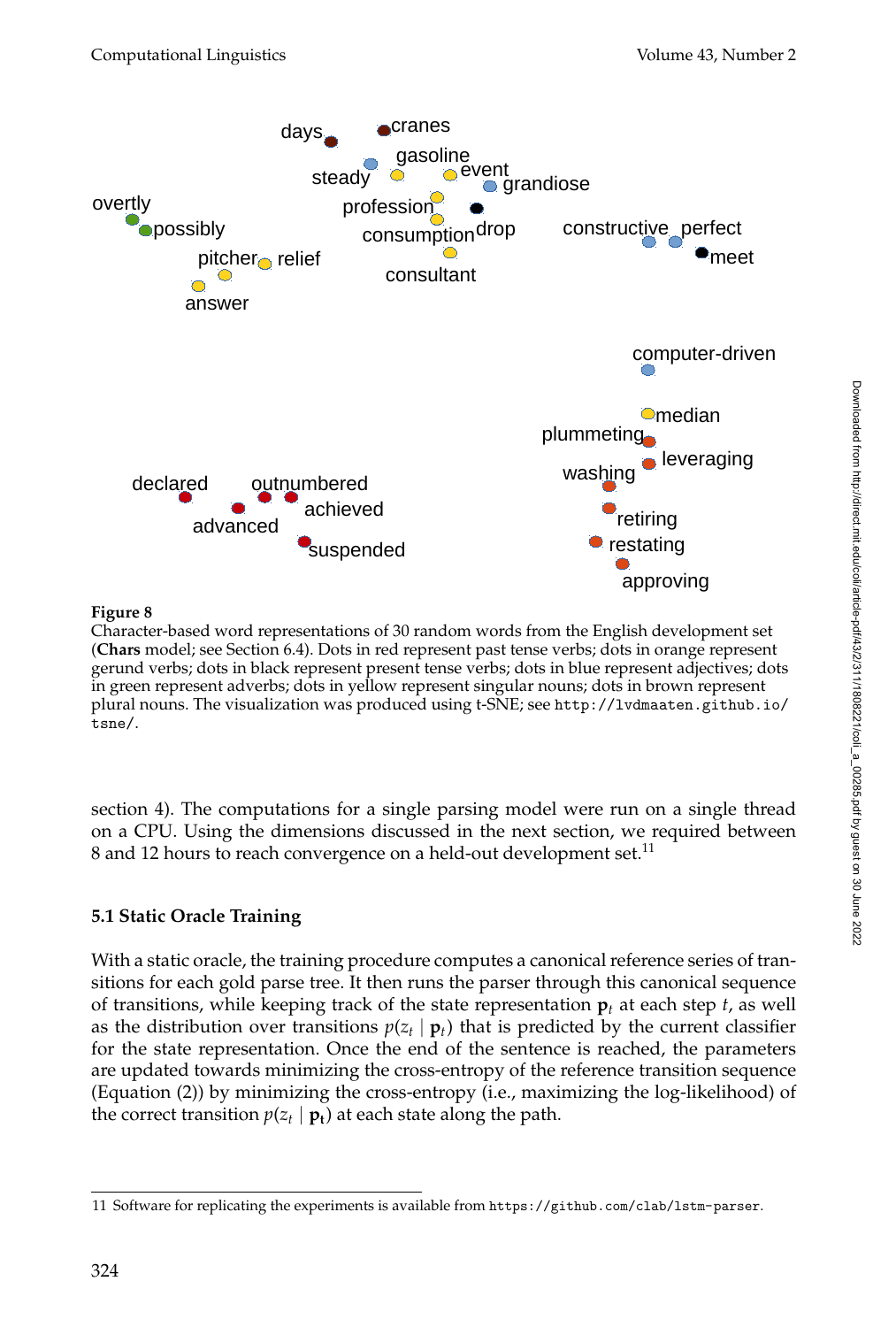**Figure 8**
Character-based word representations of 30 random words from the English development set (**Chars** model; see Section 6.4). Dots in red represent past tense verbs; dots in orange represent gerund verbs; dots in black represent present tense verbs; dots in blue represent adjectives; dots in green represent adverbs; dots in yellow represent singular nouns; dots in brown represent plural nouns. The visualization was produced using t-SNE; see `http://lvdmaaten.github.io/tsne/`.

section 4). The computations for a single parsing model were run on a single thread on a CPU. Using the dimensions discussed in the next section, we required between 8 and 12 hours to reach convergence on a held-out development set.[11]

### 5.1 Static Oracle Training

With a static oracle, the training procedure computes a canonical reference series of transitions for each gold parse tree. It then runs the parser through this canonical sequence of transitions, while keeping track of the state representation $\mathbf{p}_t$ at each step $t$, as well as the distribution over transitions $p(z_t \mid \mathbf{p}_t)$ that is predicted by the current classifier for the state representation. Once the end of the sentence is reached, the parameters are updated towards minimizing the cross-entropy of the reference transition sequence (Equation (2)) by minimizing the cross-entropy (i.e., maximizing the log-likelihood) of the correct transition $p(z_t \mid \mathbf{p_t})$ at each state along the path.

11 Software for replicating the experiments is available from `https://github.com/clab/lstm-parser`.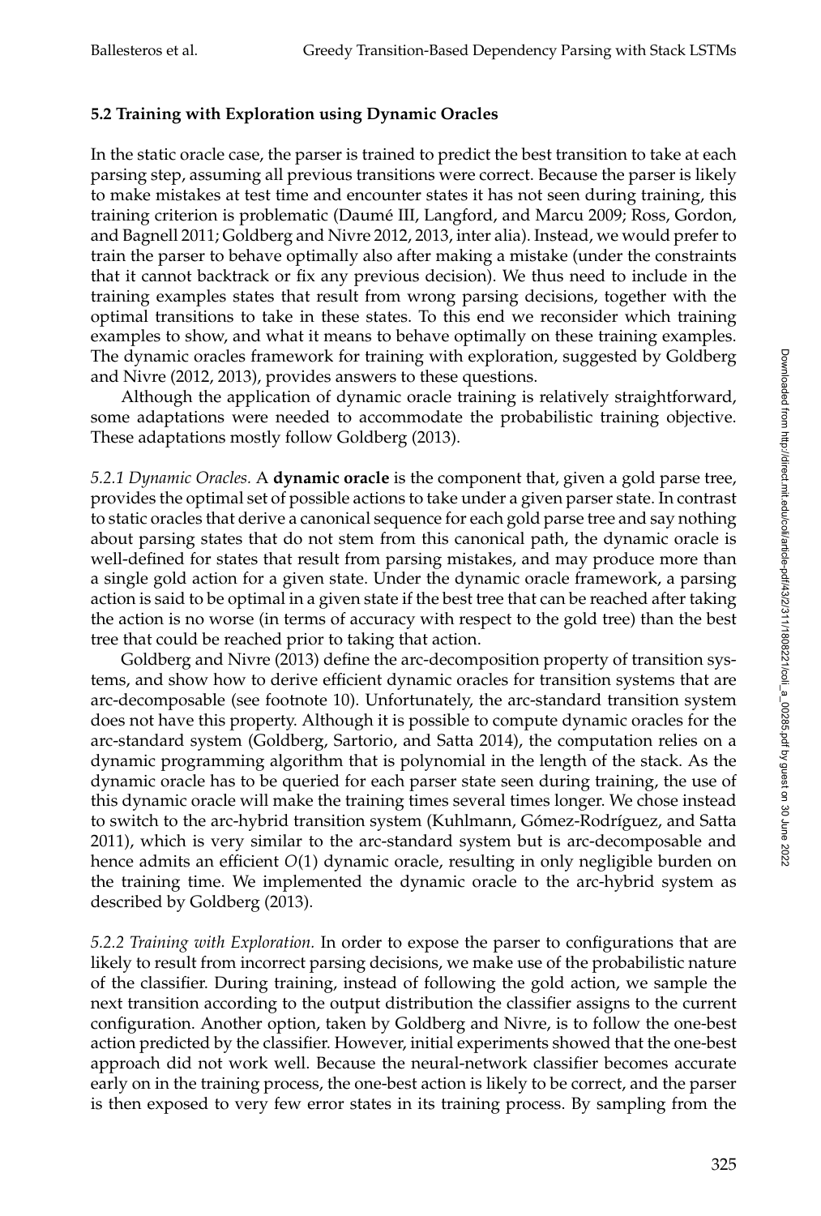### 5.2 Training with Exploration using Dynamic Oracles

In the static oracle case, the parser is trained to predict the best transition to take at each parsing step, assuming all previous transitions were correct. Because the parser is likely to make mistakes at test time and encounter states it has not seen during training, this training criterion is problematic (Daumé III, Langford, and Marcu 2009; Ross, Gordon, and Bagnell 2011; Goldberg and Nivre 2012, 2013, inter alia). Instead, we would prefer to train the parser to behave optimally also after making a mistake (under the constraints that it cannot backtrack or fix any previous decision). We thus need to include in the training examples states that result from wrong parsing decisions, together with the optimal transitions to take in these states. To this end we reconsider which training examples to show, and what it means to behave optimally on these training examples. The dynamic oracles framework for training with exploration, suggested by Goldberg and Nivre (2012, 2013), provides answers to these questions.

Although the application of dynamic oracle training is relatively straightforward, some adaptations were needed to accommodate the probabilistic training objective. These adaptations mostly follow Goldberg (2013).

*5.2.1 Dynamic Oracles.* A **dynamic oracle** is the component that, given a gold parse tree, provides the optimal set of possible actions to take under a given parser state. In contrast to static oracles that derive a canonical sequence for each gold parse tree and say nothing about parsing states that do not stem from this canonical path, the dynamic oracle is well-defined for states that result from parsing mistakes, and may produce more than a single gold action for a given state. Under the dynamic oracle framework, a parsing action is said to be optimal in a given state if the best tree that can be reached after taking the action is no worse (in terms of accuracy with respect to the gold tree) than the best tree that could be reached prior to taking that action.

Goldberg and Nivre (2013) define the arc-decomposition property of transition systems, and show how to derive efficient dynamic oracles for transition systems that are arc-decomposable (see footnote 10). Unfortunately, the arc-standard transition system does not have this property. Although it is possible to compute dynamic oracles for the arc-standard system (Goldberg, Sartorio, and Satta 2014), the computation relies on a dynamic programming algorithm that is polynomial in the length of the stack. As the dynamic oracle has to be queried for each parser state seen during training, the use of this dynamic oracle will make the training times several times longer. We chose instead to switch to the arc-hybrid transition system (Kuhlmann, Gómez-Rodríguez, and Satta 2011), which is very similar to the arc-standard system but is arc-decomposable and hence admits an efficient $O(1)$ dynamic oracle, resulting in only negligible burden on the training time. We implemented the dynamic oracle to the arc-hybrid system as described by Goldberg (2013).

*5.2.2 Training with Exploration.* In order to expose the parser to configurations that are likely to result from incorrect parsing decisions, we make use of the probabilistic nature of the classifier. During training, instead of following the gold action, we sample the next transition according to the output distribution the classifier assigns to the current configuration. Another option, taken by Goldberg and Nivre, is to follow the one-best action predicted by the classifier. However, initial experiments showed that the one-best approach did not work well. Because the neural-network classifier becomes accurate early on in the training process, the one-best action is likely to be correct, and the parser is then exposed to very few error states in its training process. By sampling from the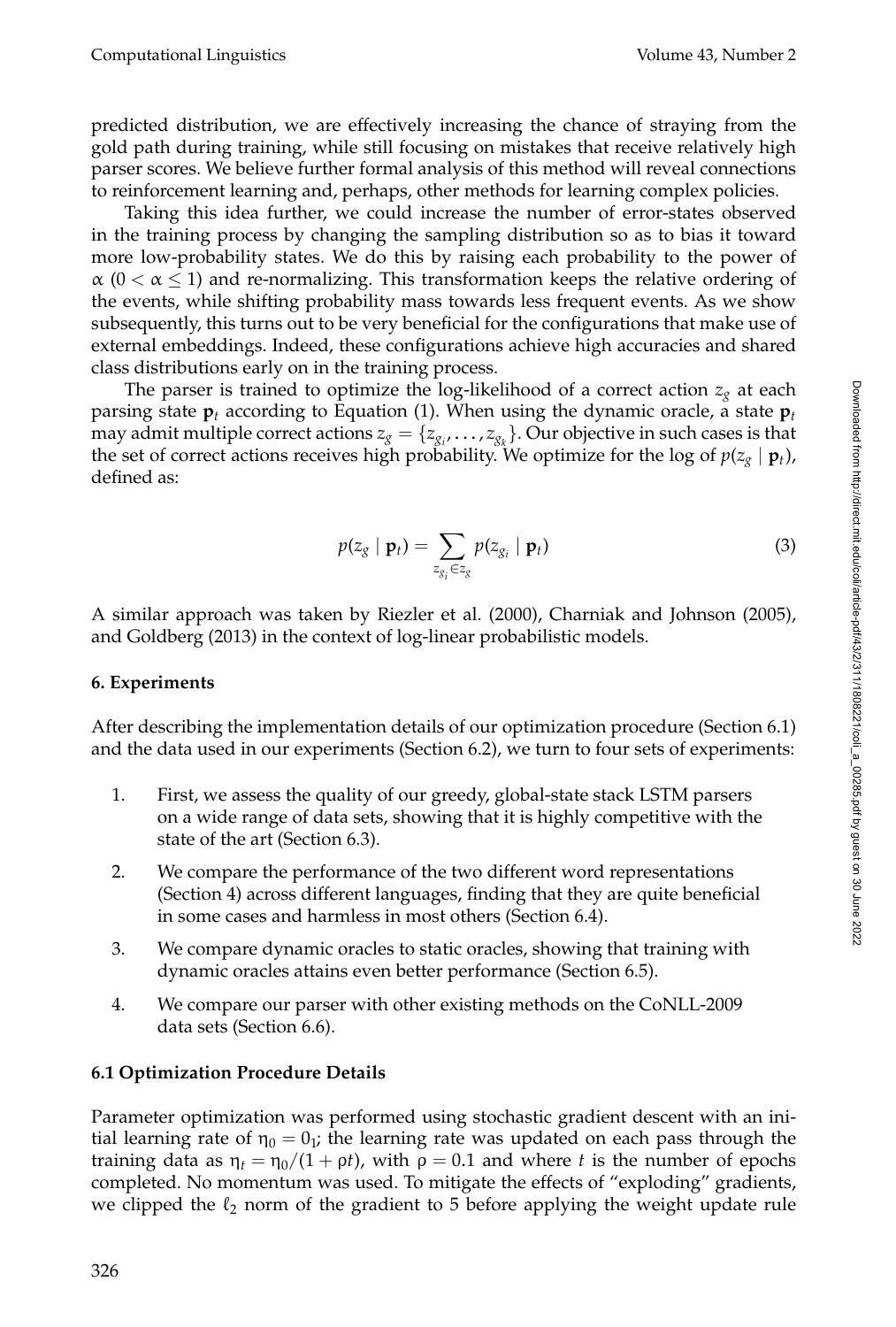predicted distribution, we are effectively increasing the chance of straying from the gold path during training, while still focusing on mistakes that receive relatively high parser scores. We believe further formal analysis of this method will reveal connections to reinforcement learning and, perhaps, other methods for learning complex policies.

Taking this idea further, we could increase the number of error-states observed in the training process by changing the sampling distribution so as to bias it toward more low-probability states. We do this by raising each probability to the power of $\alpha$ ($0 < \alpha \leq 1$) and re-normalizing. This transformation keeps the relative ordering of the events, while shifting probability mass towards less frequent events. As we show subsequently, this turns out to be very beneficial for the configurations that make use of external embeddings. Indeed, these configurations achieve high accuracies and shared class distributions early on in the training process.

The parser is trained to optimize the log-likelihood of a correct action $z_g$ at each parsing state $\mathbf{p}_t$ according to Equation (1). When using the dynamic oracle, a state $\mathbf{p}_t$ may admit multiple correct actions $z_g = \{z_{g_i}, \ldots, z_{g_k}\}$. Our objective in such cases is that the set of correct actions receives high probability. We optimize for the log of $p(z_g \mid \mathbf{p}_t)$, defined as:

$$p(z_g \mid \mathbf{p}_t) = \sum_{z_{g_i} \in z_g} p(z_{g_i} \mid \mathbf{p}_t) \tag{3}$$

A similar approach was taken by Riezler et al. (2000), Charniak and Johnson (2005), and Goldberg (2013) in the context of log-linear probabilistic models.

## 6. Experiments

After describing the implementation details of our optimization procedure (Section 6.1) and the data used in our experiments (Section 6.2), we turn to four sets of experiments:

1. First, we assess the quality of our greedy, global-state stack LSTM parsers on a wide range of data sets, showing that it is highly competitive with the state of the art (Section 6.3).
2. We compare the performance of the two different word representations (Section 4) across different languages, finding that they are quite beneficial in some cases and harmless in most others (Section 6.4).
3. We compare dynamic oracles to static oracles, showing that training with dynamic oracles attains even better performance (Section 6.5).
4. We compare our parser with other existing methods on the CoNLL-2009 data sets (Section 6.6).

### 6.1 Optimization Procedure Details

Parameter optimization was performed using stochastic gradient descent with an initial learning rate of $\eta_0 = 0_1$; the learning rate was updated on each pass through the training data as $\eta_t = \eta_0/(1 + \rho t)$, with $\rho = 0.1$ and where $t$ is the number of epochs completed. No momentum was used. To mitigate the effects of "exploding" gradients, we clipped the $\ell_2$ norm of the gradient to 5 before applying the weight update rule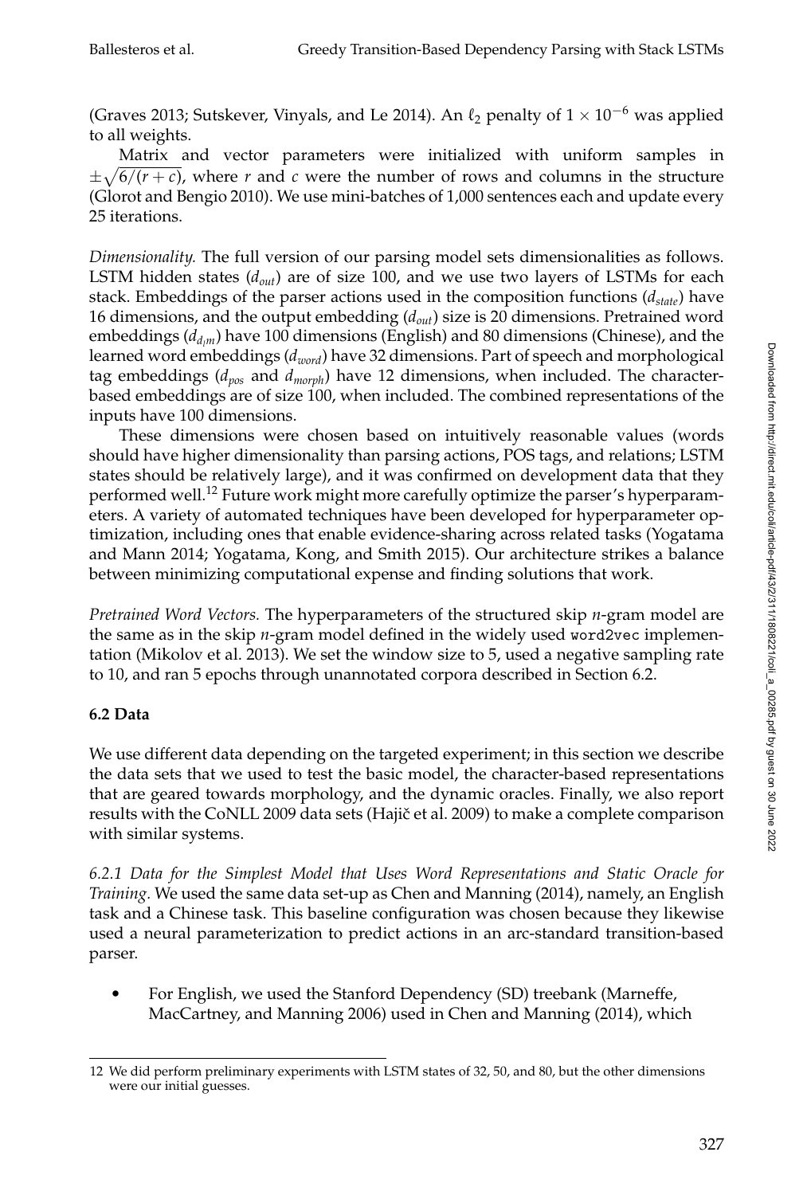(Graves 2013; Sutskever, Vinyals, and Le 2014). An $\ell_2$ penalty of $1 \times 10^{-6}$ was applied to all weights.

Matrix and vector parameters were initialized with uniform samples in $\pm\sqrt{6/(r+c)}$, where $r$ and $c$ were the number of rows and columns in the structure (Glorot and Bengio 2010). We use mini-batches of 1,000 sentences each and update every 25 iterations.

*Dimensionality.* The full version of our parsing model sets dimensionalities as follows. LSTM hidden states ($d_{out}$) are of size 100, and we use two layers of LSTMs for each stack. Embeddings of the parser actions used in the composition functions ($d_{state}$) have 16 dimensions, and the output embedding ($d_{out}$) size is 20 dimensions. Pretrained word embeddings ($d_{d_{lm}}$) have 100 dimensions (English) and 80 dimensions (Chinese), and the learned word embeddings ($d_{word}$) have 32 dimensions. Part of speech and morphological tag embeddings ($d_{pos}$ and $d_{morph}$) have 12 dimensions, when included. The character-based embeddings are of size 100, when included. The combined representations of the inputs have 100 dimensions.

These dimensions were chosen based on intuitively reasonable values (words should have higher dimensionality than parsing actions, POS tags, and relations; LSTM states should be relatively large), and it was confirmed on development data that they performed well.[12] Future work might more carefully optimize the parser's hyperparameters. A variety of automated techniques have been developed for hyperparameter optimization, including ones that enable evidence-sharing across related tasks (Yogatama and Mann 2014; Yogatama, Kong, and Smith 2015). Our architecture strikes a balance between minimizing computational expense and finding solutions that work.

*Pretrained Word Vectors.* The hyperparameters of the structured skip $n$-gram model are the same as in the skip $n$-gram model defined in the widely used `word2vec` implementation (Mikolov et al. 2013). We set the window size to 5, used a negative sampling rate to 10, and ran 5 epochs through unannotated corpora described in Section 6.2.

### 6.2 Data

We use different data depending on the targeted experiment; in this section we describe the data sets that we used to test the basic model, the character-based representations that are geared towards morphology, and the dynamic oracles. Finally, we also report results with the CoNLL 2009 data sets (Hajič et al. 2009) to make a complete comparison with similar systems.

*6.2.1 Data for the Simplest Model that Uses Word Representations and Static Oracle for Training.* We used the same data set-up as Chen and Manning (2014), namely, an English task and a Chinese task. This baseline configuration was chosen because they likewise used a neural parameterization to predict actions in an arc-standard transition-based parser.

- For English, we used the Stanford Dependency (SD) treebank (Marneffe, MacCartney, and Manning 2006) used in Chen and Manning (2014), which

[12] We did perform preliminary experiments with LSTM states of 32, 50, and 80, but the other dimensions were our initial guesses.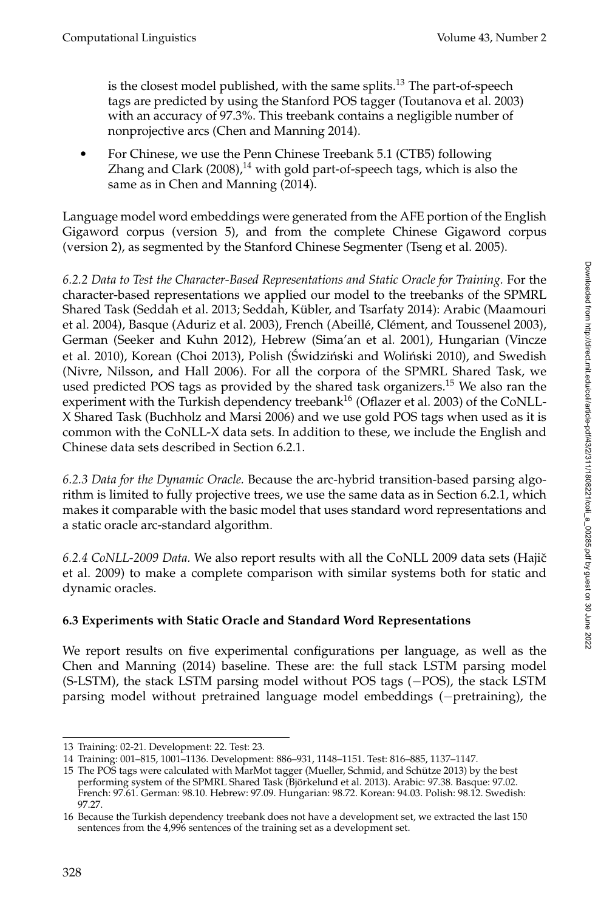is the closest model published, with the same splits.[13] The part-of-speech tags are predicted by using the Stanford POS tagger (Toutanova et al. 2003) with an accuracy of 97.3%. This treebank contains a negligible number of nonprojective arcs (Chen and Manning 2014).

- For Chinese, we use the Penn Chinese Treebank 5.1 (CTB5) following Zhang and Clark (2008),[14] with gold part-of-speech tags, which is also the same as in Chen and Manning (2014).

Language model word embeddings were generated from the AFE portion of the English Gigaword corpus (version 5), and from the complete Chinese Gigaword corpus (version 2), as segmented by the Stanford Chinese Segmenter (Tseng et al. 2005).

*6.2.2 Data to Test the Character-Based Representations and Static Oracle for Training.* For the character-based representations we applied our model to the treebanks of the SPMRL Shared Task (Seddah et al. 2013; Seddah, Kübler, and Tsarfaty 2014): Arabic (Maamouri et al. 2004), Basque (Aduriz et al. 2003), French (Abeillé, Clément, and Toussenel 2003), German (Seeker and Kuhn 2012), Hebrew (Sima'an et al. 2001), Hungarian (Vincze et al. 2010), Korean (Choi 2013), Polish (Świdziński and Woliński 2010), and Swedish (Nivre, Nilsson, and Hall 2006). For all the corpora of the SPMRL Shared Task, we used predicted POS tags as provided by the shared task organizers.[15] We also ran the experiment with the Turkish dependency treebank[16] (Oflazer et al. 2003) of the CoNLL-X Shared Task (Buchholz and Marsi 2006) and we use gold POS tags when used as it is common with the CoNLL-X data sets. In addition to these, we include the English and Chinese data sets described in Section 6.2.1.

*6.2.3 Data for the Dynamic Oracle.* Because the arc-hybrid transition-based parsing algorithm is limited to fully projective trees, we use the same data as in Section 6.2.1, which makes it comparable with the basic model that uses standard word representations and a static oracle arc-standard algorithm.

*6.2.4 CoNLL-2009 Data.* We also report results with all the CoNLL 2009 data sets (Hajič et al. 2009) to make a complete comparison with similar systems both for static and dynamic oracles.

### 6.3 Experiments with Static Oracle and Standard Word Representations

We report results on five experimental configurations per language, as well as the Chen and Manning (2014) baseline. These are: the full stack LSTM parsing model (S-LSTM), the stack LSTM parsing model without POS tags (−POS), the stack LSTM parsing model without pretrained language model embeddings (−pretraining), the

---

13 Training: 02-21. Development: 22. Test: 23.

14 Training: 001–815, 1001–1136. Development: 886–931, 1148–1151. Test: 816–885, 1137–1147.

15 The POS tags were calculated with MarMot tagger (Mueller, Schmid, and Schütze 2013) by the best performing system of the SPMRL Shared Task (Björkelund et al. 2013). Arabic: 97.38. Basque: 97.02. French: 97.61. German: 98.10. Hebrew: 97.09. Hungarian: 98.72. Korean: 94.03. Polish: 98.12. Swedish: 97.27.

16 Because the Turkish dependency treebank does not have a development set, we extracted the last 150 sentences from the 4,996 sentences of the training set as a development set.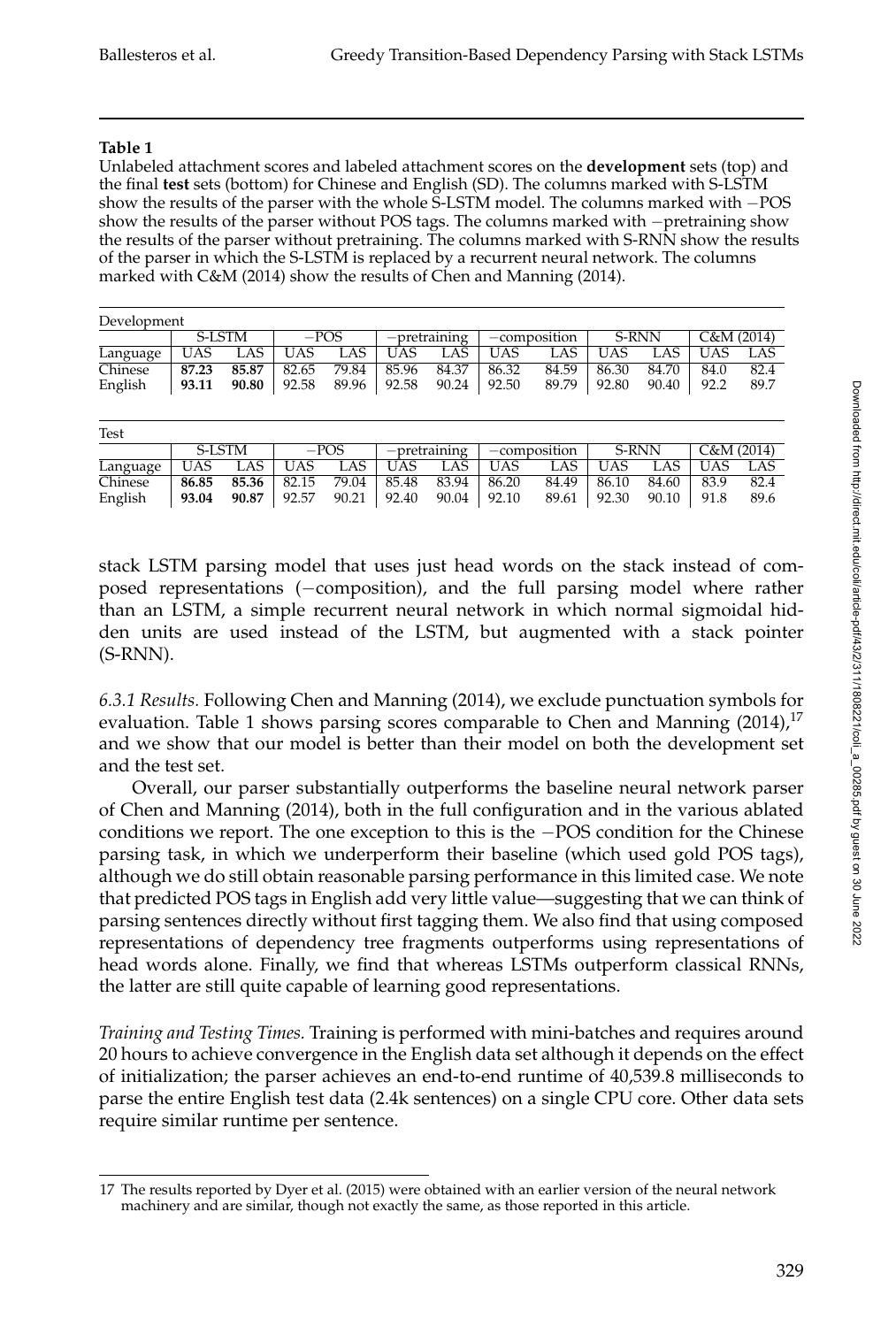**Table 1**

Unlabeled attachment scores and labeled attachment scores on the **development** sets (top) and the final **test** sets (bottom) for Chinese and English (SD). The columns marked with S-LSTM show the results of the parser with the whole S-LSTM model. The columns marked with −POS show the results of the parser without POS tags. The columns marked with −pretraining show the results of the parser without pretraining. The columns marked with S-RNN show the results of the parser in which the S-LSTM is replaced by a recurrent neural network. The columns marked with C&M (2014) show the results of Chen and Manning (2014).

| Development | S-LSTM | | −POS | | −pretraining | | −composition | | S-RNN | | C&M (2014) | |
|---|---|---|---|---|---|---|---|---|---|---|---|---|
| Language | UAS | LAS | UAS | LAS | UAS | LAS | UAS | LAS | UAS | LAS | UAS | LAS |
| Chinese | **87.23** | **85.87** | 82.65 | 79.84 | 85.96 | 84.37 | 86.32 | 84.59 | 86.30 | 84.70 | 84.0 | 82.4 |
| English | **93.11** | **90.80** | 92.58 | 89.96 | 92.58 | 90.24 | 92.50 | 89.79 | 92.80 | 90.40 | 92.2 | 89.7 |

| Test | S-LSTM | | −POS | | −pretraining | | −composition | | S-RNN | | C&M (2014) | |
|---|---|---|---|---|---|---|---|---|---|---|---|---|
| Language | UAS | LAS | UAS | LAS | UAS | LAS | UAS | LAS | UAS | LAS | UAS | LAS |
| Chinese | **86.85** | **85.36** | 82.15 | 79.04 | 85.48 | 83.94 | 86.20 | 84.49 | 86.10 | 84.60 | 83.9 | 82.4 |
| English | **93.04** | **90.87** | 92.57 | 90.21 | 92.40 | 90.04 | 92.10 | 89.61 | 92.30 | 90.10 | 91.8 | 89.6 |

stack LSTM parsing model that uses just head words on the stack instead of composed representations (−composition), and the full parsing model where rather than an LSTM, a simple recurrent neural network in which normal sigmoidal hidden units are used instead of the LSTM, but augmented with a stack pointer (S-RNN).

*6.3.1 Results.* Following Chen and Manning (2014), we exclude punctuation symbols for evaluation. Table 1 shows parsing scores comparable to Chen and Manning (2014),[17] and we show that our model is better than their model on both the development set and the test set.

Overall, our parser substantially outperforms the baseline neural network parser of Chen and Manning (2014), both in the full configuration and in the various ablated conditions we report. The one exception to this is the −POS condition for the Chinese parsing task, in which we underperform their baseline (which used gold POS tags), although we do still obtain reasonable parsing performance in this limited case. We note that predicted POS tags in English add very little value—suggesting that we can think of parsing sentences directly without first tagging them. We also find that using composed representations of dependency tree fragments outperforms using representations of head words alone. Finally, we find that whereas LSTMs outperform classical RNNs, the latter are still quite capable of learning good representations.

*Training and Testing Times.* Training is performed with mini-batches and requires around 20 hours to achieve convergence in the English data set although it depends on the effect of initialization; the parser achieves an end-to-end runtime of 40,539.8 milliseconds to parse the entire English test data (2.4k sentences) on a single CPU core. Other data sets require similar runtime per sentence.

17 The results reported by Dyer et al. (2015) were obtained with an earlier version of the neural network machinery and are similar, though not exactly the same, as those reported in this article.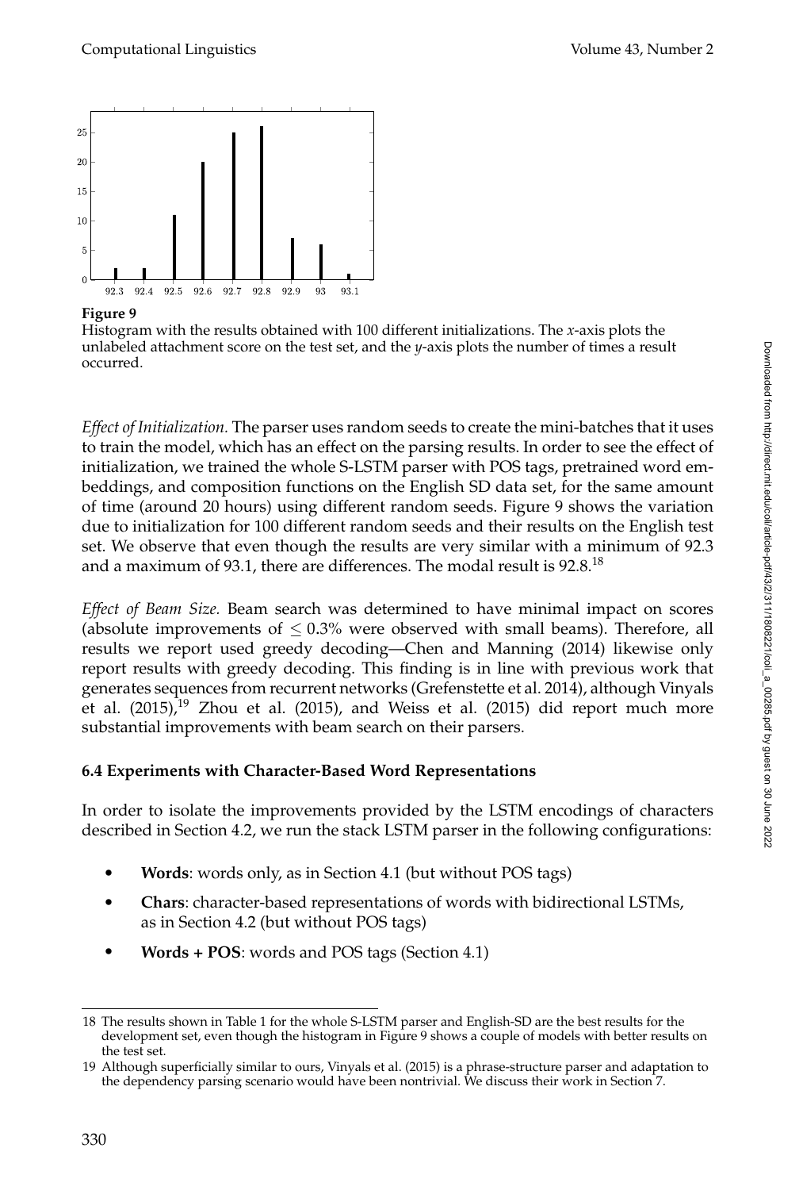**Figure 9**
Histogram with the results obtained with 100 different initializations. The *x*-axis plots the unlabeled attachment score on the test set, and the *y*-axis plots the number of times a result occurred.

*Effect of Initialization.* The parser uses random seeds to create the mini-batches that it uses to train the model, which has an effect on the parsing results. In order to see the effect of initialization, we trained the whole S-LSTM parser with POS tags, pretrained word embeddings, and composition functions on the English SD data set, for the same amount of time (around 20 hours) using different random seeds. Figure 9 shows the variation due to initialization for 100 different random seeds and their results on the English test set. We observe that even though the results are very similar with a minimum of 92.3 and a maximum of 93.1, there are differences. The modal result is 92.8.[18]

*Effect of Beam Size.* Beam search was determined to have minimal impact on scores (absolute improvements of $\leq 0.3\%$ were observed with small beams). Therefore, all results we report used greedy decoding—Chen and Manning (2014) likewise only report results with greedy decoding. This finding is in line with previous work that generates sequences from recurrent networks (Grefenstette et al. 2014), although Vinyals et al. (2015),[19] Zhou et al. (2015), and Weiss et al. (2015) did report much more substantial improvements with beam search on their parsers.

### 6.4 Experiments with Character-Based Word Representations

In order to isolate the improvements provided by the LSTM encodings of characters described in Section 4.2, we run the stack LSTM parser in the following configurations:

- **Words**: words only, as in Section 4.1 (but without POS tags)
- **Chars**: character-based representations of words with bidirectional LSTMs, as in Section 4.2 (but without POS tags)
- **Words + POS**: words and POS tags (Section 4.1)

---

18 The results shown in Table 1 for the whole S-LSTM parser and English-SD are the best results for the development set, even though the histogram in Figure 9 shows a couple of models with better results on the test set.

19 Although superficially similar to ours, Vinyals et al. (2015) is a phrase-structure parser and adaptation to the dependency parsing scenario would have been nontrivial. We discuss their work in Section 7.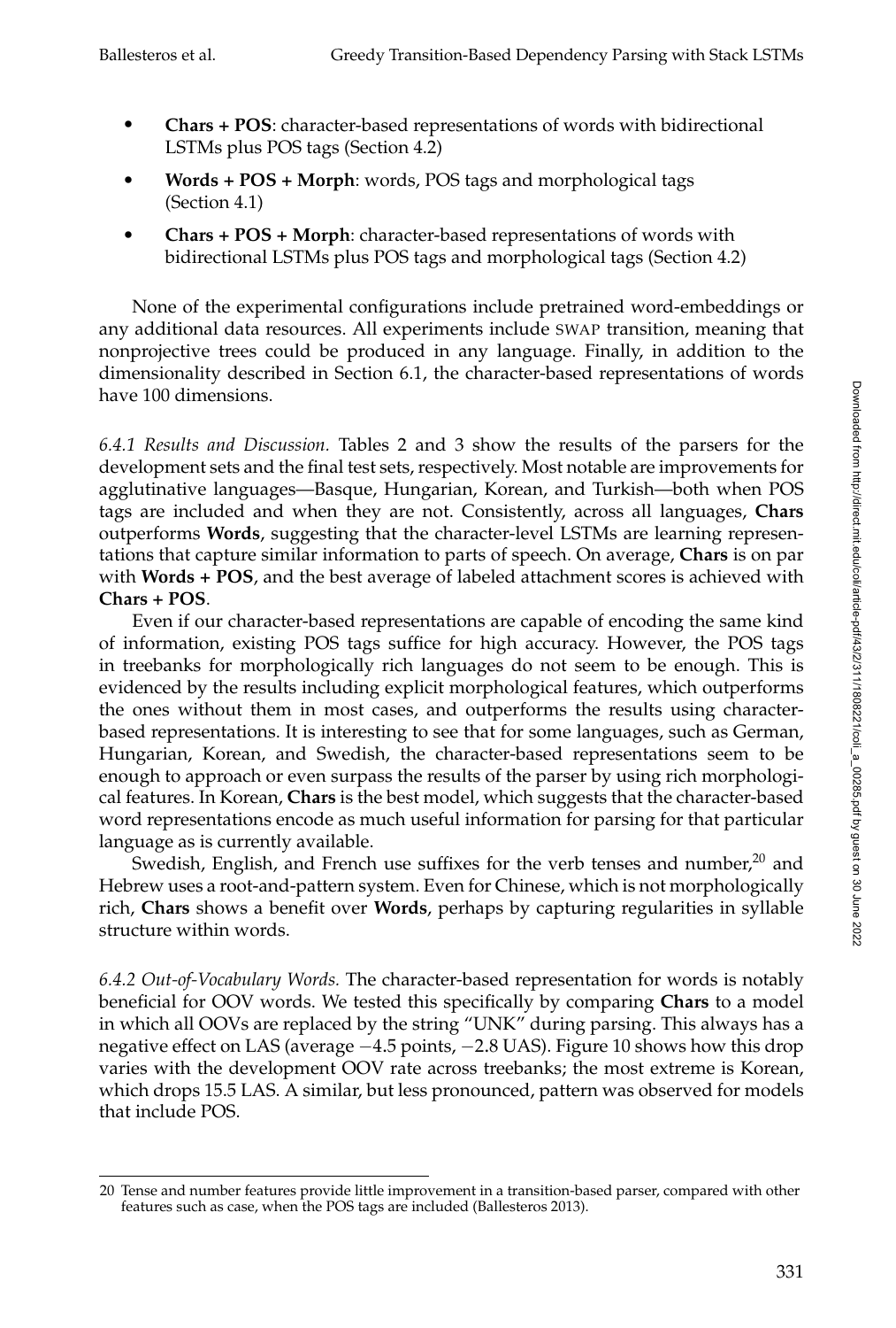- **Chars + POS**: character-based representations of words with bidirectional LSTMs plus POS tags (Section 4.2)
- **Words + POS + Morph**: words, POS tags and morphological tags (Section 4.1)
- **Chars + POS + Morph**: character-based representations of words with bidirectional LSTMs plus POS tags and morphological tags (Section 4.2)

None of the experimental configurations include pretrained word-embeddings or any additional data resources. All experiments include SWAP transition, meaning that nonprojective trees could be produced in any language. Finally, in addition to the dimensionality described in Section 6.1, the character-based representations of words have 100 dimensions.

*6.4.1 Results and Discussion.* Tables 2 and 3 show the results of the parsers for the development sets and the final test sets, respectively. Most notable are improvements for agglutinative languages—Basque, Hungarian, Korean, and Turkish—both when POS tags are included and when they are not. Consistently, across all languages, **Chars** outperforms **Words**, suggesting that the character-level LSTMs are learning representations that capture similar information to parts of speech. On average, **Chars** is on par with **Words + POS**, and the best average of labeled attachment scores is achieved with **Chars + POS**.

Even if our character-based representations are capable of encoding the same kind of information, existing POS tags suffice for high accuracy. However, the POS tags in treebanks for morphologically rich languages do not seem to be enough. This is evidenced by the results including explicit morphological features, which outperforms the ones without them in most cases, and outperforms the results using character-based representations. It is interesting to see that for some languages, such as German, Hungarian, Korean, and Swedish, the character-based representations seem to be enough to approach or even surpass the results of the parser by using rich morphological features. In Korean, **Chars** is the best model, which suggests that the character-based word representations encode as much useful information for parsing for that particular language as is currently available.

Swedish, English, and French use suffixes for the verb tenses and number,[20] and Hebrew uses a root-and-pattern system. Even for Chinese, which is not morphologically rich, **Chars** shows a benefit over **Words**, perhaps by capturing regularities in syllable structure within words.

*6.4.2 Out-of-Vocabulary Words.* The character-based representation for words is notably beneficial for OOV words. We tested this specifically by comparing **Chars** to a model in which all OOVs are replaced by the string "UNK" during parsing. This always has a negative effect on LAS (average −4.5 points, −2.8 UAS). Figure 10 shows how this drop varies with the development OOV rate across treebanks; the most extreme is Korean, which drops 15.5 LAS. A similar, but less pronounced, pattern was observed for models that include POS.

---

20 Tense and number features provide little improvement in a transition-based parser, compared with other features such as case, when the POS tags are included (Ballesteros 2013).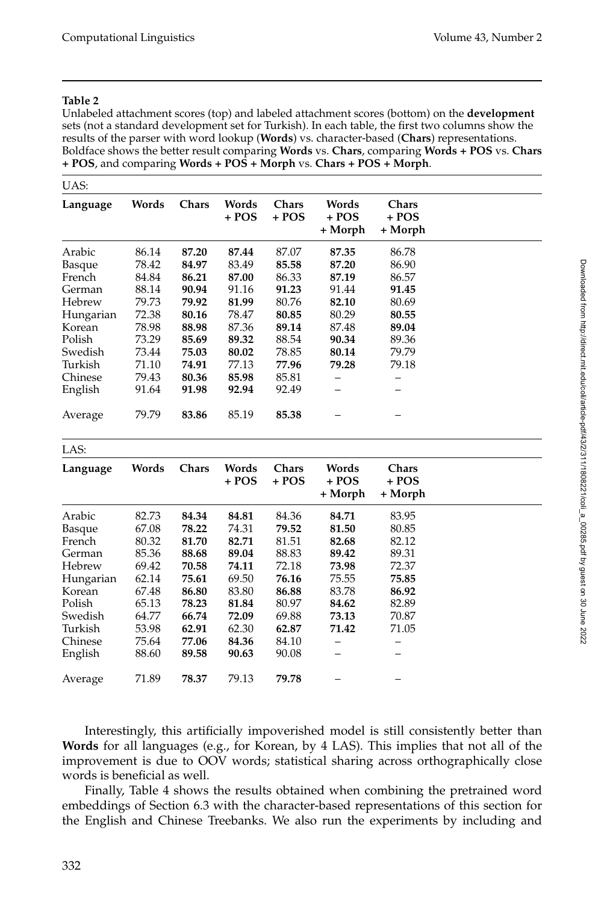**Table 2**

Unlabeled attachment scores (top) and labeled attachment scores (bottom) on the **development** sets (not a standard development set for Turkish). In each table, the first two columns show the results of the parser with word lookup (**Words**) vs. character-based (**Chars**) representations. Boldface shows the better result comparing **Words** vs. **Chars**, comparing **Words + POS** vs. **Chars + POS**, and comparing **Words + POS + Morph** vs. **Chars + POS + Morph**.

UAS:

| Language | Words | Chars | Words + POS | Chars + POS | Words + POS + Morph | Chars + POS + Morph |
|---|---|---|---|---|---|---|
| Arabic | 86.14 | **87.20** | **87.44** | 87.07 | **87.35** | 86.78 |
| Basque | 78.42 | **84.97** | 83.49 | **85.58** | **87.20** | 86.90 |
| French | 84.84 | **86.21** | **87.00** | 86.33 | **87.19** | 86.57 |
| German | 88.14 | **90.94** | 91.16 | **91.23** | 91.44 | **91.45** |
| Hebrew | 79.73 | **79.92** | **81.99** | 80.76 | **82.10** | 80.69 |
| Hungarian | 72.38 | **80.16** | 78.47 | **80.85** | 80.29 | **80.55** |
| Korean | 78.98 | **88.98** | 87.36 | **89.14** | 87.48 | **89.04** |
| Polish | 73.29 | **85.69** | **89.32** | 88.54 | **90.34** | 89.36 |
| Swedish | 73.44 | **75.03** | **80.02** | 78.85 | **80.14** | 79.79 |
| Turkish | 71.10 | **74.91** | 77.13 | **77.96** | **79.28** | 79.18 |
| Chinese | 79.43 | **80.36** | **85.98** | 85.81 | – | – |
| English | 91.64 | **91.98** | **92.94** | 92.49 | – | – |
| Average | 79.79 | **83.86** | 85.19 | **85.38** | – | – |

LAS:

| Language | Words | Chars | Words + POS | Chars + POS | Words + POS + Morph | Chars + POS + Morph |
|---|---|---|---|---|---|---|
| Arabic | 82.73 | **84.34** | **84.81** | 84.36 | **84.71** | 83.95 |
| Basque | 67.08 | **78.22** | 74.31 | **79.52** | **81.50** | 80.85 |
| French | 80.32 | **81.70** | **82.71** | 81.51 | **82.68** | 82.12 |
| German | 85.36 | **88.68** | **89.04** | 88.83 | **89.42** | 89.31 |
| Hebrew | 69.42 | **70.58** | **74.11** | 72.18 | **73.98** | 72.37 |
| Hungarian | 62.14 | **75.61** | 69.50 | **76.16** | 75.55 | **75.85** |
| Korean | 67.48 | **86.80** | 83.80 | **86.88** | 83.78 | **86.92** |
| Polish | 65.13 | **78.23** | **81.84** | 80.97 | **84.62** | 82.89 |
| Swedish | 64.77 | **66.74** | **72.09** | 69.88 | **73.13** | 70.87 |
| Turkish | 53.98 | **62.91** | 62.30 | **62.87** | **71.42** | 71.05 |
| Chinese | 75.64 | **77.06** | **84.36** | 84.10 | – | – |
| English | 88.60 | **89.58** | **90.63** | 90.08 | – | – |
| Average | 71.89 | **78.37** | 79.13 | **79.78** | – | – |

Interestingly, this artificially impoverished model is still consistently better than **Words** for all languages (e.g., for Korean, by 4 LAS). This implies that not all of the improvement is due to OOV words; statistical sharing across orthographically close words is beneficial as well.

Finally, Table 4 shows the results obtained when combining the pretrained word embeddings of Section 6.3 with the character-based representations of this section for the English and Chinese Treebanks. We also run the experiments by including and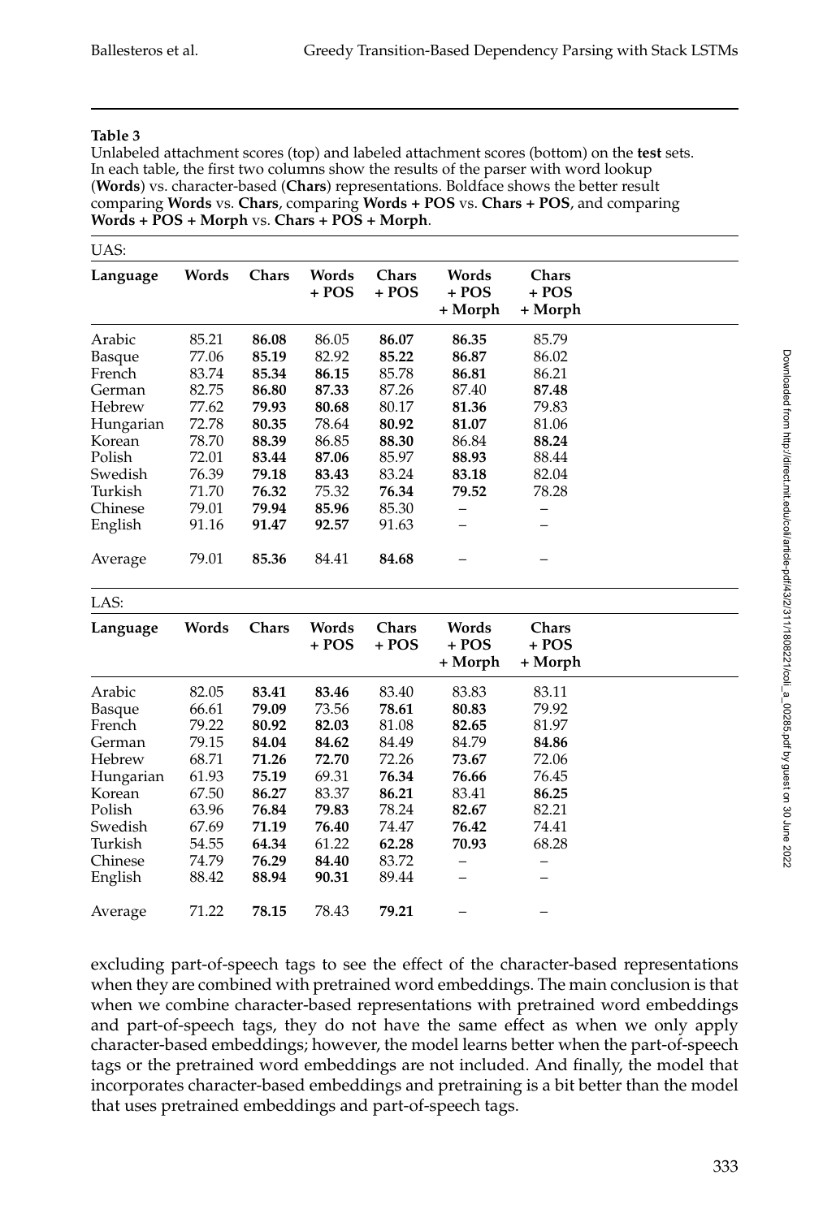**Table 3**

Unlabeled attachment scores (top) and labeled attachment scores (bottom) on the **test** sets. In each table, the first two columns show the results of the parser with word lookup (**Words**) vs. character-based (**Chars**) representations. Boldface shows the better result comparing **Words** vs. **Chars**, comparing **Words + POS** vs. **Chars + POS**, and comparing **Words + POS + Morph** vs. **Chars + POS + Morph**.

UAS:

| Language | Words | Chars | Words + POS | Chars + POS | Words + POS + Morph | Chars + POS + Morph |
|---|---|---|---|---|---|---|
| Arabic | 85.21 | **86.08** | 86.05 | **86.07** | **86.35** | 85.79 |
| Basque | 77.06 | **85.19** | 82.92 | **85.22** | **86.87** | 86.02 |
| French | 83.74 | **85.34** | **86.15** | 85.78 | **86.81** | 86.21 |
| German | 82.75 | **86.80** | **87.33** | 87.26 | 87.40 | **87.48** |
| Hebrew | 77.62 | **79.93** | **80.68** | 80.17 | **81.36** | 79.83 |
| Hungarian | 72.78 | **80.35** | 78.64 | **80.92** | **81.07** | 81.06 |
| Korean | 78.70 | **88.39** | 86.85 | **88.30** | 86.84 | **88.24** |
| Polish | 72.01 | **83.44** | **87.06** | 85.97 | **88.93** | 88.44 |
| Swedish | 76.39 | **79.18** | **83.43** | 83.24 | **83.18** | 82.04 |
| Turkish | 71.70 | **76.32** | 75.32 | **76.34** | **79.52** | 78.28 |
| Chinese | 79.01 | **79.94** | **85.96** | 85.30 | – | – |
| English | 91.16 | **91.47** | **92.57** | 91.63 | – | – |
| Average | 79.01 | **85.36** | 84.41 | **84.68** | – | – |

LAS:

| Language | Words | Chars | Words + POS | Chars + POS | Words + POS + Morph | Chars + POS + Morph |
|---|---|---|---|---|---|---|
| Arabic | 82.05 | **83.41** | **83.46** | 83.40 | 83.83 | 83.11 |
| Basque | 66.61 | **79.09** | 73.56 | **78.61** | **80.83** | 79.92 |
| French | 79.22 | **80.92** | **82.03** | 81.08 | **82.65** | 81.97 |
| German | 79.15 | **84.04** | **84.62** | 84.49 | 84.79 | **84.86** |
| Hebrew | 68.71 | **71.26** | **72.70** | 72.26 | **73.67** | 72.06 |
| Hungarian | 61.93 | **75.19** | 69.31 | **76.34** | **76.66** | 76.45 |
| Korean | 67.50 | **86.27** | 83.37 | **86.21** | 83.41 | **86.25** |
| Polish | 63.96 | **76.84** | **79.83** | 78.24 | **82.67** | 82.21 |
| Swedish | 67.69 | **71.19** | **76.40** | 74.47 | **76.42** | 74.41 |
| Turkish | 54.55 | **64.34** | 61.22 | **62.28** | **70.93** | 68.28 |
| Chinese | 74.79 | **76.29** | **84.40** | 83.72 | – | – |
| English | 88.42 | **88.94** | **90.31** | 89.44 | – | – |
| Average | 71.22 | **78.15** | 78.43 | **79.21** | – | – |

excluding part-of-speech tags to see the effect of the character-based representations when they are combined with pretrained word embeddings. The main conclusion is that when we combine character-based representations with pretrained word embeddings and part-of-speech tags, they do not have the same effect as when we only apply character-based embeddings; however, the model learns better when the part-of-speech tags or the pretrained word embeddings are not included. And finally, the model that incorporates character-based embeddings and pretraining is a bit better than the model that uses pretrained embeddings and part-of-speech tags.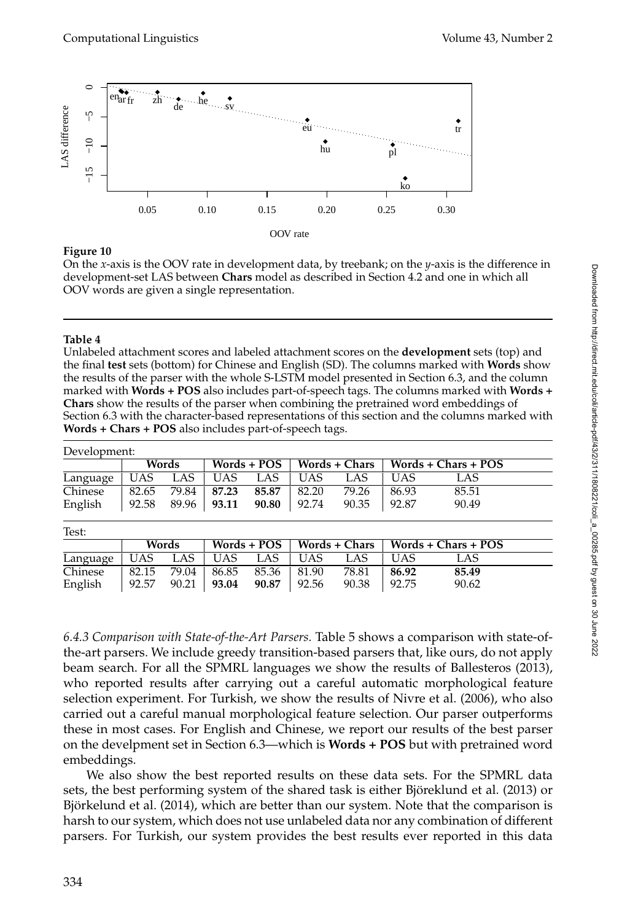**Figure 10**
On the *x*-axis is the OOV rate in development data, by treebank; on the *y*-axis is the difference in development-set LAS between **Chars** model as described in Section 4.2 and one in which all OOV words are given a single representation.

**Table 4**
Unlabeled attachment scores and labeled attachment scores on the **development** sets (top) and the final **test** sets (bottom) for Chinese and English (SD). The columns marked with **Words** show the results of the parser with the whole S-LSTM model presented in Section 6.3, and the column marked with **Words + POS** also includes part-of-speech tags. The columns marked with **Words + Chars** show the results of the parser when combining the pretrained word embeddings of Section 6.3 with the character-based representations of this section and the columns marked with **Words + Chars + POS** also includes part-of-speech tags.

Development:

| | Words | | Words + POS | | Words + Chars | | Words + Chars + POS | |
|---|---|---|---|---|---|---|---|---|
| Language | UAS | LAS | UAS | LAS | UAS | LAS | UAS | LAS |
| Chinese | 82.65 | 79.84 | **87.23** | **85.87** | 82.20 | 79.26 | 86.93 | 85.51 |
| English | 92.58 | 89.96 | **93.11** | **90.80** | 92.74 | 90.35 | 92.87 | 90.49 |

Test:

| | Words | | Words + POS | | Words + Chars | | Words + Chars + POS | |
|---|---|---|---|---|---|---|---|---|
| Language | UAS | LAS | UAS | LAS | UAS | LAS | UAS | LAS |
| Chinese | 82.15 | 79.04 | 86.85 | 85.36 | 81.90 | 78.81 | **86.92** | **85.49** |
| English | 92.57 | 90.21 | **93.04** | **90.87** | 92.56 | 90.38 | 92.75 | 90.62 |

*6.4.3 Comparison with State-of-the-Art Parsers.* Table 5 shows a comparison with state-of-the-art parsers. We include greedy transition-based parsers that, like ours, do not apply beam search. For all the SPMRL languages we show the results of Ballesteros (2013), who reported results after carrying out a careful automatic morphological feature selection experiment. For Turkish, we show the results of Nivre et al. (2006), who also carried out a careful manual morphological feature selection. Our parser outperforms these in most cases. For English and Chinese, we report our results of the best parser on the develpment set in Section 6.3—which is **Words + POS** but with pretrained word embeddings.

We also show the best reported results on these data sets. For the SPMRL data sets, the best performing system of the shared task is either Björeklund et al. (2013) or Björkelund et al. (2014), which are better than our system. Note that the comparison is harsh to our system, which does not use unlabeled data nor any combination of different parsers. For Turkish, our system provides the best results ever reported in this data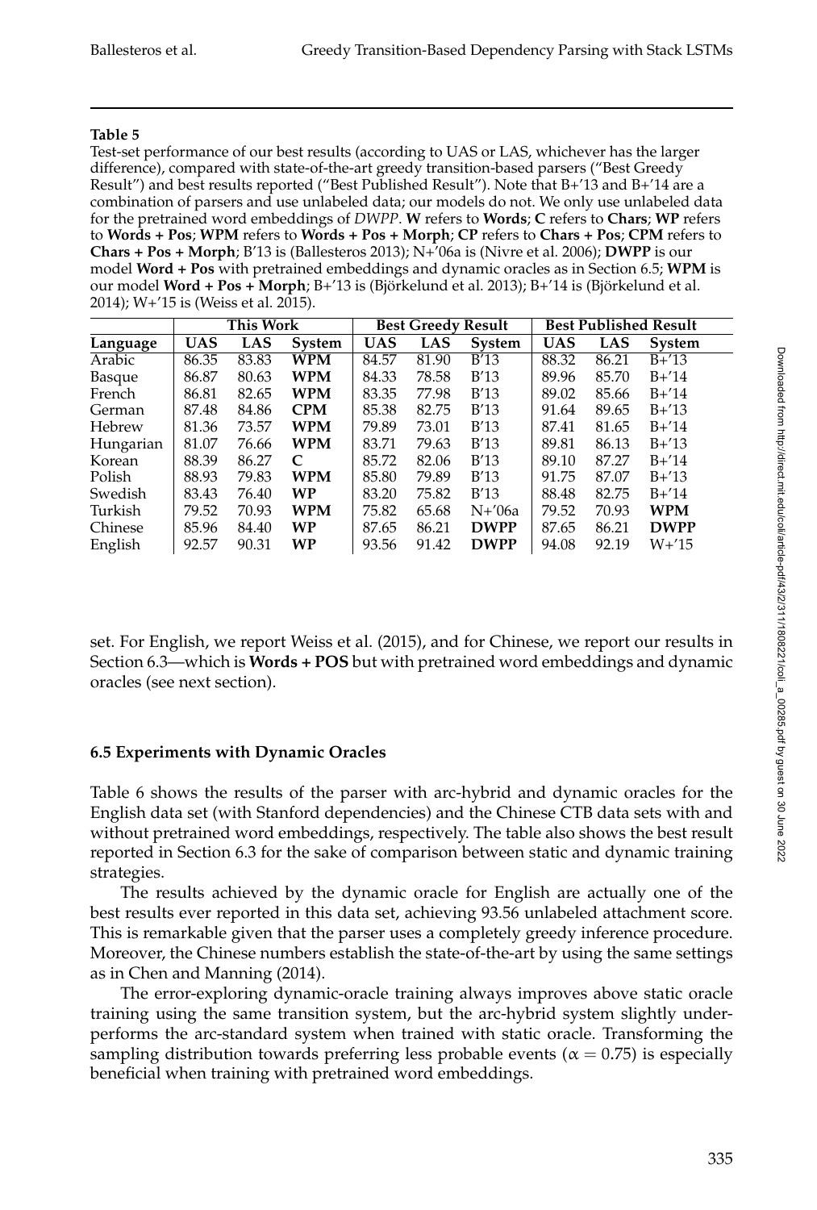**Table 5**

Test-set performance of our best results (according to UAS or LAS, whichever has the larger difference), compared with state-of-the-art greedy transition-based parsers ("Best Greedy Result") and best results reported ("Best Published Result"). Note that B+'13 and B+'14 are a combination of parsers and use unlabeled data; our models do not. We only use unlabeled data for the pretrained word embeddings of *DWPP*. **W** refers to **Words**; **C** refers to **Chars**; **WP** refers to **Words + Pos**; **WPM** refers to **Words + Pos + Morph**; **CP** refers to **Chars + Pos**; **CPM** refers to **Chars + Pos + Morph**; B'13 is (Ballesteros 2013); N+'06a is (Nivre et al. 2006); **DWPP** is our model **Word + Pos** with pretrained embeddings and dynamic oracles as in Section 6.5; **WPM** is our model **Word + Pos + Morph**; B+'13 is (Björkelund et al. 2013); B+'14 is (Björkelund et al. 2014); W+'15 is (Weiss et al. 2015).

| | This Work | | | Best Greedy Result | | | Best Published Result | | |
|---|---|---|---|---|---|---|---|---|---|
| **Language** | **UAS** | **LAS** | **System** | **UAS** | **LAS** | **System** | **UAS** | **LAS** | **System** |
| Arabic | 86.35 | 83.83 | **WPM** | 84.57 | 81.90 | B'13 | 88.32 | 86.21 | B+'13 |
| Basque | 86.87 | 80.63 | **WPM** | 84.33 | 78.58 | B'13 | 89.96 | 85.70 | B+'14 |
| French | 86.81 | 82.65 | **WPM** | 83.35 | 77.98 | B'13 | 89.02 | 85.66 | B+'14 |
| German | 87.48 | 84.86 | **CPM** | 85.38 | 82.75 | B'13 | 91.64 | 89.65 | B+'13 |
| Hebrew | 81.36 | 73.57 | **WPM** | 79.89 | 73.01 | B'13 | 87.41 | 81.65 | B+'14 |
| Hungarian | 81.07 | 76.66 | **WPM** | 83.71 | 79.63 | B'13 | 89.81 | 86.13 | B+'13 |
| Korean | 88.39 | 86.27 | **C** | 85.72 | 82.06 | B'13 | 89.10 | 87.27 | B+'14 |
| Polish | 88.93 | 79.83 | **WPM** | 85.80 | 79.89 | B'13 | 91.75 | 87.07 | B+'13 |
| Swedish | 83.43 | 76.40 | **WP** | 83.20 | 75.82 | B'13 | 88.48 | 82.75 | B+'14 |
| Turkish | 79.52 | 70.93 | **WPM** | 75.82 | 65.68 | N+'06a | 79.52 | 70.93 | **WPM** |
| Chinese | 85.96 | 84.40 | **WP** | 87.65 | 86.21 | **DWPP** | 87.65 | 86.21 | **DWPP** |
| English | 92.57 | 90.31 | **WP** | 93.56 | 91.42 | **DWPP** | 94.08 | 92.19 | W+'15 |

set. For English, we report Weiss et al. (2015), and for Chinese, we report our results in Section 6.3—which is **Words + POS** but with pretrained word embeddings and dynamic oracles (see next section).

### 6.5 Experiments with Dynamic Oracles

Table 6 shows the results of the parser with arc-hybrid and dynamic oracles for the English data set (with Stanford dependencies) and the Chinese CTB data sets with and without pretrained word embeddings, respectively. The table also shows the best result reported in Section 6.3 for the sake of comparison between static and dynamic training strategies.

The results achieved by the dynamic oracle for English are actually one of the best results ever reported in this data set, achieving 93.56 unlabeled attachment score. This is remarkable given that the parser uses a completely greedy inference procedure. Moreover, the Chinese numbers establish the state-of-the-art by using the same settings as in Chen and Manning (2014).

The error-exploring dynamic-oracle training always improves above static oracle training using the same transition system, but the arc-hybrid system slightly underperforms the arc-standard system when trained with static oracle. Transforming the sampling distribution towards preferring less probable events ($\alpha = 0.75$) is especially beneficial when training with pretrained word embeddings.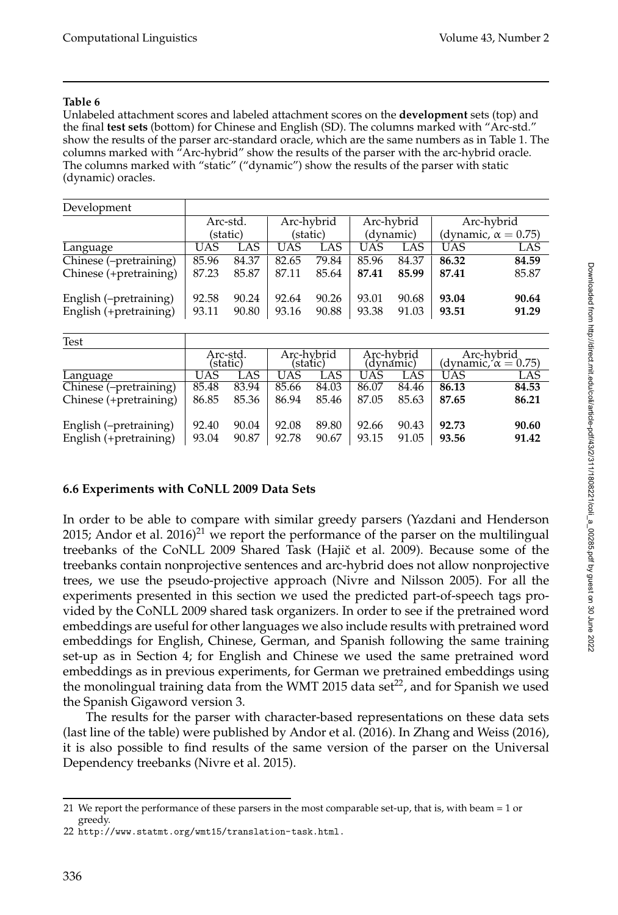**Table 6**

Unlabeled attachment scores and labeled attachment scores on the **development** sets (top) and the final **test sets** (bottom) for Chinese and English (SD). The columns marked with "Arc-std." show the results of the parser arc-standard oracle, which are the same numbers as in Table 1. The columns marked with "Arc-hybrid" show the results of the parser with the arc-hybrid oracle. The columns marked with "static" ("dynamic") show the results of the parser with static (dynamic) oracles.

| Development | Arc-std. (static) | | Arc-hybrid (static) | | Arc-hybrid (dynamic) | | Arc-hybrid (dynamic, $\alpha = 0.75$) | |
|---|---|---|---|---|---|---|---|---|
| Language | UAS | LAS | UAS | LAS | UAS | LAS | UAS | LAS |
| Chinese (–pretraining) | 85.96 | 84.37 | 82.65 | 79.84 | 85.96 | 84.37 | **86.32** | **84.59** |
| Chinese (+pretraining) | 87.23 | 85.87 | 87.11 | 85.64 | **87.41** | **85.99** | **87.41** | 85.87 |
| English (–pretraining) | 92.58 | 90.24 | 92.64 | 90.26 | 93.01 | 90.68 | **93.04** | **90.64** |
| English (+pretraining) | 93.11 | 90.80 | 93.16 | 90.88 | 93.38 | 91.03 | **93.51** | **91.29** |

| Test | Arc-std. (static) | | Arc-hybrid (static) | | Arc-hybrid (dynamic) | | Arc-hybrid (dynamic, $\alpha = 0.75$) | |
|---|---|---|---|---|---|---|---|---|
| Language | UAS | LAS | UAS | LAS | UAS | LAS | UAS | LAS |
| Chinese (–pretraining) | 85.48 | 83.94 | 85.66 | 84.03 | 86.07 | 84.46 | **86.13** | **84.53** |
| Chinese (+pretraining) | 86.85 | 85.36 | 86.94 | 85.46 | 87.05 | 85.63 | **87.65** | **86.21** |
| English (–pretraining) | 92.40 | 90.04 | 92.08 | 89.80 | 92.66 | 90.43 | **92.73** | **90.60** |
| English (+pretraining) | 93.04 | 90.87 | 92.78 | 90.67 | 93.15 | 91.05 | **93.56** | **91.42** |

### 6.6 Experiments with CoNLL 2009 Data Sets

In order to be able to compare with similar greedy parsers (Yazdani and Henderson 2015; Andor et al. 2016)[21] we report the performance of the parser on the multilingual treebanks of the CoNLL 2009 Shared Task (Hajič et al. 2009). Because some of the treebanks contain nonprojective sentences and arc-hybrid does not allow nonprojective trees, we use the pseudo-projective approach (Nivre and Nilsson 2005). For all the experiments presented in this section we used the predicted part-of-speech tags provided by the CoNLL 2009 shared task organizers. In order to see if the pretrained word embeddings are useful for other languages we also include results with pretrained word embeddings for English, Chinese, German, and Spanish following the same training set-up as in Section 4; for English and Chinese we used the same pretrained word embeddings as in previous experiments, for German we pretrained embeddings using the monolingual training data from the WMT 2015 data set[22], and for Spanish we used the Spanish Gigaword version 3.

The results for the parser with character-based representations on these data sets (last line of the table) were published by Andor et al. (2016). In Zhang and Weiss (2016), it is also possible to find results of the same version of the parser on the Universal Dependency treebanks (Nivre et al. 2015).

---

21 We report the performance of these parsers in the most comparable set-up, that is, with beam = 1 or greedy.

22 http://www.statmt.org/wmt15/translation-task.html.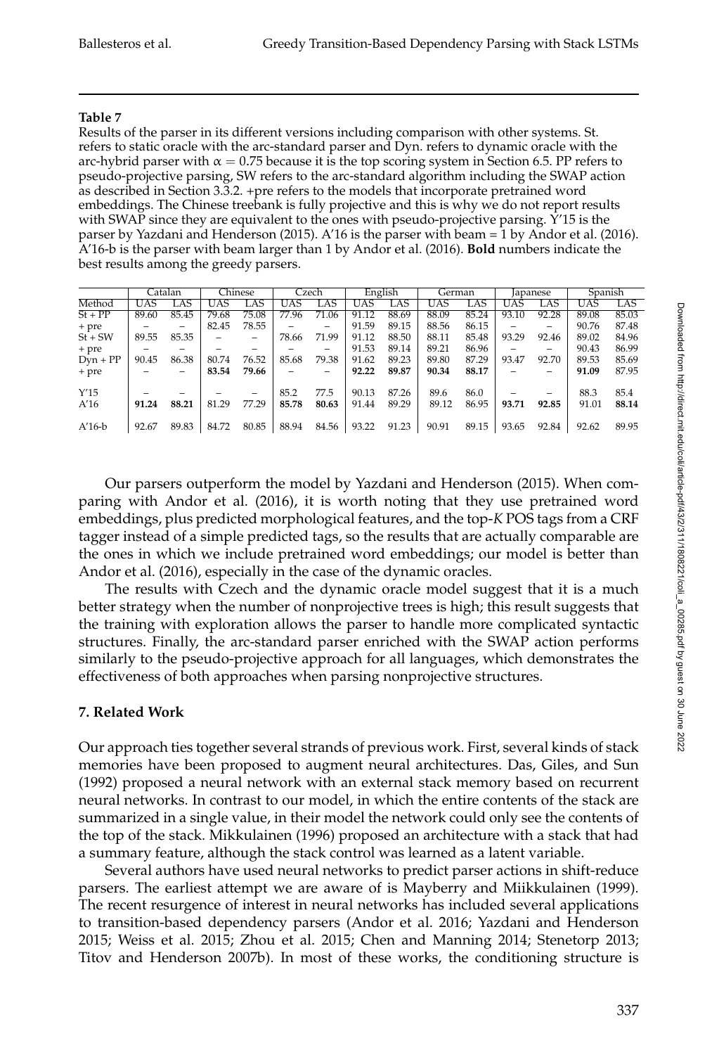**Table 7**

Results of the parser in its different versions including comparison with other systems. St. refers to static oracle with the arc-standard parser and Dyn. refers to dynamic oracle with the arc-hybrid parser with $\alpha = 0.75$ because it is the top scoring system in Section 6.5. PP refers to pseudo-projective parsing, SW refers to the arc-standard algorithm including the SWAP action as described in Section 3.3.2. +pre refers to the models that incorporate pretrained word embeddings. The Chinese treebank is fully projective and this is why we do not report results with SWAP since they are equivalent to the ones with pseudo-projective parsing. Y'15 is the parser by Yazdani and Henderson (2015). A'16 is the parser with beam = 1 by Andor et al. (2016). A'16-b is the parser with beam larger than 1 by Andor et al. (2016). **Bold** numbers indicate the best results among the greedy parsers.

| | Catalan | | Chinese | | Czech | | English | | German | | Japanese | | Spanish | |
|---|---|---|---|---|---|---|---|---|---|---|---|---|---|---|
| Method | UAS | LAS | UAS | LAS | UAS | LAS | UAS | LAS | UAS | LAS | UAS | LAS | UAS | LAS |
| St + PP | 89.60 | 85.45 | 79.68 | 75.08 | 77.96 | 71.06 | 91.12 | 88.69 | 88.09 | 85.24 | 93.10 | 92.28 | 89.08 | 85.03 |
| + pre | – | – | 82.45 | 78.55 | – | – | 91.59 | 89.15 | 88.56 | 86.15 | – | – | 90.76 | 87.48 |
| St + SW | 89.55 | 85.35 | – | – | 78.66 | 71.99 | 91.12 | 88.50 | 88.11 | 85.48 | 93.29 | 92.46 | 89.02 | 84.96 |
| + pre | – | – | – | – | – | – | 91.53 | 89.14 | 89.21 | 86.96 | – | – | 90.43 | 86.99 |
| Dyn + PP | 90.45 | 86.38 | 80.74 | 76.52 | 85.68 | 79.38 | 91.62 | 89.23 | 89.80 | 87.29 | 93.47 | 92.70 | 89.53 | 85.69 |
| + pre | – | – | **83.54** | **79.66** | – | – | **92.22** | **89.87** | **90.34** | **88.17** | – | – | **91.09** | 87.95 |
| Y'15 | – | – | – | – | 85.2 | 77.5 | 90.13 | 87.26 | 89.6 | 86.0 | – | – | 88.3 | 85.4 |
| A'16 | **91.24** | **88.21** | 81.29 | 77.29 | **85.78** | **80.63** | 91.44 | 89.29 | 89.12 | 86.95 | **93.71** | **92.85** | 91.01 | **88.14** |
| A'16-b | 92.67 | 89.83 | 84.72 | 80.85 | 88.94 | 84.56 | 93.22 | 91.23 | 90.91 | 89.15 | 93.65 | 92.84 | 92.62 | 89.95 |

Our parsers outperform the model by Yazdani and Henderson (2015). When comparing with Andor et al. (2016), it is worth noting that they use pretrained word embeddings, plus predicted morphological features, and the top-*K* POS tags from a CRF tagger instead of a simple predicted tags, so the results that are actually comparable are the ones in which we include pretrained word embeddings; our model is better than Andor et al. (2016), especially in the case of the dynamic oracles.

The results with Czech and the dynamic oracle model suggest that it is a much better strategy when the number of nonprojective trees is high; this result suggests that the training with exploration allows the parser to handle more complicated syntactic structures. Finally, the arc-standard parser enriched with the SWAP action performs similarly to the pseudo-projective approach for all languages, which demonstrates the effectiveness of both approaches when parsing nonprojective structures.

## 7. Related Work

Our approach ties together several strands of previous work. First, several kinds of stack memories have been proposed to augment neural architectures. Das, Giles, and Sun (1992) proposed a neural network with an external stack memory based on recurrent neural networks. In contrast to our model, in which the entire contents of the stack are summarized in a single value, in their model the network could only see the contents of the top of the stack. Mikkulainen (1996) proposed an architecture with a stack that had a summary feature, although the stack control was learned as a latent variable.

Several authors have used neural networks to predict parser actions in shift-reduce parsers. The earliest attempt we are aware of is Mayberry and Miikkulainen (1999). The recent resurgence of interest in neural networks has included several applications to transition-based dependency parsers (Andor et al. 2016; Yazdani and Henderson 2015; Weiss et al. 2015; Zhou et al. 2015; Chen and Manning 2014; Stenetorp 2013; Titov and Henderson 2007b). In most of these works, the conditioning structure is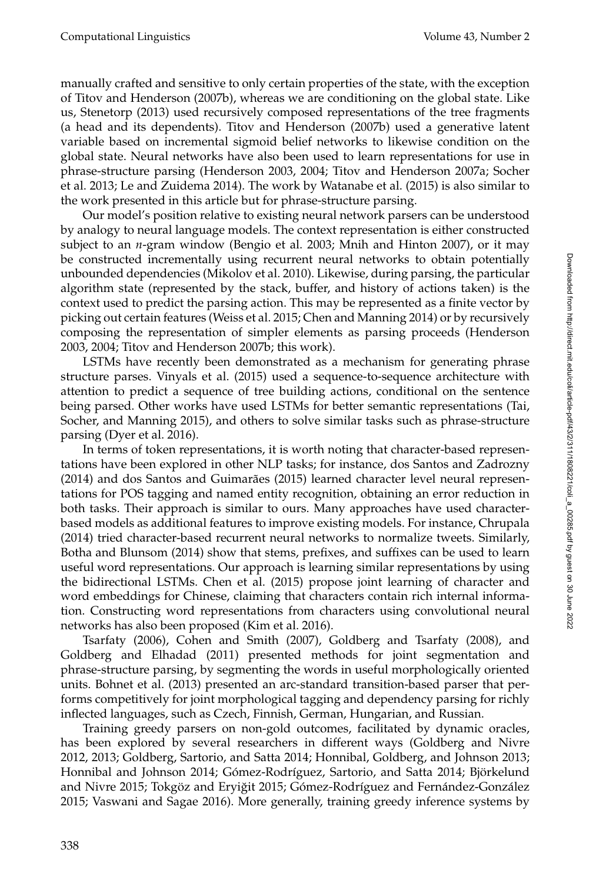manually crafted and sensitive to only certain properties of the state, with the exception of Titov and Henderson (2007b), whereas we are conditioning on the global state. Like us, Stenetorp (2013) used recursively composed representations of the tree fragments (a head and its dependents). Titov and Henderson (2007b) used a generative latent variable based on incremental sigmoid belief networks to likewise condition on the global state. Neural networks have also been used to learn representations for use in phrase-structure parsing (Henderson 2003, 2004; Titov and Henderson 2007a; Socher et al. 2013; Le and Zuidema 2014). The work by Watanabe et al. (2015) is also similar to the work presented in this article but for phrase-structure parsing.

Our model's position relative to existing neural network parsers can be understood by analogy to neural language models. The context representation is either constructed subject to an *n*-gram window (Bengio et al. 2003; Mnih and Hinton 2007), or it may be constructed incrementally using recurrent neural networks to obtain potentially unbounded dependencies (Mikolov et al. 2010). Likewise, during parsing, the particular algorithm state (represented by the stack, buffer, and history of actions taken) is the context used to predict the parsing action. This may be represented as a finite vector by picking out certain features (Weiss et al. 2015; Chen and Manning 2014) or by recursively composing the representation of simpler elements as parsing proceeds (Henderson 2003, 2004; Titov and Henderson 2007b; this work).

LSTMs have recently been demonstrated as a mechanism for generating phrase structure parses. Vinyals et al. (2015) used a sequence-to-sequence architecture with attention to predict a sequence of tree building actions, conditional on the sentence being parsed. Other works have used LSTMs for better semantic representations (Tai, Socher, and Manning 2015), and others to solve similar tasks such as phrase-structure parsing (Dyer et al. 2016).

In terms of token representations, it is worth noting that character-based representations have been explored in other NLP tasks; for instance, dos Santos and Zadrozny (2014) and dos Santos and Guimarães (2015) learned character level neural representations for POS tagging and named entity recognition, obtaining an error reduction in both tasks. Their approach is similar to ours. Many approaches have used character-based models as additional features to improve existing models. For instance, Chrupala (2014) tried character-based recurrent neural networks to normalize tweets. Similarly, Botha and Blunsom (2014) show that stems, prefixes, and suffixes can be used to learn useful word representations. Our approach is learning similar representations by using the bidirectional LSTMs. Chen et al. (2015) propose joint learning of character and word embeddings for Chinese, claiming that characters contain rich internal information. Constructing word representations from characters using convolutional neural networks has also been proposed (Kim et al. 2016).

Tsarfaty (2006), Cohen and Smith (2007), Goldberg and Tsarfaty (2008), and Goldberg and Elhadad (2011) presented methods for joint segmentation and phrase-structure parsing, by segmenting the words in useful morphologically oriented units. Bohnet et al. (2013) presented an arc-standard transition-based parser that performs competitively for joint morphological tagging and dependency parsing for richly inflected languages, such as Czech, Finnish, German, Hungarian, and Russian.

Training greedy parsers on non-gold outcomes, facilitated by dynamic oracles, has been explored by several researchers in different ways (Goldberg and Nivre 2012, 2013; Goldberg, Sartorio, and Satta 2014; Honnibal, Goldberg, and Johnson 2013; Honnibal and Johnson 2014; Gómez-Rodríguez, Sartorio, and Satta 2014; Björkelund and Nivre 2015; Tokgöz and Eryiğit 2015; Gómez-Rodríguez and Fernández-González 2015; Vaswani and Sagae 2016). More generally, training greedy inference systems by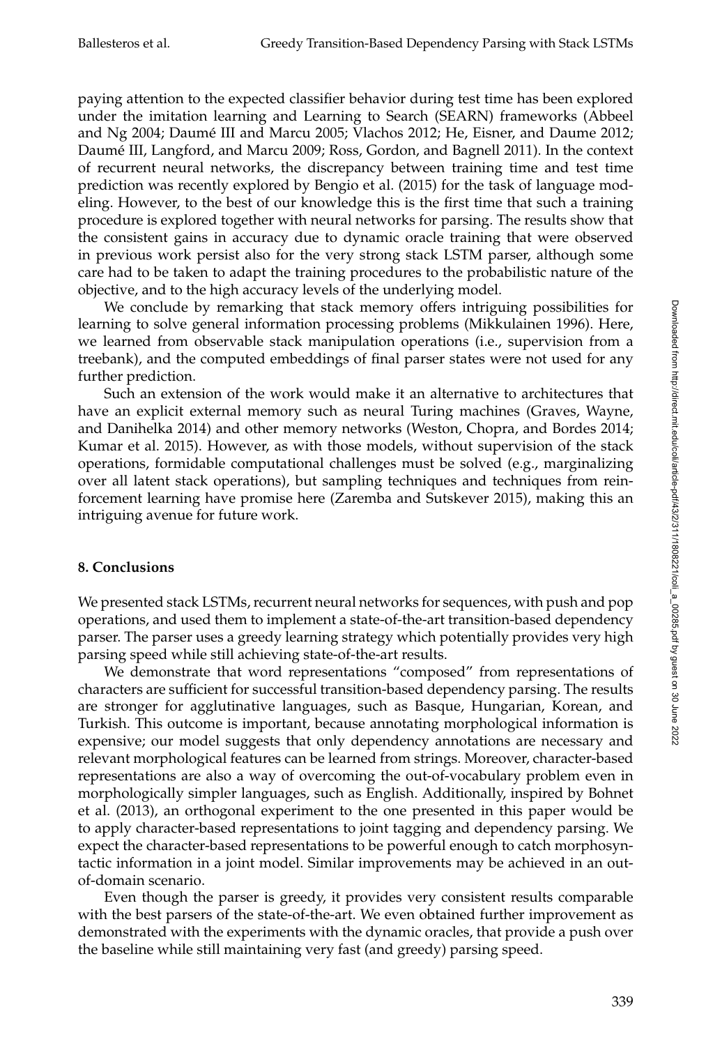paying attention to the expected classifier behavior during test time has been explored under the imitation learning and Learning to Search (SEARN) frameworks (Abbeel and Ng 2004; Daumé III and Marcu 2005; Vlachos 2012; He, Eisner, and Daume 2012; Daumé III, Langford, and Marcu 2009; Ross, Gordon, and Bagnell 2011). In the context of recurrent neural networks, the discrepancy between training time and test time prediction was recently explored by Bengio et al. (2015) for the task of language modeling. However, to the best of our knowledge this is the first time that such a training procedure is explored together with neural networks for parsing. The results show that the consistent gains in accuracy due to dynamic oracle training that were observed in previous work persist also for the very strong stack LSTM parser, although some care had to be taken to adapt the training procedures to the probabilistic nature of the objective, and to the high accuracy levels of the underlying model.

We conclude by remarking that stack memory offers intriguing possibilities for learning to solve general information processing problems (Mikkulainen 1996). Here, we learned from observable stack manipulation operations (i.e., supervision from a treebank), and the computed embeddings of final parser states were not used for any further prediction.

Such an extension of the work would make it an alternative to architectures that have an explicit external memory such as neural Turing machines (Graves, Wayne, and Danihelka 2014) and other memory networks (Weston, Chopra, and Bordes 2014; Kumar et al. 2015). However, as with those models, without supervision of the stack operations, formidable computational challenges must be solved (e.g., marginalizing over all latent stack operations), but sampling techniques and techniques from reinforcement learning have promise here (Zaremba and Sutskever 2015), making this an intriguing avenue for future work.

## 8. Conclusions

We presented stack LSTMs, recurrent neural networks for sequences, with push and pop operations, and used them to implement a state-of-the-art transition-based dependency parser. The parser uses a greedy learning strategy which potentially provides very high parsing speed while still achieving state-of-the-art results.

We demonstrate that word representations "composed" from representations of characters are sufficient for successful transition-based dependency parsing. The results are stronger for agglutinative languages, such as Basque, Hungarian, Korean, and Turkish. This outcome is important, because annotating morphological information is expensive; our model suggests that only dependency annotations are necessary and relevant morphological features can be learned from strings. Moreover, character-based representations are also a way of overcoming the out-of-vocabulary problem even in morphologically simpler languages, such as English. Additionally, inspired by Bohnet et al. (2013), an orthogonal experiment to the one presented in this paper would be to apply character-based representations to joint tagging and dependency parsing. We expect the character-based representations to be powerful enough to catch morphosyntactic information in a joint model. Similar improvements may be achieved in an out-of-domain scenario.

Even though the parser is greedy, it provides very consistent results comparable with the best parsers of the state-of-the-art. We even obtained further improvement as demonstrated with the experiments with the dynamic oracles, that provide a push over the baseline while still maintaining very fast (and greedy) parsing speed.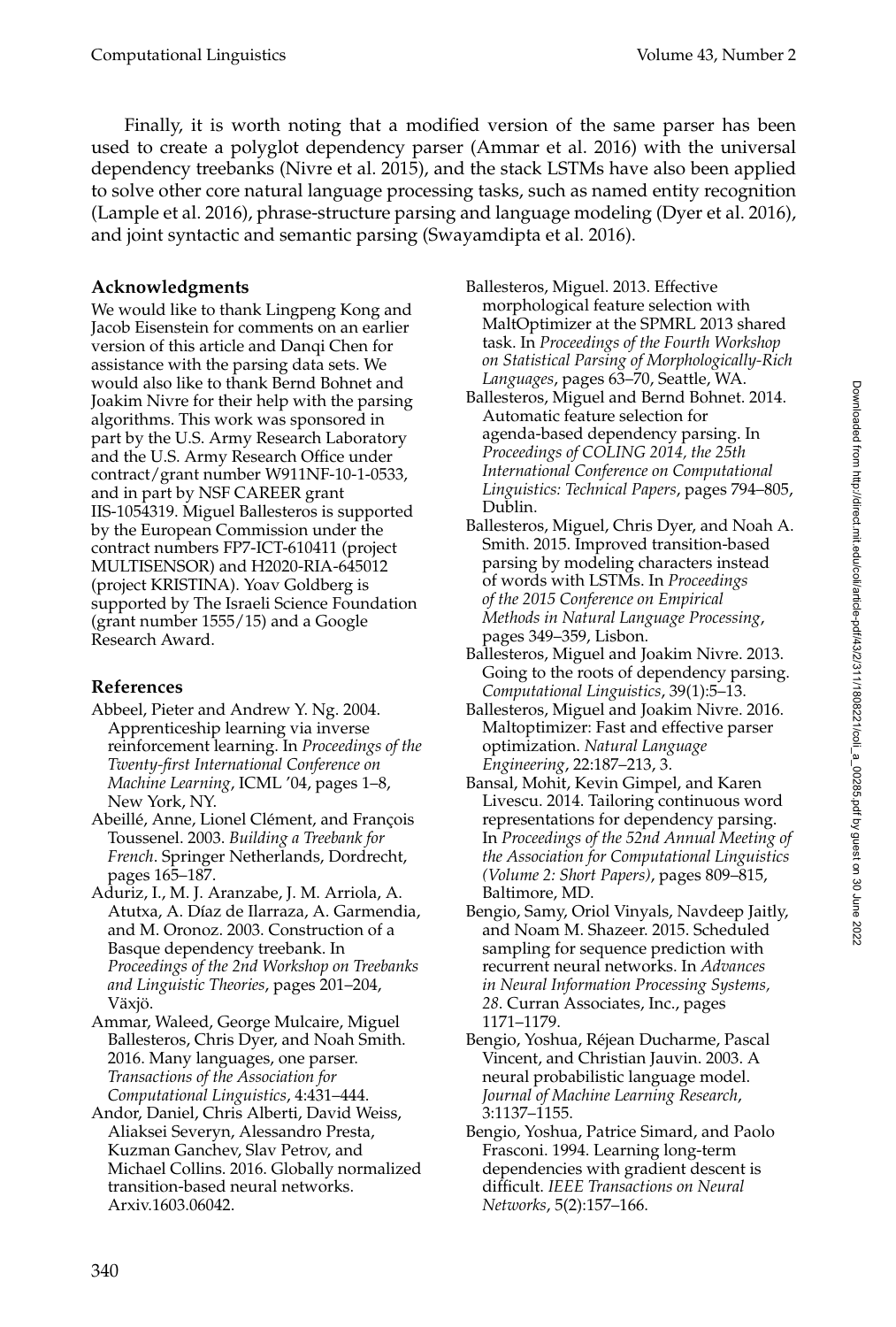Finally, it is worth noting that a modified version of the same parser has been used to create a polyglot dependency parser (Ammar et al. 2016) with the universal dependency treebanks (Nivre et al. 2015), and the stack LSTMs have also been applied to solve other core natural language processing tasks, such as named entity recognition (Lample et al. 2016), phrase-structure parsing and language modeling (Dyer et al. 2016), and joint syntactic and semantic parsing (Swayamdipta et al. 2016).

## Acknowledgments

We would like to thank Lingpeng Kong and Jacob Eisenstein for comments on an earlier version of this article and Danqi Chen for assistance with the parsing data sets. We would also like to thank Bernd Bohnet and Joakim Nivre for their help with the parsing algorithms. This work was sponsored in part by the U.S. Army Research Laboratory and the U.S. Army Research Office under contract/grant number W911NF-10-1-0533, and in part by NSF CAREER grant IIS-1054319. Miguel Ballesteros is supported by the European Commission under the contract numbers FP7-ICT-610411 (project MULTISENSOR) and H2020-RIA-645012 (project KRISTINA). Yoav Goldberg is supported by The Israeli Science Foundation (grant number 1555/15) and a Google Research Award.

## References

Abbeel, Pieter and Andrew Y. Ng. 2004. Apprenticeship learning via inverse reinforcement learning. In *Proceedings of the Twenty-first International Conference on Machine Learning*, ICML '04, pages 1–8, New York, NY.

Abeillé, Anne, Lionel Clément, and François Toussenel. 2003. *Building a Treebank for French*. Springer Netherlands, Dordrecht, pages 165–187.

Aduriz, I., M. J. Aranzabe, J. M. Arriola, A. Atutxa, A. Díaz de Ilarraza, A. Garmendia, and M. Oronoz. 2003. Construction of a Basque dependency treebank. In *Proceedings of the 2nd Workshop on Treebanks and Linguistic Theories*, pages 201–204, Växjö.

Ammar, Waleed, George Mulcaire, Miguel Ballesteros, Chris Dyer, and Noah Smith. 2016. Many languages, one parser. *Transactions of the Association for Computational Linguistics*, 4:431–444.

Andor, Daniel, Chris Alberti, David Weiss, Aliaksei Severyn, Alessandro Presta, Kuzman Ganchev, Slav Petrov, and Michael Collins. 2016. Globally normalized transition-based neural networks. Arxiv.1603.06042.

Ballesteros, Miguel. 2013. Effective morphological feature selection with MaltOptimizer at the SPMRL 2013 shared task. In *Proceedings of the Fourth Workshop on Statistical Parsing of Morphologically-Rich Languages*, pages 63–70, Seattle, WA.

Ballesteros, Miguel and Bernd Bohnet. 2014. Automatic feature selection for agenda-based dependency parsing. In *Proceedings of COLING 2014, the 25th International Conference on Computational Linguistics: Technical Papers*, pages 794–805, Dublin.

Ballesteros, Miguel, Chris Dyer, and Noah A. Smith. 2015. Improved transition-based parsing by modeling characters instead of words with LSTMs. In *Proceedings of the 2015 Conference on Empirical Methods in Natural Language Processing*, pages 349–359, Lisbon.

Ballesteros, Miguel and Joakim Nivre. 2013. Going to the roots of dependency parsing. *Computational Linguistics*, 39(1):5–13.

Ballesteros, Miguel and Joakim Nivre. 2016. Maltoptimizer: Fast and effective parser optimization. *Natural Language Engineering*, 22:187–213, 3.

Bansal, Mohit, Kevin Gimpel, and Karen Livescu. 2014. Tailoring continuous word representations for dependency parsing. In *Proceedings of the 52nd Annual Meeting of the Association for Computational Linguistics (Volume 2: Short Papers)*, pages 809–815, Baltimore, MD.

Bengio, Samy, Oriol Vinyals, Navdeep Jaitly, and Noam M. Shazeer. 2015. Scheduled sampling for sequence prediction with recurrent neural networks. In *Advances in Neural Information Processing Systems, 28*. Curran Associates, Inc., pages 1171–1179.

Bengio, Yoshua, Réjean Ducharme, Pascal Vincent, and Christian Jauvin. 2003. A neural probabilistic language model. *Journal of Machine Learning Research*, 3:1137–1155.

Bengio, Yoshua, Patrice Simard, and Paolo Frasconi. 1994. Learning long-term dependencies with gradient descent is difficult. *IEEE Transactions on Neural Networks*, 5(2):157–166.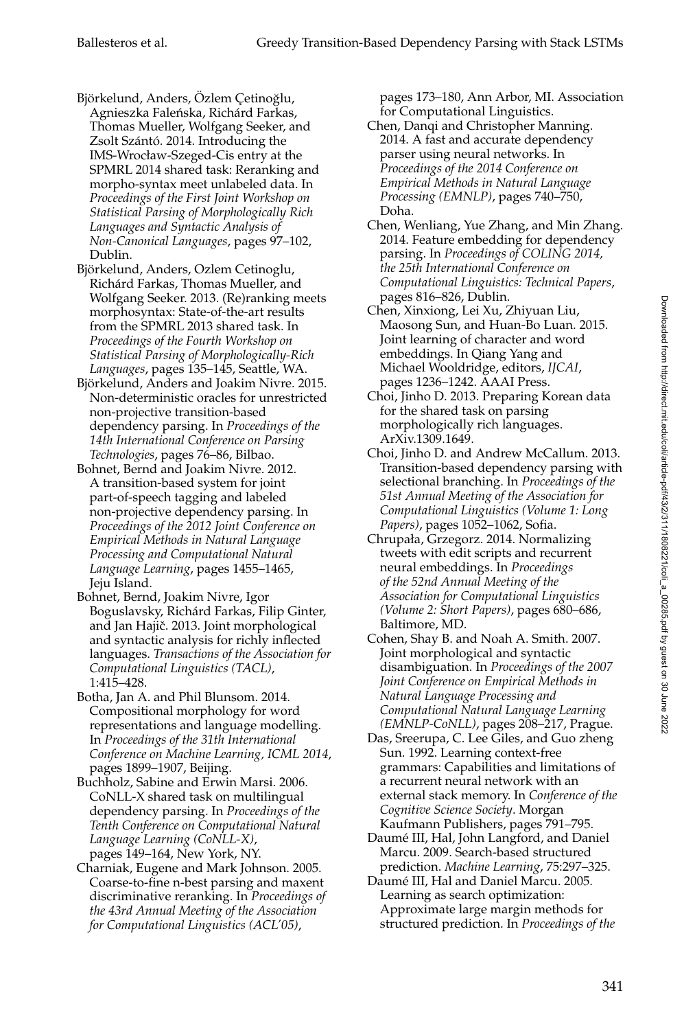Björkelund, Anders, Özlem Çetinoğlu, Agnieszka Faleńska, Richárd Farkas, Thomas Mueller, Wolfgang Seeker, and Zsolt Szántó. 2014. Introducing the IMS-Wrocław-Szeged-Cis entry at the SPMRL 2014 shared task: Reranking and morpho-syntax meet unlabeled data. In *Proceedings of the First Joint Workshop on Statistical Parsing of Morphologically Rich Languages and Syntactic Analysis of Non-Canonical Languages*, pages 97–102, Dublin.

Björkelund, Anders, Ozlem Cetinoglu, Richárd Farkas, Thomas Mueller, and Wolfgang Seeker. 2013. (Re)ranking meets morphosyntax: State-of-the-art results from the SPMRL 2013 shared task. In *Proceedings of the Fourth Workshop on Statistical Parsing of Morphologically-Rich Languages*, pages 135–145, Seattle, WA.

Björkelund, Anders and Joakim Nivre. 2015. Non-deterministic oracles for unrestricted non-projective transition-based dependency parsing. In *Proceedings of the 14th International Conference on Parsing Technologies*, pages 76–86, Bilbao.

Bohnet, Bernd and Joakim Nivre. 2012. A transition-based system for joint part-of-speech tagging and labeled non-projective dependency parsing. In *Proceedings of the 2012 Joint Conference on Empirical Methods in Natural Language Processing and Computational Natural Language Learning*, pages 1455–1465, Jeju Island.

Bohnet, Bernd, Joakim Nivre, Igor Boguslavsky, Richárd Farkas, Filip Ginter, and Jan Hajič. 2013. Joint morphological and syntactic analysis for richly inflected languages. *Transactions of the Association for Computational Linguistics (TACL)*, 1:415–428.

Botha, Jan A. and Phil Blunsom. 2014. Compositional morphology for word representations and language modelling. In *Proceedings of the 31th International Conference on Machine Learning, ICML 2014*, pages 1899–1907, Beijing.

Buchholz, Sabine and Erwin Marsi. 2006. CoNLL-X shared task on multilingual dependency parsing. In *Proceedings of the Tenth Conference on Computational Natural Language Learning (CoNLL-X)*, pages 149–164, New York, NY.

Charniak, Eugene and Mark Johnson. 2005. Coarse-to-fine n-best parsing and maxent discriminative reranking. In *Proceedings of the 43rd Annual Meeting of the Association for Computational Linguistics (ACL'05)*, pages 173–180, Ann Arbor, MI. Association for Computational Linguistics.

Chen, Danqi and Christopher Manning. 2014. A fast and accurate dependency parser using neural networks. In *Proceedings of the 2014 Conference on Empirical Methods in Natural Language Processing (EMNLP)*, pages 740–750, Doha.

Chen, Wenliang, Yue Zhang, and Min Zhang. 2014. Feature embedding for dependency parsing. In *Proceedings of COLING 2014, the 25th International Conference on Computational Linguistics: Technical Papers*, pages 816–826, Dublin.

Chen, Xinxiong, Lei Xu, Zhiyuan Liu, Maosong Sun, and Huan-Bo Luan. 2015. Joint learning of character and word embeddings. In Qiang Yang and Michael Wooldridge, editors, *IJCAI*, pages 1236–1242. AAAI Press.

Choi, Jinho D. 2013. Preparing Korean data for the shared task on parsing morphologically rich languages. ArXiv.1309.1649.

Choi, Jinho D. and Andrew McCallum. 2013. Transition-based dependency parsing with selectional branching. In *Proceedings of the 51st Annual Meeting of the Association for Computational Linguistics (Volume 1: Long Papers)*, pages 1052–1062, Sofia.

Chrupała, Grzegorz. 2014. Normalizing tweets with edit scripts and recurrent neural embeddings. In *Proceedings of the 52nd Annual Meeting of the Association for Computational Linguistics (Volume 2: Short Papers)*, pages 680–686, Baltimore, MD.

Cohen, Shay B. and Noah A. Smith. 2007. Joint morphological and syntactic disambiguation. In *Proceedings of the 2007 Joint Conference on Empirical Methods in Natural Language Processing and Computational Natural Language Learning (EMNLP-CoNLL)*, pages 208–217, Prague.

Das, Sreerupa, C. Lee Giles, and Guo zheng Sun. 1992. Learning context-free grammars: Capabilities and limitations of a recurrent neural network with an external stack memory. In *Conference of the Cognitive Science Society*. Morgan Kaufmann Publishers, pages 791–795.

Daumé III, Hal, John Langford, and Daniel Marcu. 2009. Search-based structured prediction. *Machine Learning*, 75:297–325.

Daumé III, Hal and Daniel Marcu. 2005. Learning as search optimization: Approximate large margin methods for structured prediction. In *Proceedings of the*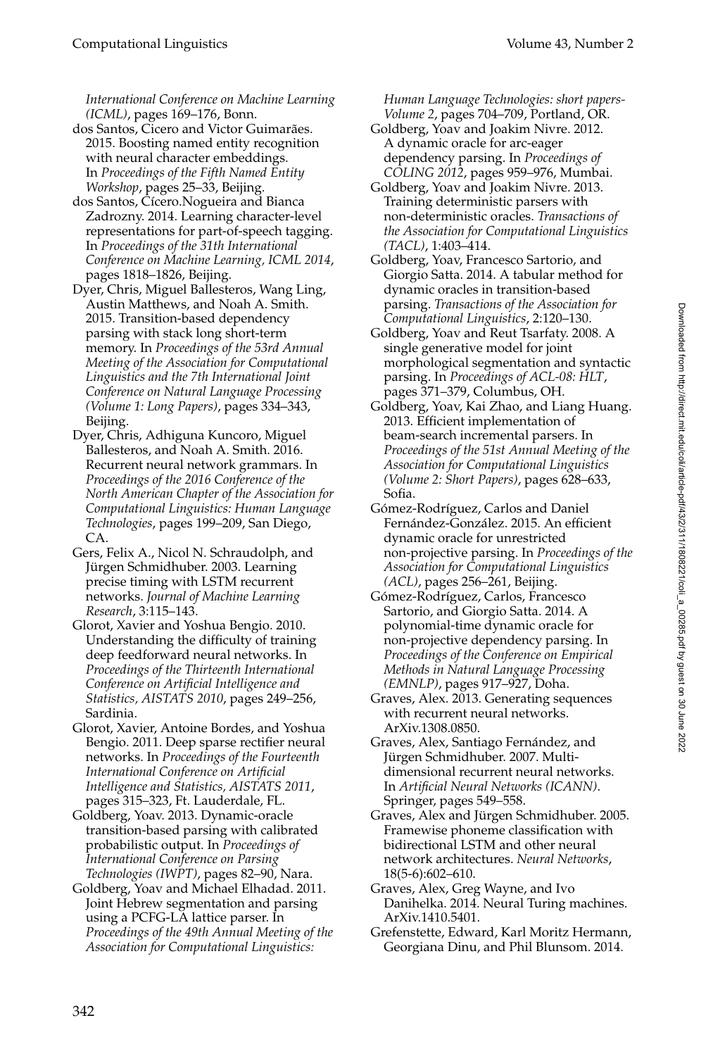*International Conference on Machine Learning (ICML)*, pages 169–176, Bonn.

dos Santos, Cicero and Victor Guimarães. 2015. Boosting named entity recognition with neural character embeddings. In *Proceedings of the Fifth Named Entity Workshop*, pages 25–33, Beijing.

dos Santos, Cícero.Nogueira and Bianca Zadrozny. 2014. Learning character-level representations for part-of-speech tagging. In *Proceedings of the 31th International Conference on Machine Learning, ICML 2014*, pages 1818–1826, Beijing.

Dyer, Chris, Miguel Ballesteros, Wang Ling, Austin Matthews, and Noah A. Smith. 2015. Transition-based dependency parsing with stack long short-term memory. In *Proceedings of the 53rd Annual Meeting of the Association for Computational Linguistics and the 7th International Joint Conference on Natural Language Processing (Volume 1: Long Papers)*, pages 334–343, Beijing.

Dyer, Chris, Adhiguna Kuncoro, Miguel Ballesteros, and Noah A. Smith. 2016. Recurrent neural network grammars. In *Proceedings of the 2016 Conference of the North American Chapter of the Association for Computational Linguistics: Human Language Technologies*, pages 199–209, San Diego, CA.

Gers, Felix A., Nicol N. Schraudolph, and Jürgen Schmidhuber. 2003. Learning precise timing with LSTM recurrent networks. *Journal of Machine Learning Research*, 3:115–143.

Glorot, Xavier and Yoshua Bengio. 2010. Understanding the difficulty of training deep feedforward neural networks. In *Proceedings of the Thirteenth International Conference on Artificial Intelligence and Statistics, AISTATS 2010*, pages 249–256, Sardinia.

Glorot, Xavier, Antoine Bordes, and Yoshua Bengio. 2011. Deep sparse rectifier neural networks. In *Proceedings of the Fourteenth International Conference on Artificial Intelligence and Statistics, AISTATS 2011*, pages 315–323, Ft. Lauderdale, FL.

Goldberg, Yoav. 2013. Dynamic-oracle transition-based parsing with calibrated probabilistic output. In *Proceedings of International Conference on Parsing Technologies (IWPT)*, pages 82–90, Nara.

Goldberg, Yoav and Michael Elhadad. 2011. Joint Hebrew segmentation and parsing using a PCFG-LA lattice parser. In *Proceedings of the 49th Annual Meeting of the Association for Computational Linguistics: Human Language Technologies: short papers-Volume 2*, pages 704–709, Portland, OR.

Goldberg, Yoav and Joakim Nivre. 2012. A dynamic oracle for arc-eager dependency parsing. In *Proceedings of COLING 2012*, pages 959–976, Mumbai.

Goldberg, Yoav and Joakim Nivre. 2013. Training deterministic parsers with non-deterministic oracles. *Transactions of the Association for Computational Linguistics (TACL)*, 1:403–414.

Goldberg, Yoav, Francesco Sartorio, and Giorgio Satta. 2014. A tabular method for dynamic oracles in transition-based parsing. *Transactions of the Association for Computational Linguistics*, 2:120–130.

Goldberg, Yoav and Reut Tsarfaty. 2008. A single generative model for joint morphological segmentation and syntactic parsing. In *Proceedings of ACL-08: HLT*, pages 371–379, Columbus, OH.

Goldberg, Yoav, Kai Zhao, and Liang Huang. 2013. Efficient implementation of beam-search incremental parsers. In *Proceedings of the 51st Annual Meeting of the Association for Computational Linguistics (Volume 2: Short Papers)*, pages 628–633, Sofia.

Gómez-Rodríguez, Carlos and Daniel Fernández-González. 2015. An efficient dynamic oracle for unrestricted non-projective parsing. In *Proceedings of the Association for Computational Linguistics (ACL)*, pages 256–261, Beijing.

Gómez-Rodríguez, Carlos, Francesco Sartorio, and Giorgio Satta. 2014. A polynomial-time dynamic oracle for non-projective dependency parsing. In *Proceedings of the Conference on Empirical Methods in Natural Language Processing (EMNLP)*, pages 917–927, Doha.

Graves, Alex. 2013. Generating sequences with recurrent neural networks. ArXiv.1308.0850.

Graves, Alex, Santiago Fernández, and Jürgen Schmidhuber. 2007. Multi-dimensional recurrent neural networks. In *Artificial Neural Networks (ICANN)*. Springer, pages 549–558.

Graves, Alex and Jürgen Schmidhuber. 2005. Framewise phoneme classification with bidirectional LSTM and other neural network architectures. *Neural Networks*, 18(5-6):602–610.

Graves, Alex, Greg Wayne, and Ivo Danihelka. 2014. Neural Turing machines. ArXiv.1410.5401.

Grefenstette, Edward, Karl Moritz Hermann, Georgiana Dinu, and Phil Blunsom. 2014.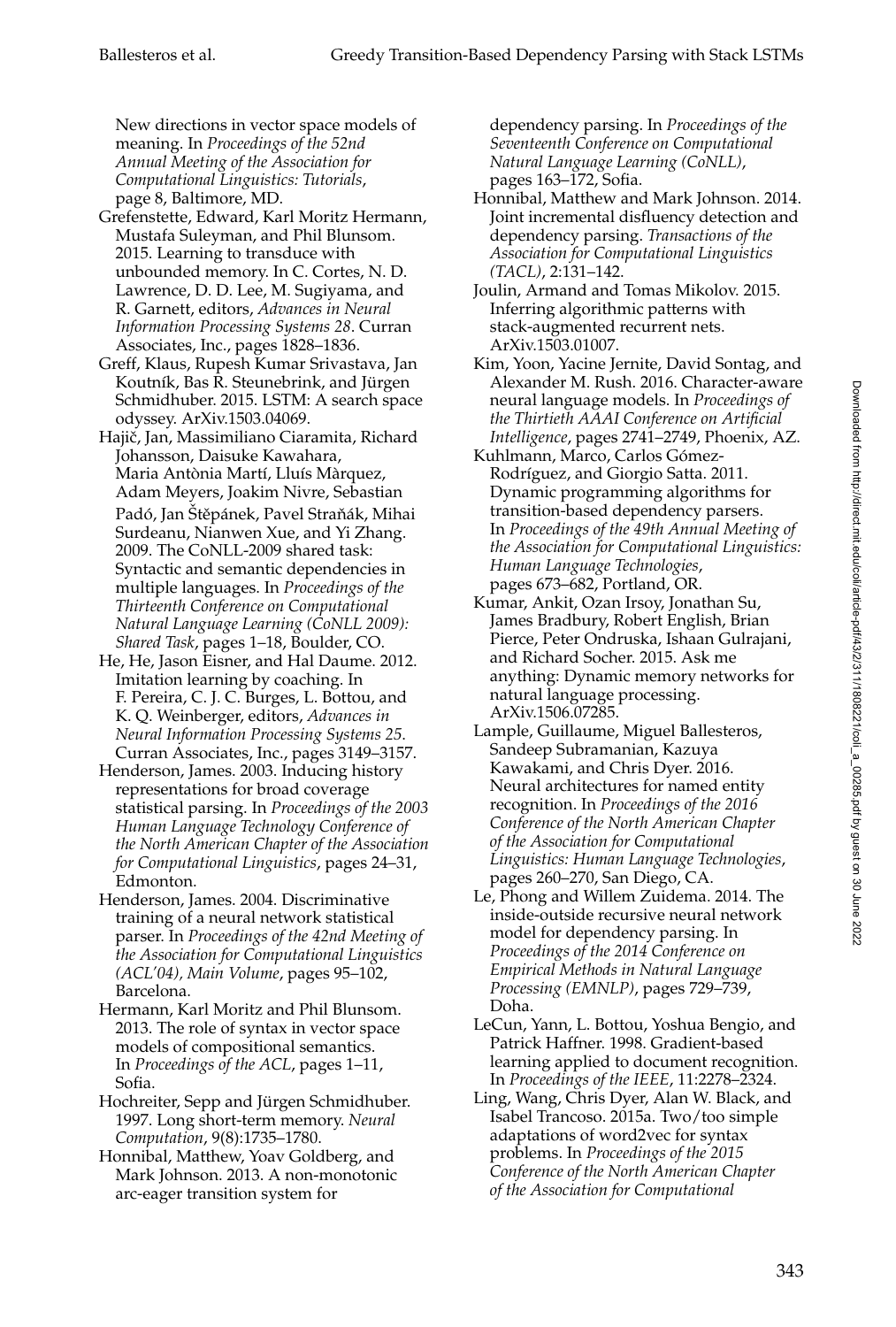New directions in vector space models of meaning. In *Proceedings of the 52nd Annual Meeting of the Association for Computational Linguistics: Tutorials*, page 8, Baltimore, MD.

Grefenstette, Edward, Karl Moritz Hermann, Mustafa Suleyman, and Phil Blunsom. 2015. Learning to transduce with unbounded memory. In C. Cortes, N. D. Lawrence, D. D. Lee, M. Sugiyama, and R. Garnett, editors, *Advances in Neural Information Processing Systems 28*. Curran Associates, Inc., pages 1828–1836.

Greff, Klaus, Rupesh Kumar Srivastava, Jan Koutník, Bas R. Steunebrink, and Jürgen Schmidhuber. 2015. LSTM: A search space odyssey. ArXiv.1503.04069.

Hajič, Jan, Massimiliano Ciaramita, Richard Johansson, Daisuke Kawahara, Maria Antònia Martí, Lluís Màrquez, Adam Meyers, Joakim Nivre, Sebastian Padó, Jan Štěpánek, Pavel Straňák, Mihai Surdeanu, Nianwen Xue, and Yi Zhang. 2009. The CoNLL-2009 shared task: Syntactic and semantic dependencies in multiple languages. In *Proceedings of the Thirteenth Conference on Computational Natural Language Learning (CoNLL 2009): Shared Task*, pages 1–18, Boulder, CO.

He, He, Jason Eisner, and Hal Daume. 2012. Imitation learning by coaching. In F. Pereira, C. J. C. Burges, L. Bottou, and K. Q. Weinberger, editors, *Advances in Neural Information Processing Systems 25*. Curran Associates, Inc., pages 3149–3157.

Henderson, James. 2003. Inducing history representations for broad coverage statistical parsing. In *Proceedings of the 2003 Human Language Technology Conference of the North American Chapter of the Association for Computational Linguistics*, pages 24–31, Edmonton.

Henderson, James. 2004. Discriminative training of a neural network statistical parser. In *Proceedings of the 42nd Meeting of the Association for Computational Linguistics (ACL'04), Main Volume*, pages 95–102, Barcelona.

Hermann, Karl Moritz and Phil Blunsom. 2013. The role of syntax in vector space models of compositional semantics. In *Proceedings of the ACL*, pages 1–11, Sofia.

Hochreiter, Sepp and Jürgen Schmidhuber. 1997. Long short-term memory. *Neural Computation*, 9(8):1735–1780.

Honnibal, Matthew, Yoav Goldberg, and Mark Johnson. 2013. A non-monotonic arc-eager transition system for dependency parsing. In *Proceedings of the Seventeenth Conference on Computational Natural Language Learning (CoNLL)*, pages 163–172, Sofia.

Honnibal, Matthew and Mark Johnson. 2014. Joint incremental disfluency detection and dependency parsing. *Transactions of the Association for Computational Linguistics (TACL)*, 2:131–142.

Joulin, Armand and Tomas Mikolov. 2015. Inferring algorithmic patterns with stack-augmented recurrent nets. ArXiv.1503.01007.

Kim, Yoon, Yacine Jernite, David Sontag, and Alexander M. Rush. 2016. Character-aware neural language models. In *Proceedings of the Thirtieth AAAI Conference on Artificial Intelligence*, pages 2741–2749, Phoenix, AZ.

Kuhlmann, Marco, Carlos Gómez-Rodríguez, and Giorgio Satta. 2011. Dynamic programming algorithms for transition-based dependency parsers. In *Proceedings of the 49th Annual Meeting of the Association for Computational Linguistics: Human Language Technologies*, pages 673–682, Portland, OR.

Kumar, Ankit, Ozan Irsoy, Jonathan Su, James Bradbury, Robert English, Brian Pierce, Peter Ondruska, Ishaan Gulrajani, and Richard Socher. 2015. Ask me anything: Dynamic memory networks for natural language processing. ArXiv.1506.07285.

Lample, Guillaume, Miguel Ballesteros, Sandeep Subramanian, Kazuya Kawakami, and Chris Dyer. 2016. Neural architectures for named entity recognition. In *Proceedings of the 2016 Conference of the North American Chapter of the Association for Computational Linguistics: Human Language Technologies*, pages 260–270, San Diego, CA.

Le, Phong and Willem Zuidema. 2014. The inside-outside recursive neural network model for dependency parsing. In *Proceedings of the 2014 Conference on Empirical Methods in Natural Language Processing (EMNLP)*, pages 729–739, Doha.

LeCun, Yann, L. Bottou, Yoshua Bengio, and Patrick Haffner. 1998. Gradient-based learning applied to document recognition. In *Proceedings of the IEEE*, 11:2278–2324.

Ling, Wang, Chris Dyer, Alan W. Black, and Isabel Trancoso. 2015a. Two/too simple adaptations of word2vec for syntax problems. In *Proceedings of the 2015 Conference of the North American Chapter of the Association for Computational*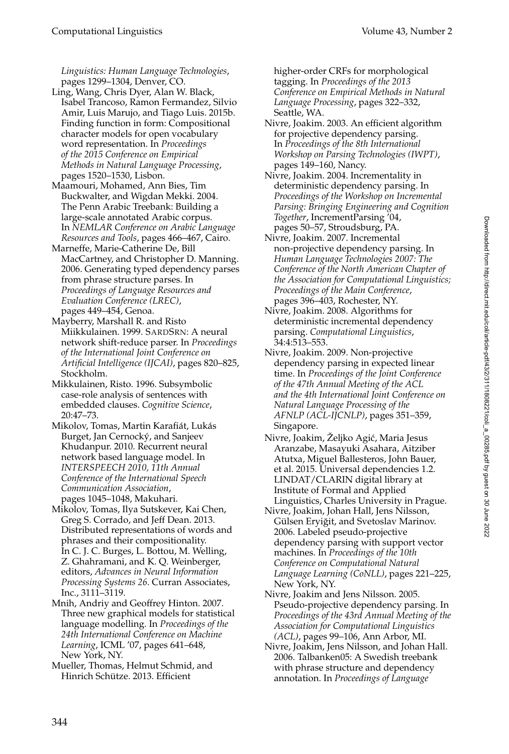*Linguistics: Human Language Technologies*, pages 1299–1304, Denver, CO.

Ling, Wang, Chris Dyer, Alan W. Black, Isabel Trancoso, Ramon Fermandez, Silvio Amir, Luis Marujo, and Tiago Luis. 2015b. Finding function in form: Compositional character models for open vocabulary word representation. In *Proceedings of the 2015 Conference on Empirical Methods in Natural Language Processing*, pages 1520–1530, Lisbon.

Maamouri, Mohamed, Ann Bies, Tim Buckwalter, and Wigdan Mekki. 2004. The Penn Arabic Treebank: Building a large-scale annotated Arabic corpus. In *NEMLAR Conference on Arabic Language Resources and Tools*, pages 466–467, Cairo.

Marneffe, Marie-Catherine De, Bill MacCartney, and Christopher D. Manning. 2006. Generating typed dependency parses from phrase structure parses. In *Proceedings of Language Resources and Evaluation Conference (LREC)*, pages 449–454, Genoa.

Mayberry, Marshall R. and Risto Miikkulainen. 1999. SARDSRN: A neural network shift-reduce parser. In *Proceedings of the International Joint Conference on Artificial Intelligence (IJCAI)*, pages 820–825, Stockholm.

Mikkulainen, Risto. 1996. Subsymbolic case-role analysis of sentences with embedded clauses. *Cognitive Science*, 20:47–73.

Mikolov, Tomas, Martin Karafiát, Lukás Burget, Jan Cernocký, and Sanjeev Khudanpur. 2010. Recurrent neural network based language model. In *INTERSPEECH 2010, 11th Annual Conference of the International Speech Communication Association*, pages 1045–1048, Makuhari.

Mikolov, Tomas, Ilya Sutskever, Kai Chen, Greg S. Corrado, and Jeff Dean. 2013. Distributed representations of words and phrases and their compositionality. In C. J. C. Burges, L. Bottou, M. Welling, Z. Ghahramani, and K. Q. Weinberger, editors, *Advances in Neural Information Processing Systems 26*. Curran Associates, Inc., 3111–3119.

Mnih, Andriy and Geoffrey Hinton. 2007. Three new graphical models for statistical language modelling. In *Proceedings of the 24th International Conference on Machine Learning*, ICML '07, pages 641–648, New York, NY.

Mueller, Thomas, Helmut Schmid, and Hinrich Schütze. 2013. Efficient higher-order CRFs for morphological tagging. In *Proceedings of the 2013 Conference on Empirical Methods in Natural Language Processing*, pages 322–332, Seattle, WA.

Nivre, Joakim. 2003. An efficient algorithm for projective dependency parsing. In *Proceedings of the 8th International Workshop on Parsing Technologies (IWPT)*, pages 149–160, Nancy.

Nivre, Joakim. 2004. Incrementality in deterministic dependency parsing. In *Proceedings of the Workshop on Incremental Parsing: Bringing Engineering and Cognition Together*, IncrementParsing '04, pages 50–57, Stroudsburg, PA.

Nivre, Joakim. 2007. Incremental non-projective dependency parsing. In *Human Language Technologies 2007: The Conference of the North American Chapter of the Association for Computational Linguistics; Proceedings of the Main Conference*, pages 396–403, Rochester, NY.

Nivre, Joakim. 2008. Algorithms for deterministic incremental dependency parsing. *Computational Linguistics*, 34:4:513–553.

Nivre, Joakim. 2009. Non-projective dependency parsing in expected linear time. In *Proceedings of the Joint Conference of the 47th Annual Meeting of the ACL and the 4th International Joint Conference on Natural Language Processing of the AFNLP (ACL-IJCNLP)*, pages 351–359, Singapore.

Nivre, Joakim, Željko Agić, Maria Jesus Aranzabe, Masayuki Asahara, Aitziber Atutxa, Miguel Ballesteros, John Bauer, et al. 2015. Universal dependencies 1.2. LINDAT/CLARIN digital library at Institute of Formal and Applied Linguistics, Charles University in Prague.

Nivre, Joakim, Johan Hall, Jens Nilsson, Gülsen Eryiğit, and Svetoslav Marinov. 2006. Labeled pseudo-projective dependency parsing with support vector machines. In *Proceedings of the 10th Conference on Computational Natural Language Learning (CoNLL)*, pages 221–225, New York, NY.

Nivre, Joakim and Jens Nilsson. 2005. Pseudo-projective dependency parsing. In *Proceedings of the 43rd Annual Meeting of the Association for Computational Linguistics (ACL)*, pages 99–106, Ann Arbor, MI.

Nivre, Joakim, Jens Nilsson, and Johan Hall. 2006. Talbanken05: A Swedish treebank with phrase structure and dependency annotation. In *Proceedings of Language*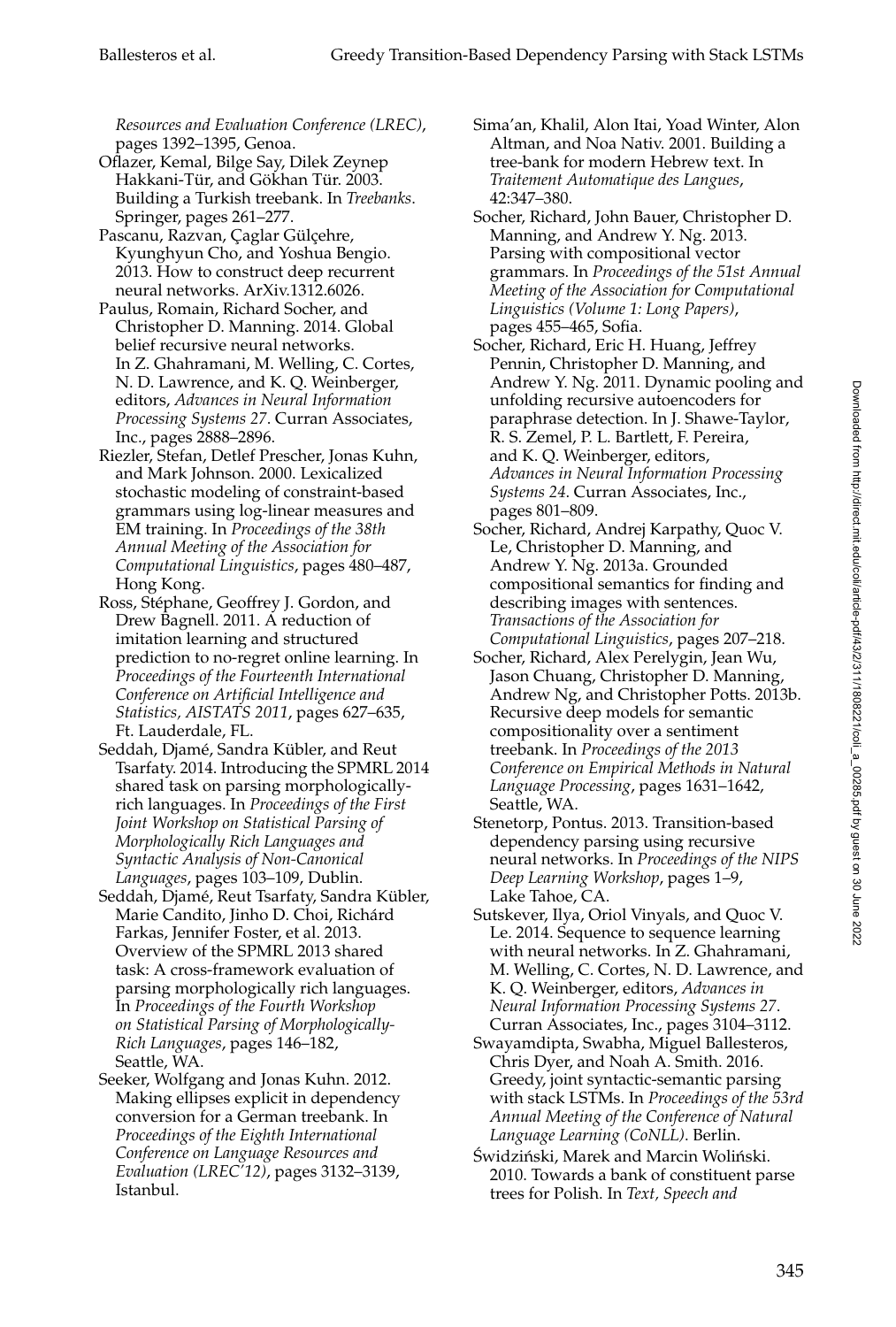*Resources and Evaluation Conference (LREC)*, pages 1392–1395, Genoa.

Oflazer, Kemal, Bilge Say, Dilek Zeynep Hakkani-Tür, and Gökhan Tür. 2003. Building a Turkish treebank. In *Treebanks*. Springer, pages 261–277.

Pascanu, Razvan, Çaglar Gülçehre, Kyunghyun Cho, and Yoshua Bengio. 2013. How to construct deep recurrent neural networks. ArXiv.1312.6026.

Paulus, Romain, Richard Socher, and Christopher D. Manning. 2014. Global belief recursive neural networks. In Z. Ghahramani, M. Welling, C. Cortes, N. D. Lawrence, and K. Q. Weinberger, editors, *Advances in Neural Information Processing Systems 27*. Curran Associates, Inc., pages 2888–2896.

Riezler, Stefan, Detlef Prescher, Jonas Kuhn, and Mark Johnson. 2000. Lexicalized stochastic modeling of constraint-based grammars using log-linear measures and EM training. In *Proceedings of the 38th Annual Meeting of the Association for Computational Linguistics*, pages 480–487, Hong Kong.

Ross, Stéphane, Geoffrey J. Gordon, and Drew Bagnell. 2011. A reduction of imitation learning and structured prediction to no-regret online learning. In *Proceedings of the Fourteenth International Conference on Artificial Intelligence and Statistics, AISTATS 2011*, pages 627–635, Ft. Lauderdale, FL.

Seddah, Djamé, Sandra Kübler, and Reut Tsarfaty. 2014. Introducing the SPMRL 2014 shared task on parsing morphologically-rich languages. In *Proceedings of the First Joint Workshop on Statistical Parsing of Morphologically Rich Languages and Syntactic Analysis of Non-Canonical Languages*, pages 103–109, Dublin.

Seddah, Djamé, Reut Tsarfaty, Sandra Kübler, Marie Candito, Jinho D. Choi, Richárd Farkas, Jennifer Foster, et al. 2013. Overview of the SPMRL 2013 shared task: A cross-framework evaluation of parsing morphologically rich languages. In *Proceedings of the Fourth Workshop on Statistical Parsing of Morphologically-Rich Languages*, pages 146–182, Seattle, WA.

Seeker, Wolfgang and Jonas Kuhn. 2012. Making ellipses explicit in dependency conversion for a German treebank. In *Proceedings of the Eighth International Conference on Language Resources and Evaluation (LREC'12)*, pages 3132–3139, Istanbul.

Sima'an, Khalil, Alon Itai, Yoad Winter, Alon Altman, and Noa Nativ. 2001. Building a tree-bank for modern Hebrew text. In *Traitement Automatique des Langues*, 42:347–380.

Socher, Richard, John Bauer, Christopher D. Manning, and Andrew Y. Ng. 2013. Parsing with compositional vector grammars. In *Proceedings of the 51st Annual Meeting of the Association for Computational Linguistics (Volume 1: Long Papers)*, pages 455–465, Sofia.

Socher, Richard, Eric H. Huang, Jeffrey Pennin, Christopher D. Manning, and Andrew Y. Ng. 2011. Dynamic pooling and unfolding recursive autoencoders for paraphrase detection. In J. Shawe-Taylor, R. S. Zemel, P. L. Bartlett, F. Pereira, and K. Q. Weinberger, editors, *Advances in Neural Information Processing Systems 24*. Curran Associates, Inc., pages 801–809.

Socher, Richard, Andrej Karpathy, Quoc V. Le, Christopher D. Manning, and Andrew Y. Ng. 2013a. Grounded compositional semantics for finding and describing images with sentences. *Transactions of the Association for Computational Linguistics*, pages 207–218.

Socher, Richard, Alex Perelygin, Jean Wu, Jason Chuang, Christopher D. Manning, Andrew Ng, and Christopher Potts. 2013b. Recursive deep models for semantic compositionality over a sentiment treebank. In *Proceedings of the 2013 Conference on Empirical Methods in Natural Language Processing*, pages 1631–1642, Seattle, WA.

Stenetorp, Pontus. 2013. Transition-based dependency parsing using recursive neural networks. In *Proceedings of the NIPS Deep Learning Workshop*, pages 1–9, Lake Tahoe, CA.

Sutskever, Ilya, Oriol Vinyals, and Quoc V. Le. 2014. Sequence to sequence learning with neural networks. In Z. Ghahramani, M. Welling, C. Cortes, N. D. Lawrence, and K. Q. Weinberger, editors, *Advances in Neural Information Processing Systems 27*. Curran Associates, Inc., pages 3104–3112.

Swayamdipta, Swabha, Miguel Ballesteros, Chris Dyer, and Noah A. Smith. 2016. Greedy, joint syntactic-semantic parsing with stack LSTMs. In *Proceedings of the 53rd Annual Meeting of the Conference of Natural Language Learning (CoNLL)*. Berlin.

Świdziński, Marek and Marcin Woliński. 2010. Towards a bank of constituent parse trees for Polish. In *Text, Speech and*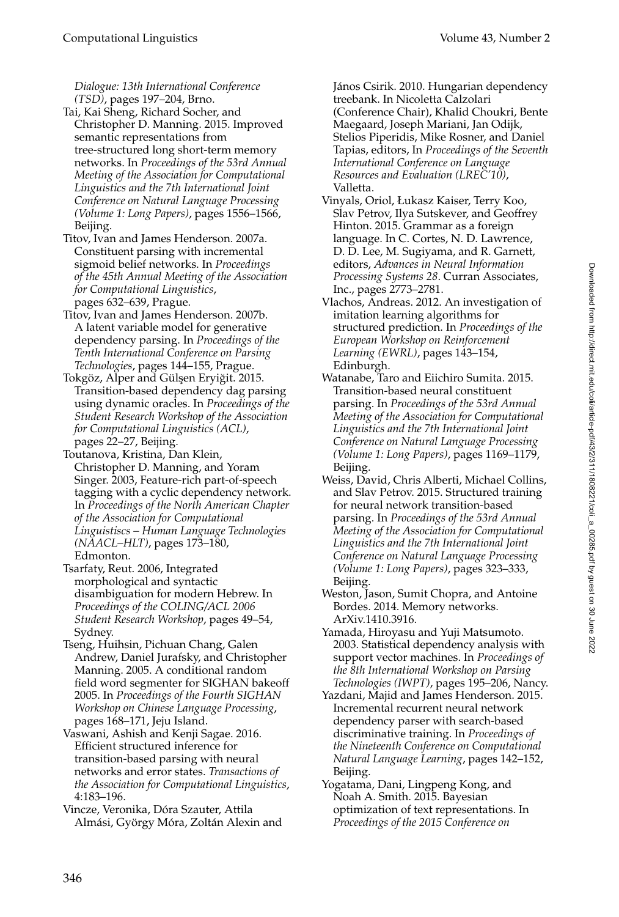*Dialogue: 13th International Conference (TSD)*, pages 197–204, Brno.

Tai, Kai Sheng, Richard Socher, and Christopher D. Manning. 2015. Improved semantic representations from tree-structured long short-term memory networks. In *Proceedings of the 53rd Annual Meeting of the Association for Computational Linguistics and the 7th International Joint Conference on Natural Language Processing (Volume 1: Long Papers)*, pages 1556–1566, Beijing.

Titov, Ivan and James Henderson. 2007a. Constituent parsing with incremental sigmoid belief networks. In *Proceedings of the 45th Annual Meeting of the Association for Computational Linguistics*, pages 632–639, Prague.

Titov, Ivan and James Henderson. 2007b. A latent variable model for generative dependency parsing. In *Proceedings of the Tenth International Conference on Parsing Technologies*, pages 144–155, Prague.

Tokgöz, Alper and Gülşen Eryiğit. 2015. Transition-based dependency dag parsing using dynamic oracles. In *Proceedings of the Student Research Workshop of the Association for Computational Linguistics (ACL)*, pages 22–27, Beijing.

Toutanova, Kristina, Dan Klein, Christopher D. Manning, and Yoram Singer. 2003, Feature-rich part-of-speech tagging with a cyclic dependency network. In *Proceedings of the North American Chapter of the Association for Computational Linguistiscs – Human Language Technologies (NAACL–HLT)*, pages 173–180, Edmonton.

Tsarfaty, Reut. 2006, Integrated morphological and syntactic disambiguation for modern Hebrew. In *Proceedings of the COLING/ACL 2006 Student Research Workshop*, pages 49–54, Sydney.

Tseng, Huihsin, Pichuan Chang, Galen Andrew, Daniel Jurafsky, and Christopher Manning. 2005. A conditional random field word segmenter for SIGHAN bakeoff 2005. In *Proceedings of the Fourth SIGHAN Workshop on Chinese Language Processing*, pages 168–171, Jeju Island.

Vaswani, Ashish and Kenji Sagae. 2016. Efficient structured inference for transition-based parsing with neural networks and error states. *Transactions of the Association for Computational Linguistics*, 4:183–196.

Vincze, Veronika, Dóra Szauter, Attila Almási, György Móra, Zoltán Alexin and János Csirik. 2010. Hungarian dependency treebank. In Nicoletta Calzolari (Conference Chair), Khalid Choukri, Bente Maegaard, Joseph Mariani, Jan Odijk, Stelios Piperidis, Mike Rosner, and Daniel Tapias, editors, In *Proceedings of the Seventh International Conference on Language Resources and Evaluation (LREC'10)*, Valletta.

Vinyals, Oriol, Łukasz Kaiser, Terry Koo, Slav Petrov, Ilya Sutskever, and Geoffrey Hinton. 2015. Grammar as a foreign language. In C. Cortes, N. D. Lawrence, D. D. Lee, M. Sugiyama, and R. Garnett, editors, *Advances in Neural Information Processing Systems 28*. Curran Associates, Inc., pages 2773–2781.

Vlachos, Andreas. 2012. An investigation of imitation learning algorithms for structured prediction. In *Proceedings of the European Workshop on Reinforcement Learning (EWRL)*, pages 143–154, Edinburgh.

Watanabe, Taro and Eiichiro Sumita. 2015. Transition-based neural constituent parsing. In *Proceedings of the 53rd Annual Meeting of the Association for Computational Linguistics and the 7th International Joint Conference on Natural Language Processing (Volume 1: Long Papers)*, pages 1169–1179, Beijing.

Weiss, David, Chris Alberti, Michael Collins, and Slav Petrov. 2015. Structured training for neural network transition-based parsing. In *Proceedings of the 53rd Annual Meeting of the Association for Computational Linguistics and the 7th International Joint Conference on Natural Language Processing (Volume 1: Long Papers)*, pages 323–333, Beijing.

Weston, Jason, Sumit Chopra, and Antoine Bordes. 2014. Memory networks. ArXiv.1410.3916.

Yamada, Hiroyasu and Yuji Matsumoto. 2003. Statistical dependency analysis with support vector machines. In *Proceedings of the 8th International Workshop on Parsing Technologies (IWPT)*, pages 195–206, Nancy.

Yazdani, Majid and James Henderson. 2015. Incremental recurrent neural network dependency parser with search-based discriminative training. In *Proceedings of the Nineteenth Conference on Computational Natural Language Learning*, pages 142–152, Beijing.

Yogatama, Dani, Lingpeng Kong, and Noah A. Smith. 2015. Bayesian optimization of text representations. In *Proceedings of the 2015 Conference on*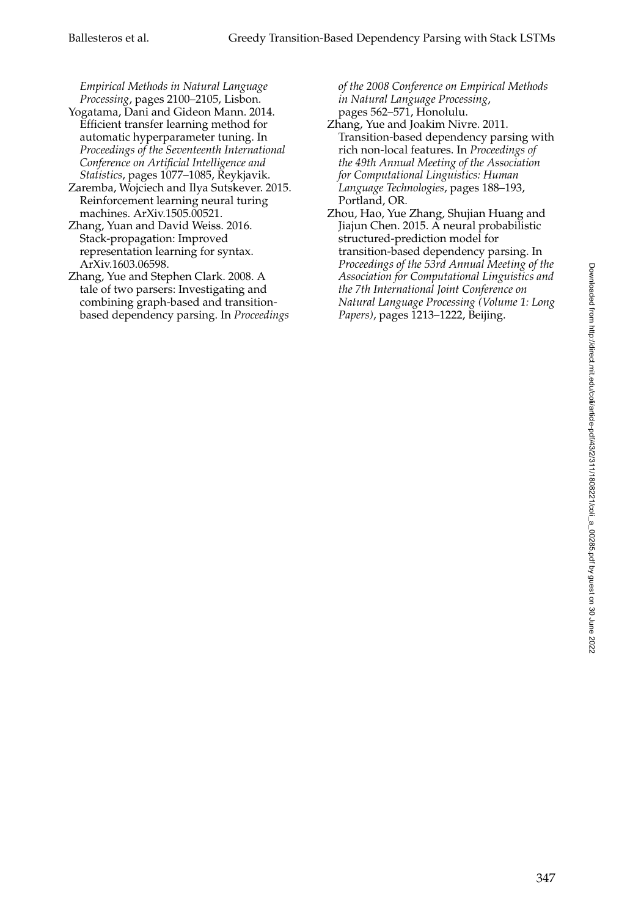*Empirical Methods in Natural Language Processing*, pages 2100–2105, Lisbon.

Yogatama, Dani and Gideon Mann. 2014. Efficient transfer learning method for automatic hyperparameter tuning. In *Proceedings of the Seventeenth International Conference on Artificial Intelligence and Statistics*, pages 1077–1085, Reykjavik.

Zaremba, Wojciech and Ilya Sutskever. 2015. Reinforcement learning neural turing machines. ArXiv.1505.00521.

Zhang, Yuan and David Weiss. 2016. Stack-propagation: Improved representation learning for syntax. ArXiv.1603.06598.

Zhang, Yue and Stephen Clark. 2008. A tale of two parsers: Investigating and combining graph-based and transition-based dependency parsing. In *Proceedings of the 2008 Conference on Empirical Methods in Natural Language Processing*, pages 562–571, Honolulu.

Zhang, Yue and Joakim Nivre. 2011. Transition-based dependency parsing with rich non-local features. In *Proceedings of the 49th Annual Meeting of the Association for Computational Linguistics: Human Language Technologies*, pages 188–193, Portland, OR.

Zhou, Hao, Yue Zhang, Shujian Huang and Jiajun Chen. 2015. A neural probabilistic structured-prediction model for transition-based dependency parsing. In *Proceedings of the 53rd Annual Meeting of the Association for Computational Linguistics and the 7th International Joint Conference on Natural Language Processing (Volume 1: Long Papers)*, pages 1213–1222, Beijing.